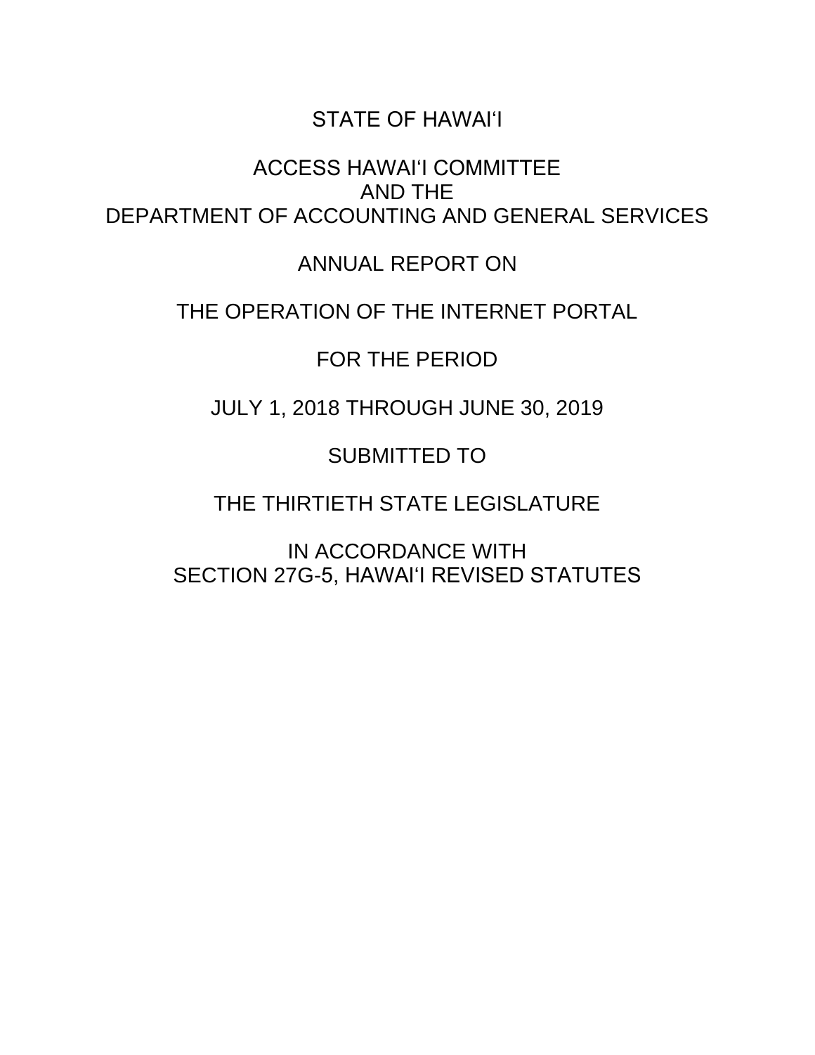# STATE OF HAWAIʻI

## ACCESS HAWAIʻI COMMITTEE
## AND THE
## DEPARTMENT OF ACCOUNTING AND GENERAL SERVICES

ANNUAL REPORT ON

THE OPERATION OF THE INTERNET PORTAL

FOR THE PERIOD

JULY 1, 2018 THROUGH JUNE 30, 2019

SUBMITTED TO

THE THIRTIETH STATE LEGISLATURE

IN ACCORDANCE WITH
SECTION 27G-5, HAWAIʻI REVISED STATUTES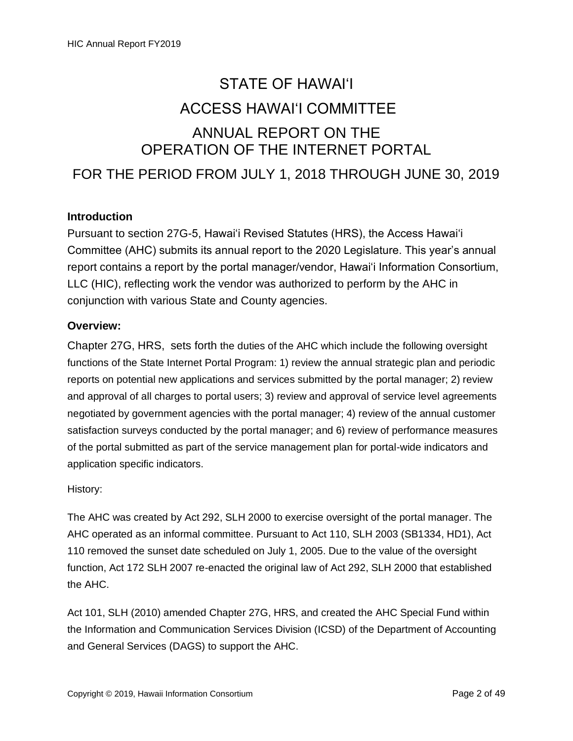# STATE OF HAWAIʻI

# ACCESS HAWAIʻI COMMITTEE

# ANNUAL REPORT ON THE OPERATION OF THE INTERNET PORTAL

## FOR THE PERIOD FROM JULY 1, 2018 THROUGH JUNE 30, 2019

### Introduction

Pursuant to section 27G-5, Hawaiʻi Revised Statutes (HRS), the Access Hawaiʻi Committee (AHC) submits its annual report to the 2020 Legislature. This year's annual report contains a report by the portal manager/vendor, Hawaiʻi Information Consortium, LLC (HIC), reflecting work the vendor was authorized to perform by the AHC in conjunction with various State and County agencies.

### Overview:

Chapter 27G, HRS, sets forth the duties of the AHC which include the following oversight functions of the State Internet Portal Program: 1) review the annual strategic plan and periodic reports on potential new applications and services submitted by the portal manager; 2) review and approval of all charges to portal users; 3) review and approval of service level agreements negotiated by government agencies with the portal manager; 4) review of the annual customer satisfaction surveys conducted by the portal manager; and 6) review of performance measures of the portal submitted as part of the service management plan for portal-wide indicators and application specific indicators.

History:

The AHC was created by Act 292, SLH 2000 to exercise oversight of the portal manager. The AHC operated as an informal committee. Pursuant to Act 110, SLH 2003 (SB1334, HD1), Act 110 removed the sunset date scheduled on July 1, 2005. Due to the value of the oversight function, Act 172 SLH 2007 re-enacted the original law of Act 292, SLH 2000 that established the AHC.

Act 101, SLH (2010) amended Chapter 27G, HRS, and created the AHC Special Fund within the Information and Communication Services Division (ICSD) of the Department of Accounting and General Services (DAGS) to support the AHC.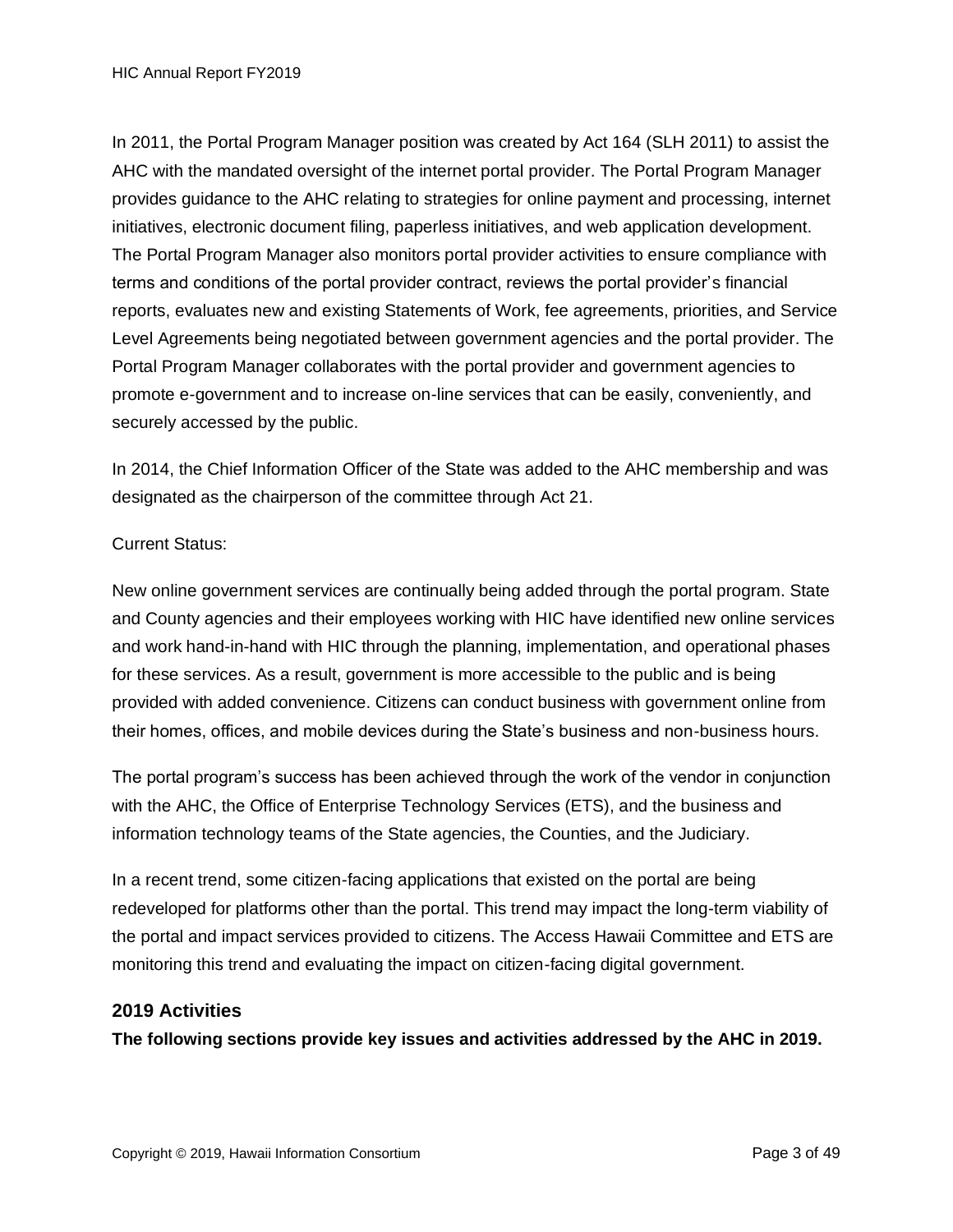In 2011, the Portal Program Manager position was created by Act 164 (SLH 2011) to assist the AHC with the mandated oversight of the internet portal provider. The Portal Program Manager provides guidance to the AHC relating to strategies for online payment and processing, internet initiatives, electronic document filing, paperless initiatives, and web application development. The Portal Program Manager also monitors portal provider activities to ensure compliance with terms and conditions of the portal provider contract, reviews the portal provider's financial reports, evaluates new and existing Statements of Work, fee agreements, priorities, and Service Level Agreements being negotiated between government agencies and the portal provider. The Portal Program Manager collaborates with the portal provider and government agencies to promote e-government and to increase on-line services that can be easily, conveniently, and securely accessed by the public.

In 2014, the Chief Information Officer of the State was added to the AHC membership and was designated as the chairperson of the committee through Act 21.

Current Status:

New online government services are continually being added through the portal program. State and County agencies and their employees working with HIC have identified new online services and work hand-in-hand with HIC through the planning, implementation, and operational phases for these services. As a result, government is more accessible to the public and is being provided with added convenience. Citizens can conduct business with government online from their homes, offices, and mobile devices during the State's business and non-business hours.

The portal program's success has been achieved through the work of the vendor in conjunction with the AHC, the Office of Enterprise Technology Services (ETS), and the business and information technology teams of the State agencies, the Counties, and the Judiciary.

In a recent trend, some citizen-facing applications that existed on the portal are being redeveloped for platforms other than the portal. This trend may impact the long-term viability of the portal and impact services provided to citizens. The Access Hawaii Committee and ETS are monitoring this trend and evaluating the impact on citizen-facing digital government.

## 2019 Activities

**The following sections provide key issues and activities addressed by the AHC in 2019.**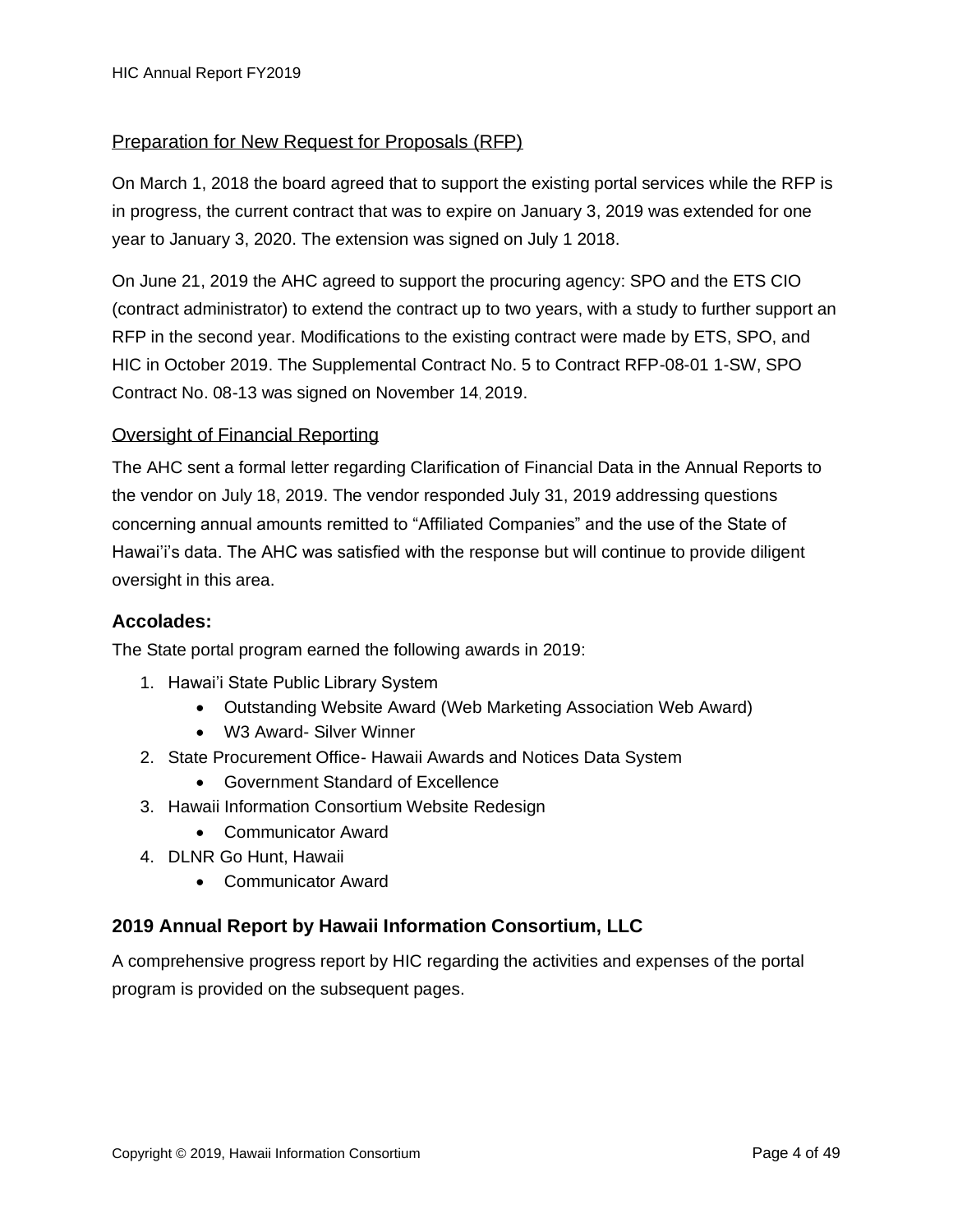### Preparation for New Request for Proposals (RFP)

On March 1, 2018 the board agreed that to support the existing portal services while the RFP is in progress, the current contract that was to expire on January 3, 2019 was extended for one year to January 3, 2020. The extension was signed on July 1 2018.

On June 21, 2019 the AHC agreed to support the procuring agency: SPO and the ETS CIO (contract administrator) to extend the contract up to two years, with a study to further support an RFP in the second year. Modifications to the existing contract were made by ETS, SPO, and HIC in October 2019. The Supplemental Contract No. 5 to Contract RFP-08-01 1-SW, SPO Contract No. 08-13 was signed on November 14, 2019.

### Oversight of Financial Reporting

The AHC sent a formal letter regarding Clarification of Financial Data in the Annual Reports to the vendor on July 18, 2019. The vendor responded July 31, 2019 addressing questions concerning annual amounts remitted to "Affiliated Companies" and the use of the State of Hawai'i's data. The AHC was satisfied with the response but will continue to provide diligent oversight in this area.

### Accolades:

The State portal program earned the following awards in 2019:

1. Hawai'i State Public Library System
    - Outstanding Website Award (Web Marketing Association Web Award)
    - W3 Award- Silver Winner
2. State Procurement Office- Hawaii Awards and Notices Data System
    - Government Standard of Excellence
3. Hawaii Information Consortium Website Redesign
    - Communicator Award
4. DLNR Go Hunt, Hawaii
    - Communicator Award

## 2019 Annual Report by Hawaii Information Consortium, LLC

A comprehensive progress report by HIC regarding the activities and expenses of the portal program is provided on the subsequent pages.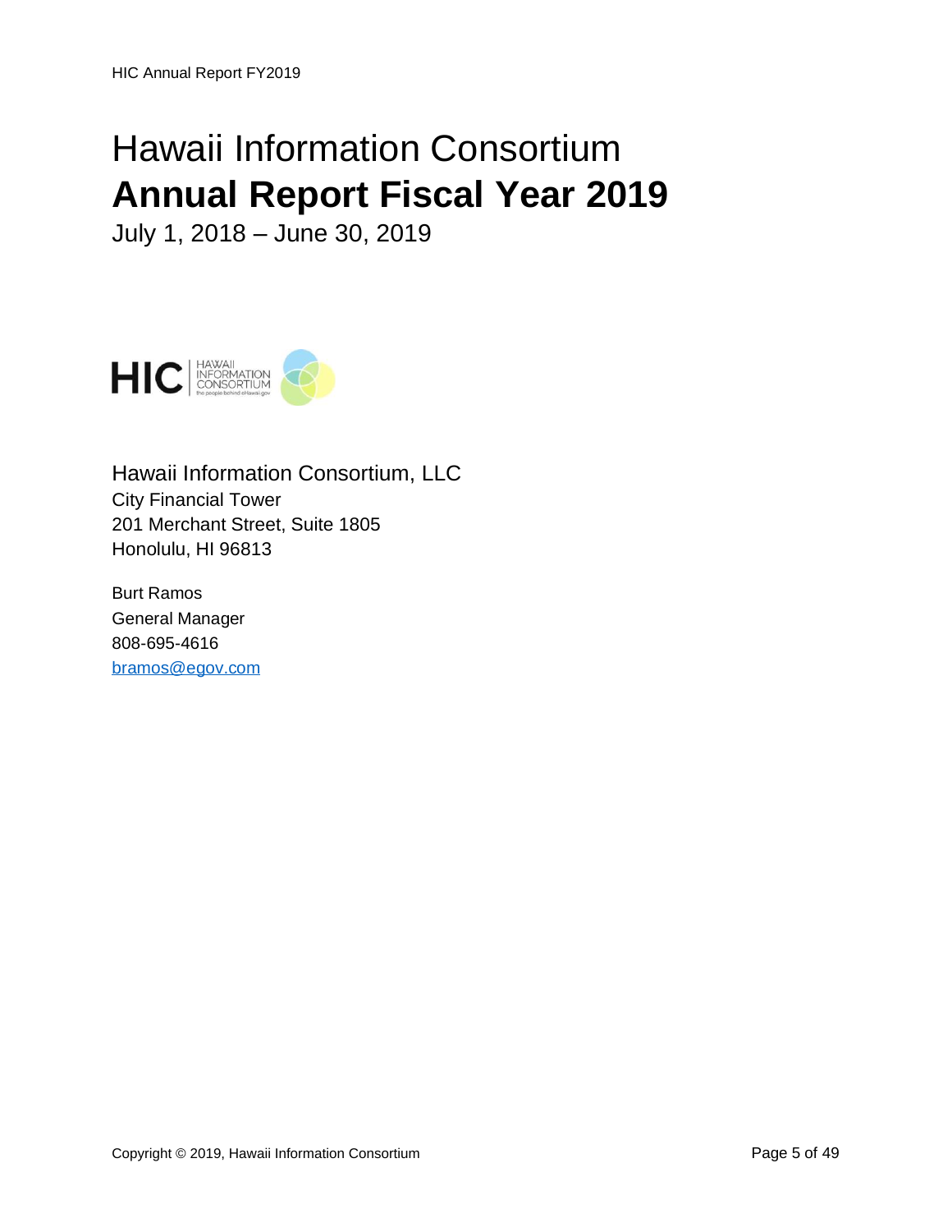# Hawaii Information Consortium

# **Annual Report Fiscal Year 2019**

July 1, 2018 – June 30, 2019

Hawaii Information Consortium, LLC
City Financial Tower
201 Merchant Street, Suite 1805
Honolulu, HI 96813

Burt Ramos
General Manager
808-695-4616
bramos@egov.com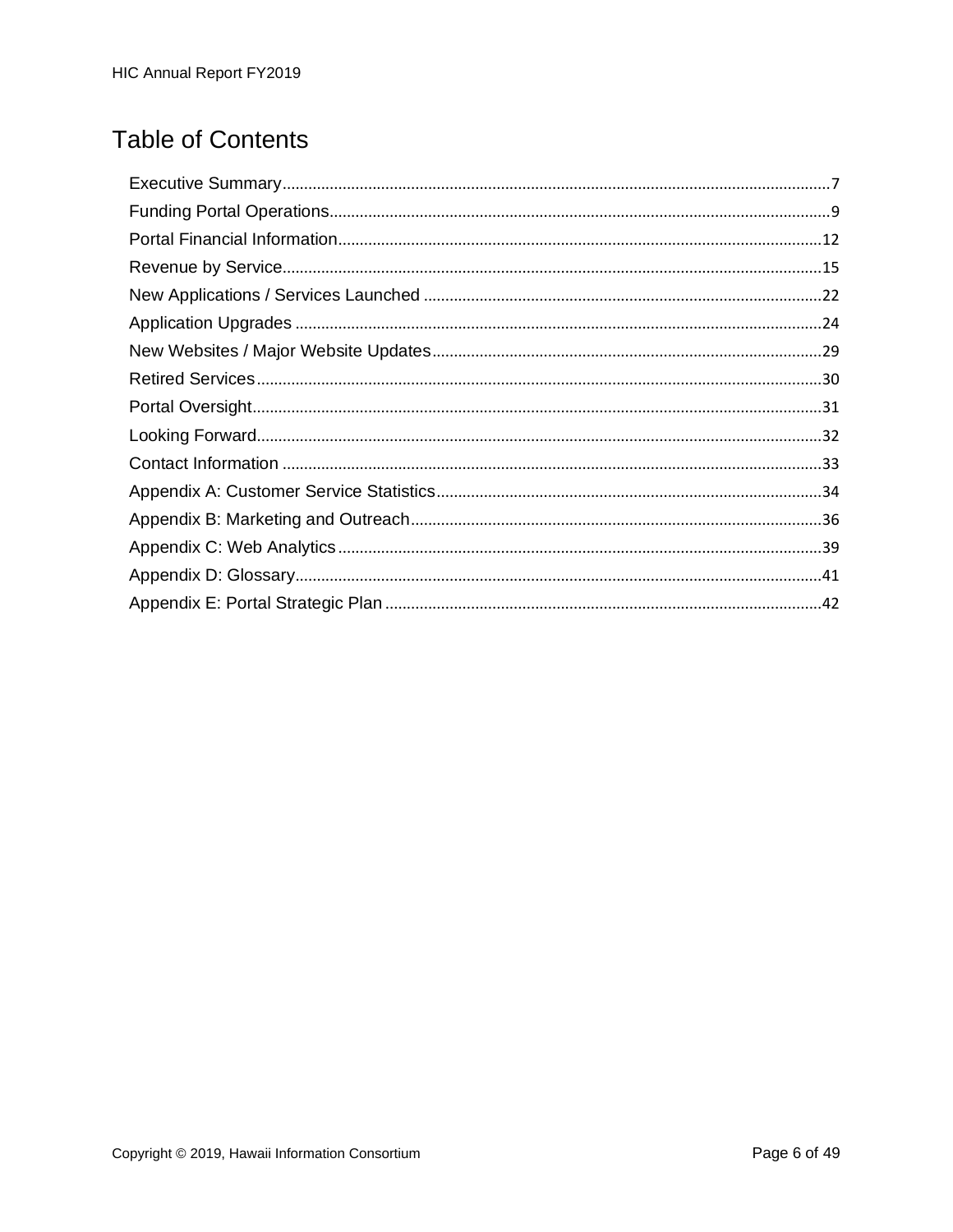# Table of Contents

- Executive Summary ..... 7
- Funding Portal Operations ..... 9
- Portal Financial Information ..... 12
- Revenue by Service ..... 15
- New Applications / Services Launched ..... 22
- Application Upgrades ..... 24
- New Websites / Major Website Updates ..... 29
- Retired Services ..... 30
- Portal Oversight ..... 31
- Looking Forward ..... 32
- Contact Information ..... 33
- Appendix A: Customer Service Statistics ..... 34
- Appendix B: Marketing and Outreach ..... 36
- Appendix C: Web Analytics ..... 39
- Appendix D: Glossary ..... 41
- Appendix E: Portal Strategic Plan ..... 42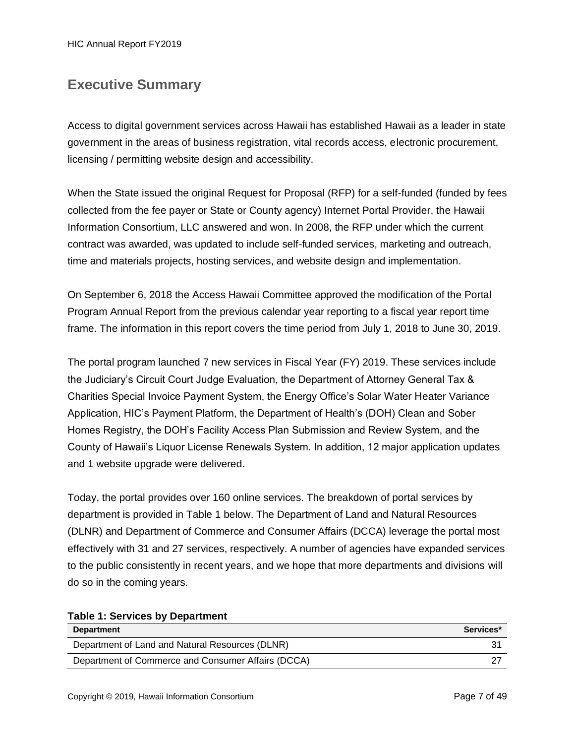## Executive Summary

Access to digital government services across Hawaii has established Hawaii as a leader in state government in the areas of business registration, vital records access, electronic procurement, licensing / permitting website design and accessibility.

When the State issued the original Request for Proposal (RFP) for a self-funded (funded by fees collected from the fee payer or State or County agency) Internet Portal Provider, the Hawaii Information Consortium, LLC answered and won. In 2008, the RFP under which the current contract was awarded, was updated to include self-funded services, marketing and outreach, time and materials projects, hosting services, and website design and implementation.

On September 6, 2018 the Access Hawaii Committee approved the modification of the Portal Program Annual Report from the previous calendar year reporting to a fiscal year report time frame. The information in this report covers the time period from July 1, 2018 to June 30, 2019.

The portal program launched 7 new services in Fiscal Year (FY) 2019. These services include the Judiciary's Circuit Court Judge Evaluation, the Department of Attorney General Tax & Charities Special Invoice Payment System, the Energy Office's Solar Water Heater Variance Application, HIC's Payment Platform, the Department of Health's (DOH) Clean and Sober Homes Registry, the DOH's Facility Access Plan Submission and Review System, and the County of Hawaii's Liquor License Renewals System. In addition, 12 major application updates and 1 website upgrade were delivered.

Today, the portal provides over 160 online services. The breakdown of portal services by department is provided in Table 1 below. The Department of Land and Natural Resources (DLNR) and Department of Commerce and Consumer Affairs (DCCA) leverage the portal most effectively with 31 and 27 services, respectively. A number of agencies have expanded services to the public consistently in recent years, and we hope that more departments and divisions will do so in the coming years.

**Table 1: Services by Department**

| Department | Services* |
|---|---:|
| Department of Land and Natural Resources (DLNR) | 31 |
| Department of Commerce and Consumer Affairs (DCCA) | 27 |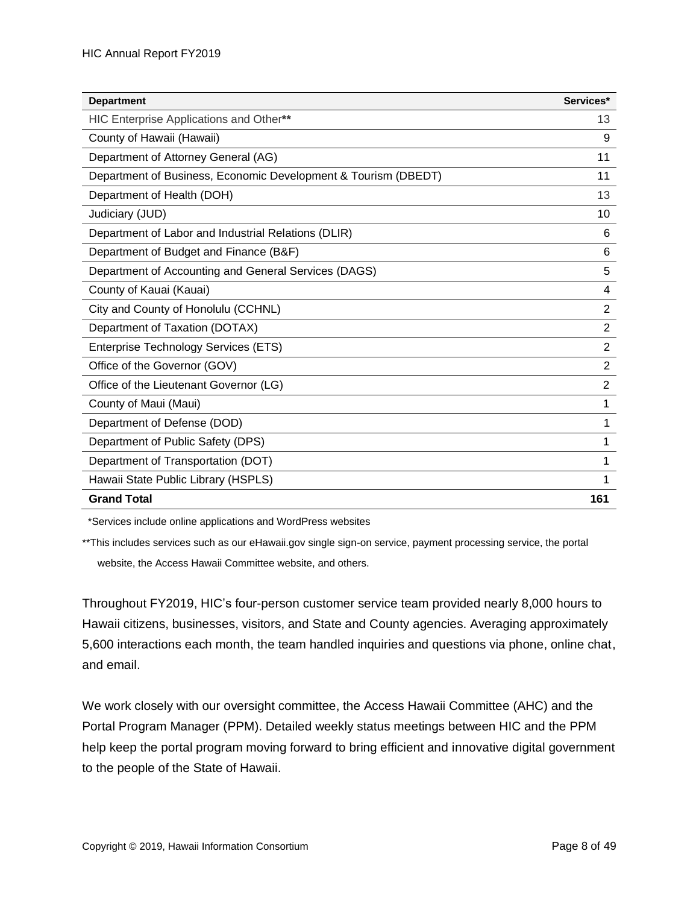| **Department** | **Services*** |
|---|---|
| HIC Enterprise Applications and Other** | 13 |
| County of Hawaii (Hawaii) | 9 |
| Department of Attorney General (AG) | 11 |
| Department of Business, Economic Development & Tourism (DBEDT) | 11 |
| Department of Health (DOH) | 13 |
| Judiciary (JUD) | 10 |
| Department of Labor and Industrial Relations (DLIR) | 6 |
| Department of Budget and Finance (B&F) | 6 |
| Department of Accounting and General Services (DAGS) | 5 |
| County of Kauai (Kauai) | 4 |
| City and County of Honolulu (CCHNL) | 2 |
| Department of Taxation (DOTAX) | 2 |
| Enterprise Technology Services (ETS) | 2 |
| Office of the Governor (GOV) | 2 |
| Office of the Lieutenant Governor (LG) | 2 |
| County of Maui (Maui) | 1 |
| Department of Defense (DOD) | 1 |
| Department of Public Safety (DPS) | 1 |
| Department of Transportation (DOT) | 1 |
| Hawaii State Public Library (HSPLS) | 1 |
| **Grand Total** | **161** |

*Services include online applications and WordPress websites

**This includes services such as our eHawaii.gov single sign-on service, payment processing service, the portal website, the Access Hawaii Committee website, and others.

Throughout FY2019, HIC's four-person customer service team provided nearly 8,000 hours to Hawaii citizens, businesses, visitors, and State and County agencies. Averaging approximately 5,600 interactions each month, the team handled inquiries and questions via phone, online chat, and email.

We work closely with our oversight committee, the Access Hawaii Committee (AHC) and the Portal Program Manager (PPM). Detailed weekly status meetings between HIC and the PPM help keep the portal program moving forward to bring efficient and innovative digital government to the people of the State of Hawaii.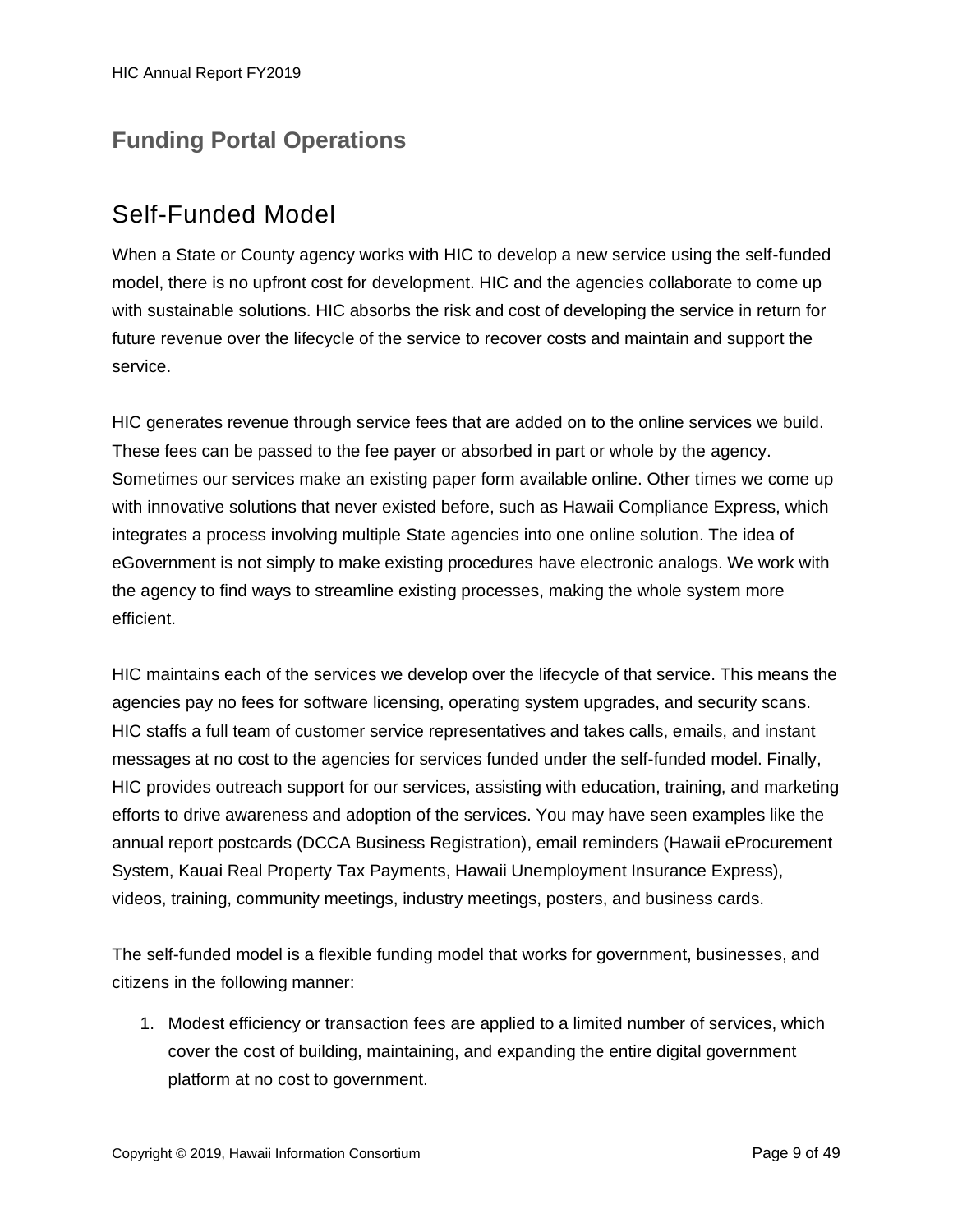## Funding Portal Operations

### Self-Funded Model

When a State or County agency works with HIC to develop a new service using the self-funded model, there is no upfront cost for development. HIC and the agencies collaborate to come up with sustainable solutions. HIC absorbs the risk and cost of developing the service in return for future revenue over the lifecycle of the service to recover costs and maintain and support the service.

HIC generates revenue through service fees that are added on to the online services we build. These fees can be passed to the fee payer or absorbed in part or whole by the agency. Sometimes our services make an existing paper form available online. Other times we come up with innovative solutions that never existed before, such as Hawaii Compliance Express, which integrates a process involving multiple State agencies into one online solution. The idea of eGovernment is not simply to make existing procedures have electronic analogs. We work with the agency to find ways to streamline existing processes, making the whole system more efficient.

HIC maintains each of the services we develop over the lifecycle of that service. This means the agencies pay no fees for software licensing, operating system upgrades, and security scans. HIC staffs a full team of customer service representatives and takes calls, emails, and instant messages at no cost to the agencies for services funded under the self-funded model. Finally, HIC provides outreach support for our services, assisting with education, training, and marketing efforts to drive awareness and adoption of the services. You may have seen examples like the annual report postcards (DCCA Business Registration), email reminders (Hawaii eProcurement System, Kauai Real Property Tax Payments, Hawaii Unemployment Insurance Express), videos, training, community meetings, industry meetings, posters, and business cards.

The self-funded model is a flexible funding model that works for government, businesses, and citizens in the following manner:

1. Modest efficiency or transaction fees are applied to a limited number of services, which cover the cost of building, maintaining, and expanding the entire digital government platform at no cost to government.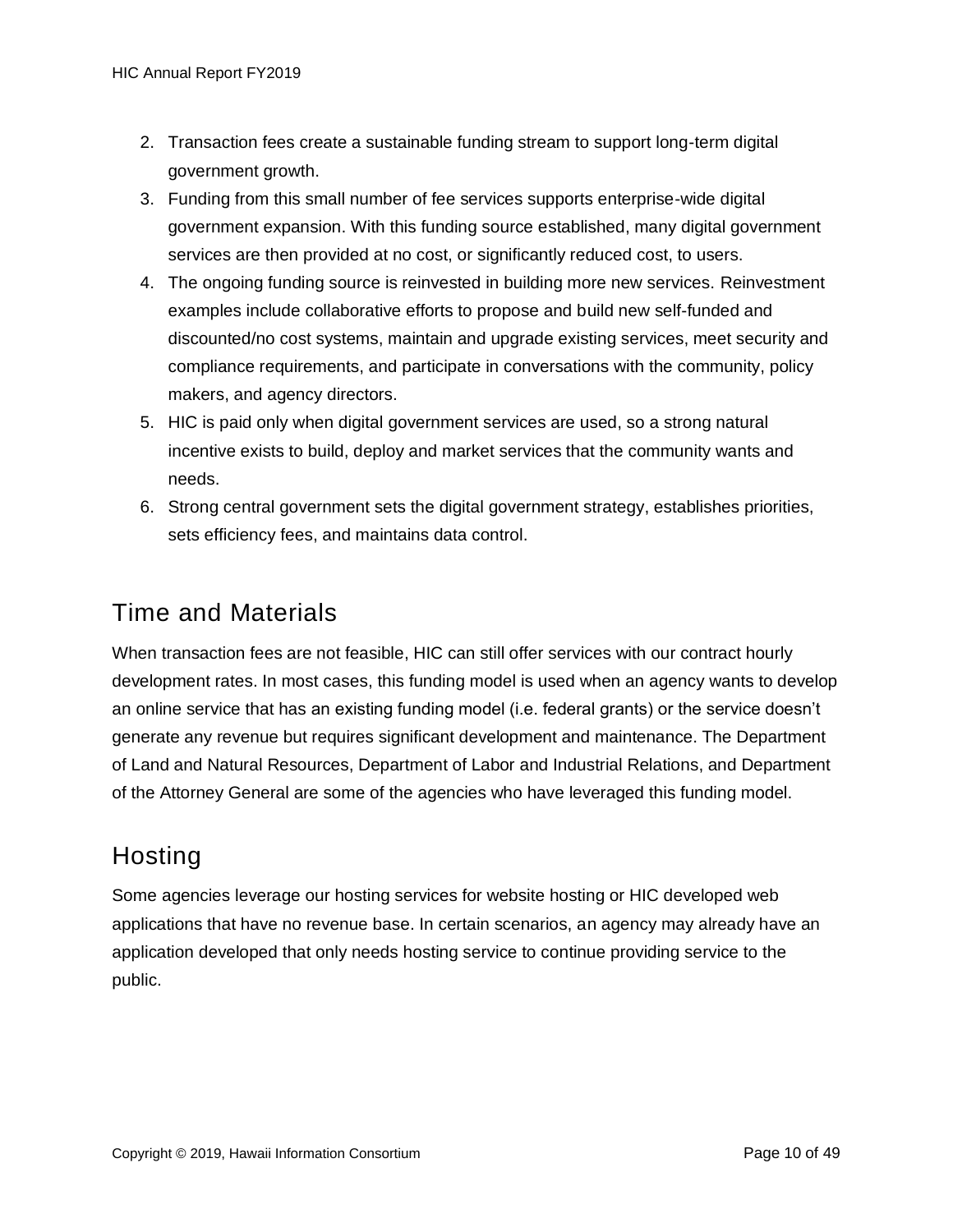2. Transaction fees create a sustainable funding stream to support long-term digital government growth.
3. Funding from this small number of fee services supports enterprise-wide digital government expansion. With this funding source established, many digital government services are then provided at no cost, or significantly reduced cost, to users.
4. The ongoing funding source is reinvested in building more new services. Reinvestment examples include collaborative efforts to propose and build new self-funded and discounted/no cost systems, maintain and upgrade existing services, meet security and compliance requirements, and participate in conversations with the community, policy makers, and agency directors.
5. HIC is paid only when digital government services are used, so a strong natural incentive exists to build, deploy and market services that the community wants and needs.
6. Strong central government sets the digital government strategy, establishes priorities, sets efficiency fees, and maintains data control.

## Time and Materials

When transaction fees are not feasible, HIC can still offer services with our contract hourly development rates. In most cases, this funding model is used when an agency wants to develop an online service that has an existing funding model (i.e. federal grants) or the service doesn't generate any revenue but requires significant development and maintenance. The Department of Land and Natural Resources, Department of Labor and Industrial Relations, and Department of the Attorney General are some of the agencies who have leveraged this funding model.

## Hosting

Some agencies leverage our hosting services for website hosting or HIC developed web applications that have no revenue base. In certain scenarios, an agency may already have an application developed that only needs hosting service to continue providing service to the public.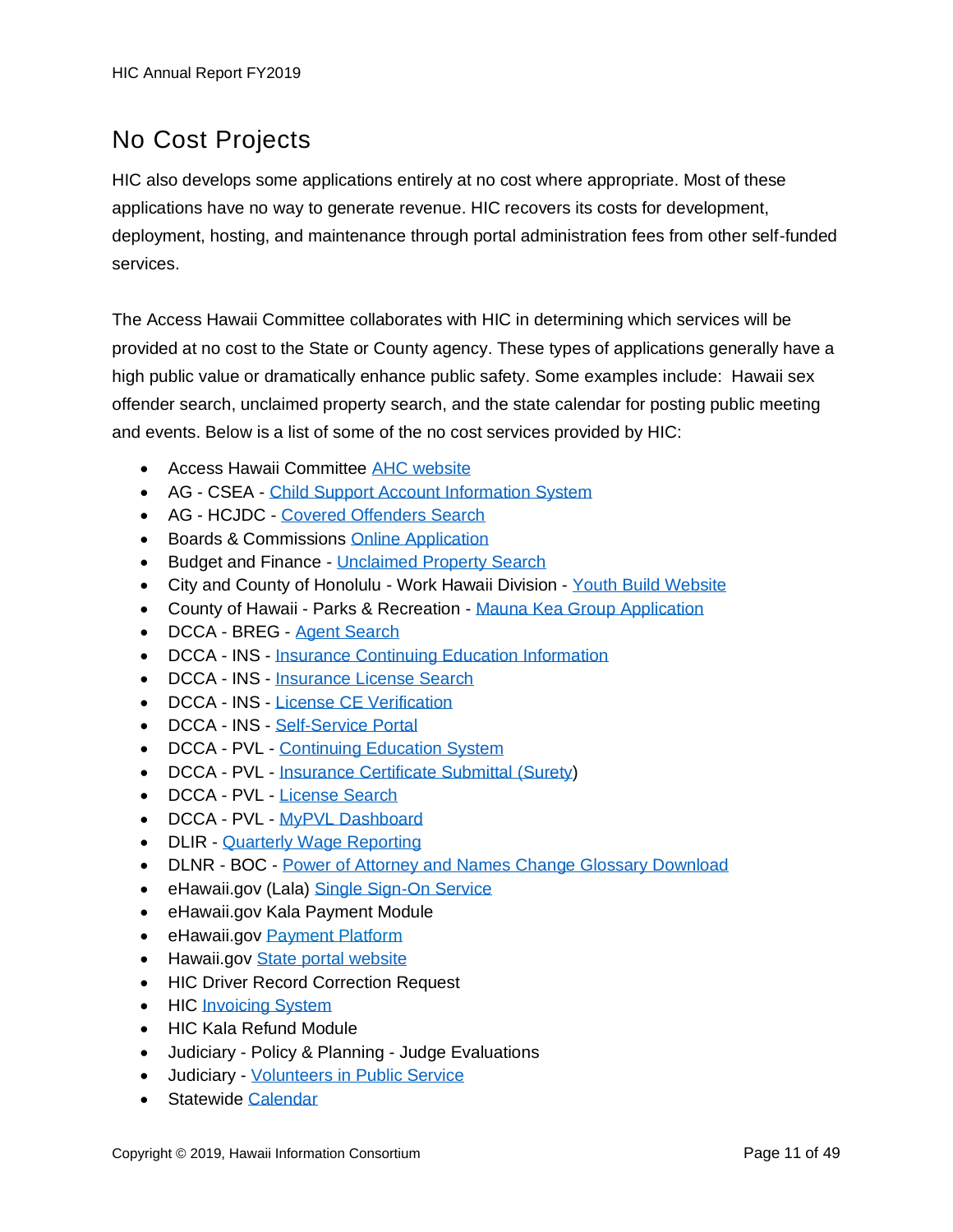## No Cost Projects

HIC also develops some applications entirely at no cost where appropriate. Most of these applications have no way to generate revenue. HIC recovers its costs for development, deployment, hosting, and maintenance through portal administration fees from other self-funded services.

The Access Hawaii Committee collaborates with HIC in determining which services will be provided at no cost to the State or County agency. These types of applications generally have a high public value or dramatically enhance public safety. Some examples include: Hawaii sex offender search, unclaimed property search, and the state calendar for posting public meeting and events. Below is a list of some of the no cost services provided by HIC:

- Access Hawaii Committee AHC website
- AG - CSEA - Child Support Account Information System
- AG - HCJDC - Covered Offenders Search
- Boards & Commissions Online Application
- Budget and Finance - Unclaimed Property Search
- City and County of Honolulu - Work Hawaii Division - Youth Build Website
- County of Hawaii - Parks & Recreation - Mauna Kea Group Application
- DCCA - BREG - Agent Search
- DCCA - INS - Insurance Continuing Education Information
- DCCA - INS - Insurance License Search
- DCCA - INS - License CE Verification
- DCCA - INS - Self-Service Portal
- DCCA - PVL - Continuing Education System
- DCCA - PVL - Insurance Certificate Submittal (Surety)
- DCCA - PVL - License Search
- DCCA - PVL - MyPVL Dashboard
- DLIR - Quarterly Wage Reporting
- DLNR - BOC - Power of Attorney and Names Change Glossary Download
- eHawaii.gov (Lala) Single Sign-On Service
- eHawaii.gov Kala Payment Module
- eHawaii.gov Payment Platform
- Hawaii.gov State portal website
- HIC Driver Record Correction Request
- HIC Invoicing System
- HIC Kala Refund Module
- Judiciary - Policy & Planning - Judge Evaluations
- Judiciary - Volunteers in Public Service
- Statewide Calendar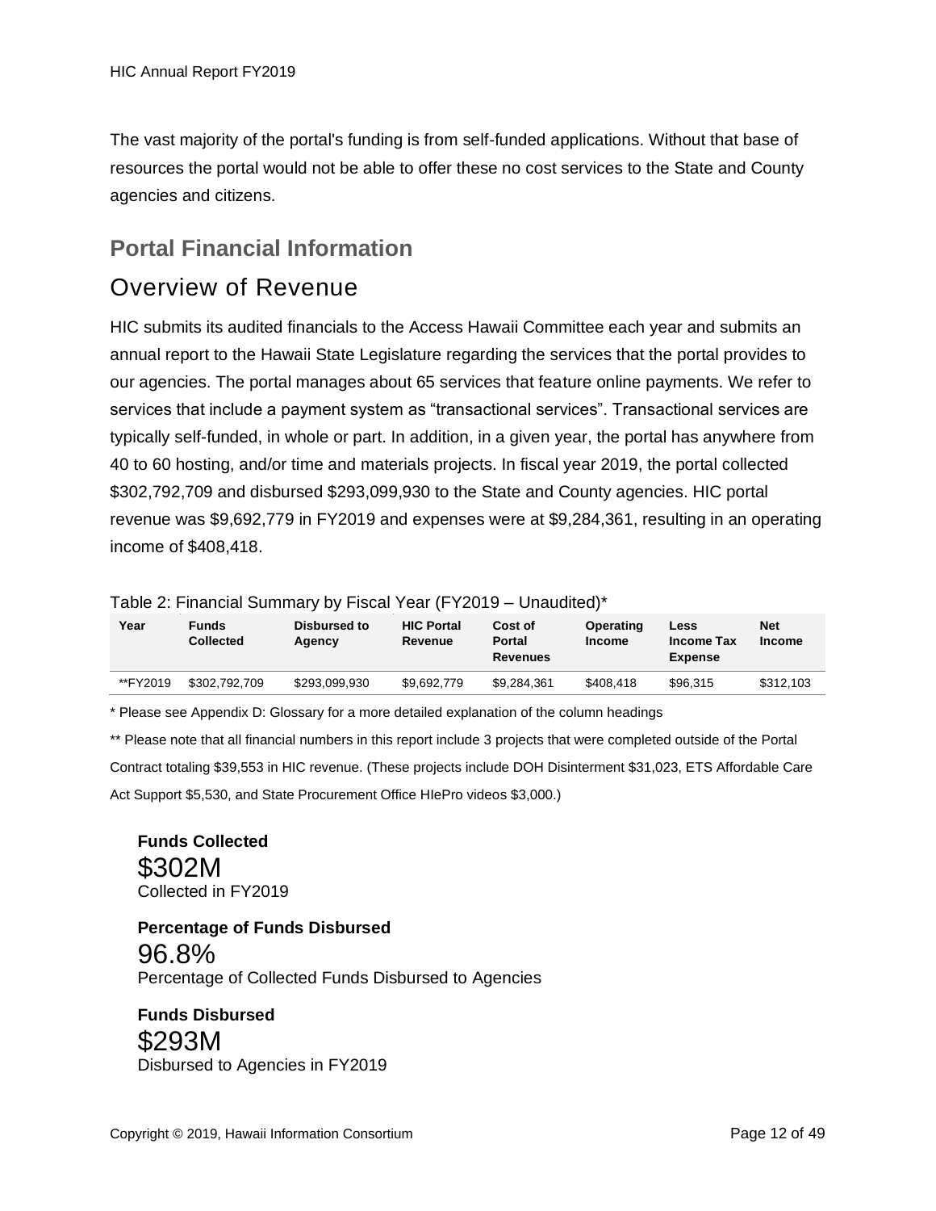The vast majority of the portal's funding is from self-funded applications. Without that base of resources the portal would not be able to offer these no cost services to the State and County agencies and citizens.

## Portal Financial Information

## Overview of Revenue

HIC submits its audited financials to the Access Hawaii Committee each year and submits an annual report to the Hawaii State Legislature regarding the services that the portal provides to our agencies. The portal manages about 65 services that feature online payments. We refer to services that include a payment system as "transactional services". Transactional services are typically self-funded, in whole or part. In addition, in a given year, the portal has anywhere from 40 to 60 hosting, and/or time and materials projects. In fiscal year 2019, the portal collected $302,792,709 and disbursed $293,099,930 to the State and County agencies. HIC portal revenue was $9,692,779 in FY2019 and expenses were at $9,284,361, resulting in an operating income of $408,418.

Table 2: Financial Summary by Fiscal Year (FY2019 – Unaudited)*

| Year | Funds Collected | Disbursed to Agency | HIC Portal Revenue | Cost of Portal Revenues | Operating Income | Less Income Tax Expense | Net Income |
|---|---|---|---|---|---|---|---|
| **FY2019 | $302,792,709 | $293,099,930 | $9,692,779 | $9,284,361 | $408,418 | $96,315 | $312,103 |

* Please see Appendix D: Glossary for a more detailed explanation of the column headings

** Please note that all financial numbers in this report include 3 projects that were completed outside of the Portal Contract totaling $39,553 in HIC revenue. (These projects include DOH Disinterment $31,023, ETS Affordable Care Act Support $5,530, and State Procurement Office HIePro videos $3,000.)

**Funds Collected**
$302M
Collected in FY2019

**Percentage of Funds Disbursed**
96.8%
Percentage of Collected Funds Disbursed to Agencies

**Funds Disbursed**
$293M
Disbursed to Agencies in FY2019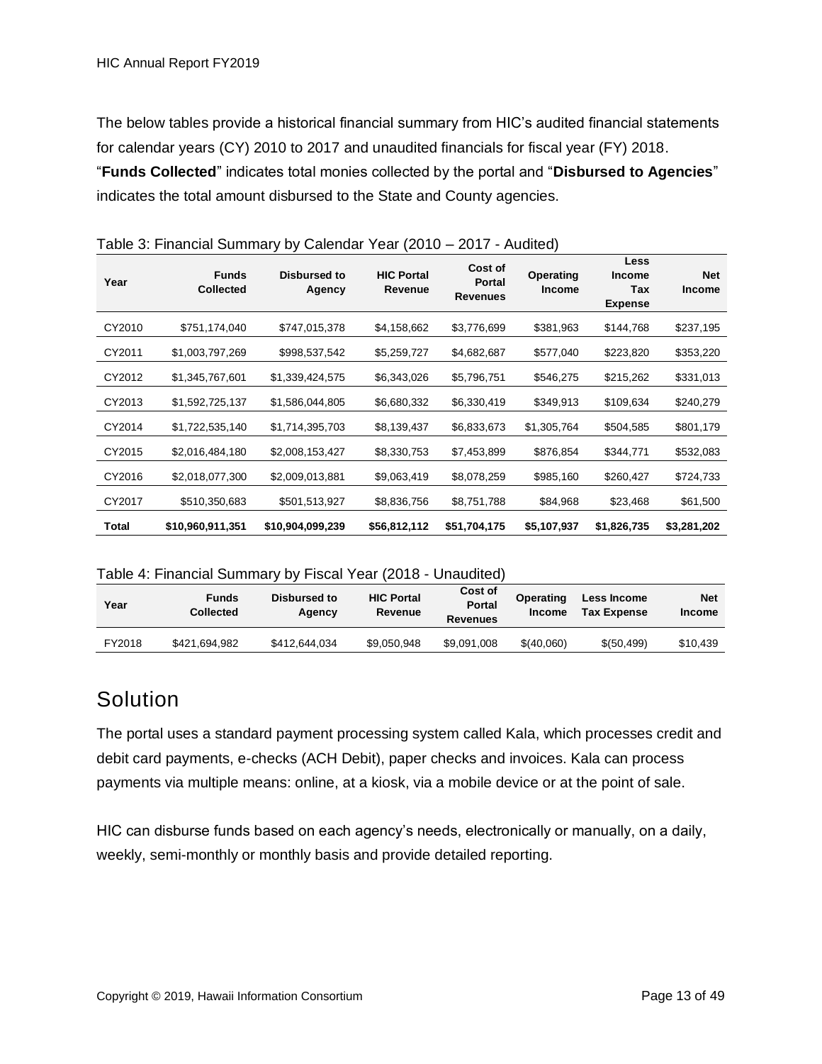The below tables provide a historical financial summary from HIC's audited financial statements for calendar years (CY) 2010 to 2017 and unaudited financials for fiscal year (FY) 2018. "**Funds Collected**" indicates total monies collected by the portal and "**Disbursed to Agencies**" indicates the total amount disbursed to the State and County agencies.

Table 3: Financial Summary by Calendar Year (2010 – 2017 - Audited)

| Year | Funds Collected | Disbursed to Agency | HIC Portal Revenue | Cost of Portal Revenues | Operating Income | Less Income Tax Expense | Net Income |
|---|---|---|---|---|---|---|---|
| CY2010 | $751,174,040 | $747,015,378 | $4,158,662 | $3,776,699 | $381,963 | $144,768 | $237,195 |
| CY2011 | $1,003,797,269 | $998,537,542 | $5,259,727 | $4,682,687 | $577,040 | $223,820 | $353,220 |
| CY2012 | $1,345,767,601 | $1,339,424,575 | $6,343,026 | $5,796,751 | $546,275 | $215,262 | $331,013 |
| CY2013 | $1,592,725,137 | $1,586,044,805 | $6,680,332 | $6,330,419 | $349,913 | $109,634 | $240,279 |
| CY2014 | $1,722,535,140 | $1,714,395,703 | $8,139,437 | $6,833,673 | $1,305,764 | $504,585 | $801,179 |
| CY2015 | $2,016,484,180 | $2,008,153,427 | $8,330,753 | $7,453,899 | $876,854 | $344,771 | $532,083 |
| CY2016 | $2,018,077,300 | $2,009,013,881 | $9,063,419 | $8,078,259 | $985,160 | $260,427 | $724,733 |
| CY2017 | $510,350,683 | $501,513,927 | $8,836,756 | $8,751,788 | $84,968 | $23,468 | $61,500 |
| **Total** | **$10,960,911,351** | **$10,904,099,239** | **$56,812,112** | **$51,704,175** | **$5,107,937** | **$1,826,735** | **$3,281,202** |

Table 4: Financial Summary by Fiscal Year (2018 - Unaudited)

| Year | Funds Collected | Disbursed to Agency | HIC Portal Revenue | Cost of Portal Revenues | Operating Income | Less Income Tax Expense | Net Income |
|---|---|---|---|---|---|---|---|
| FY2018 | $421,694,982 | $412,644,034 | $9,050,948 | $9,091,008 | $(40,060) | $(50,499) | $10,439 |

# Solution

The portal uses a standard payment processing system called Kala, which processes credit and debit card payments, e-checks (ACH Debit), paper checks and invoices. Kala can process payments via multiple means: online, at a kiosk, via a mobile device or at the point of sale.

HIC can disburse funds based on each agency's needs, electronically or manually, on a daily, weekly, semi-monthly or monthly basis and provide detailed reporting.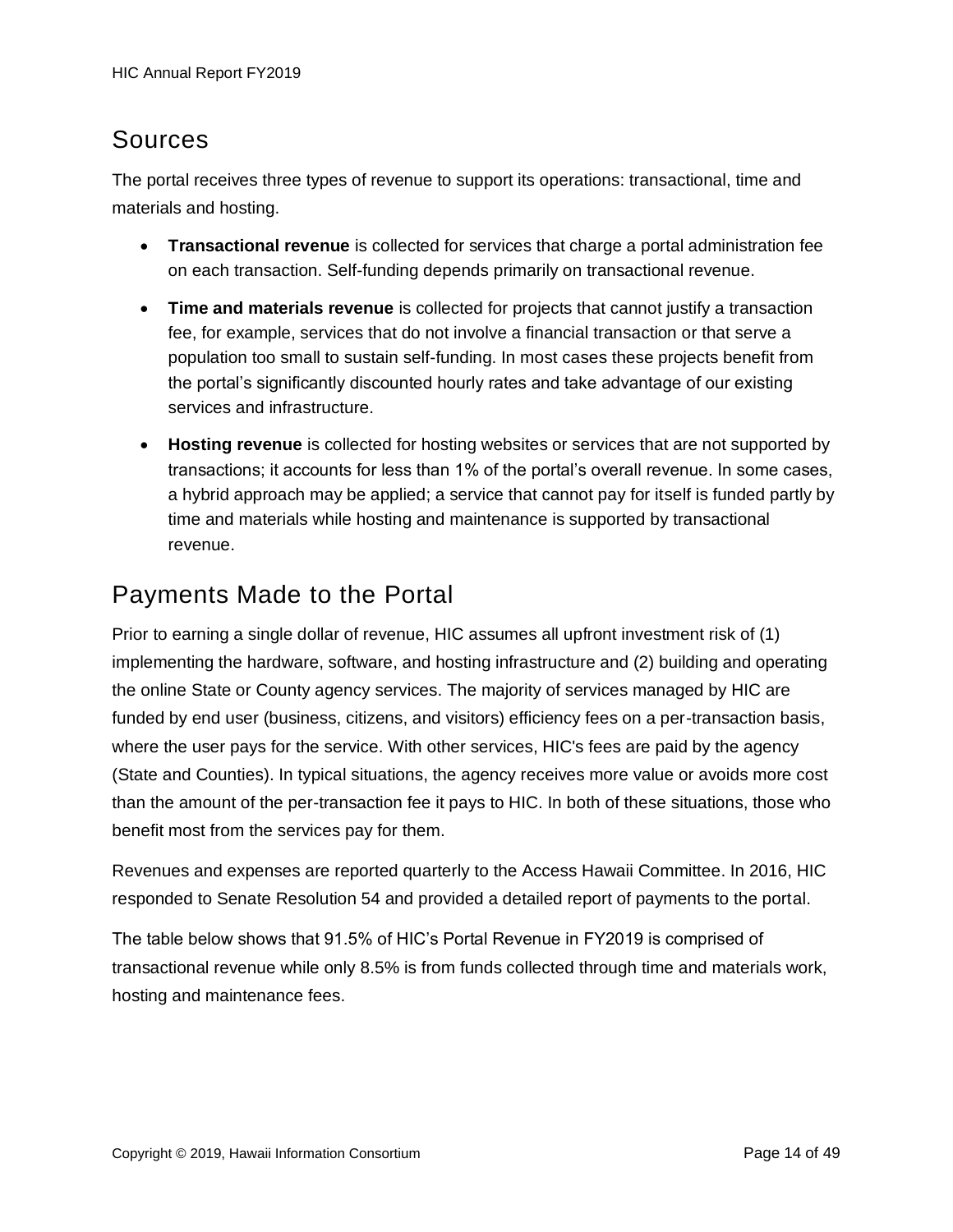## Sources

The portal receives three types of revenue to support its operations: transactional, time and materials and hosting.

- **Transactional revenue** is collected for services that charge a portal administration fee on each transaction. Self-funding depends primarily on transactional revenue.
- **Time and materials revenue** is collected for projects that cannot justify a transaction fee, for example, services that do not involve a financial transaction or that serve a population too small to sustain self-funding. In most cases these projects benefit from the portal's significantly discounted hourly rates and take advantage of our existing services and infrastructure.
- **Hosting revenue** is collected for hosting websites or services that are not supported by transactions; it accounts for less than 1% of the portal's overall revenue. In some cases, a hybrid approach may be applied; a service that cannot pay for itself is funded partly by time and materials while hosting and maintenance is supported by transactional revenue.

## Payments Made to the Portal

Prior to earning a single dollar of revenue, HIC assumes all upfront investment risk of (1) implementing the hardware, software, and hosting infrastructure and (2) building and operating the online State or County agency services. The majority of services managed by HIC are funded by end user (business, citizens, and visitors) efficiency fees on a per-transaction basis, where the user pays for the service. With other services, HIC's fees are paid by the agency (State and Counties). In typical situations, the agency receives more value or avoids more cost than the amount of the per-transaction fee it pays to HIC. In both of these situations, those who benefit most from the services pay for them.

Revenues and expenses are reported quarterly to the Access Hawaii Committee. In 2016, HIC responded to Senate Resolution 54 and provided a detailed report of payments to the portal.

The table below shows that 91.5% of HIC's Portal Revenue in FY2019 is comprised of transactional revenue while only 8.5% is from funds collected through time and materials work, hosting and maintenance fees.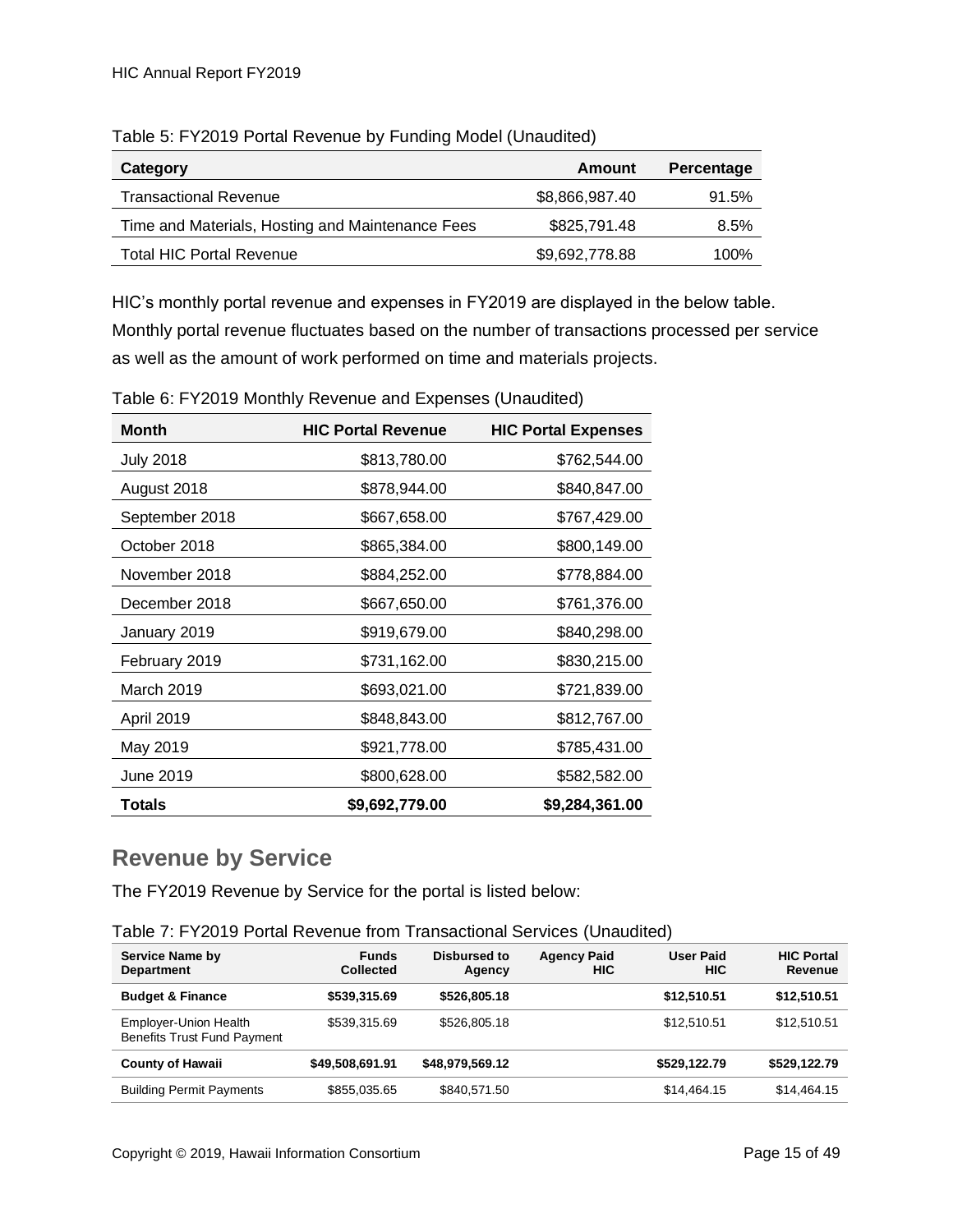Table 5: FY2019 Portal Revenue by Funding Model (Unaudited)

| Category | Amount | Percentage |
|---|---|---|
| Transactional Revenue | $8,866,987.40 | 91.5% |
| Time and Materials, Hosting and Maintenance Fees | $825,791.48 | 8.5% |
| Total HIC Portal Revenue | $9,692,778.88 | 100% |

HIC's monthly portal revenue and expenses in FY2019 are displayed in the below table. Monthly portal revenue fluctuates based on the number of transactions processed per service as well as the amount of work performed on time and materials projects.

Table 6: FY2019 Monthly Revenue and Expenses (Unaudited)

| Month | HIC Portal Revenue | HIC Portal Expenses |
|---|---|---|
| July 2018 | $813,780.00 | $762,544.00 |
| August 2018 | $878,944.00 | $840,847.00 |
| September 2018 | $667,658.00 | $767,429.00 |
| October 2018 | $865,384.00 | $800,149.00 |
| November 2018 | $884,252.00 | $778,884.00 |
| December 2018 | $667,650.00 | $761,376.00 |
| January 2019 | $919,679.00 | $840,298.00 |
| February 2019 | $731,162.00 | $830,215.00 |
| March 2019 | $693,021.00 | $721,839.00 |
| April 2019 | $848,843.00 | $812,767.00 |
| May 2019 | $921,778.00 | $785,431.00 |
| June 2019 | $800,628.00 | $582,582.00 |
| **Totals** | **$9,692,779.00** | **$9,284,361.00** |

## Revenue by Service

The FY2019 Revenue by Service for the portal is listed below:

Table 7: FY2019 Portal Revenue from Transactional Services (Unaudited)

| Service Name by Department | Funds Collected | Disbursed to Agency | Agency Paid HIC | User Paid HIC | HIC Portal Revenue |
|---|---|---|---|---|---|
| **Budget & Finance** | **$539,315.69** | **$526,805.18** | | **$12,510.51** | **$12,510.51** |
| Employer-Union Health Benefits Trust Fund Payment | $539,315.69 | $526,805.18 | | $12,510.51 | $12,510.51 |
| **County of Hawaii** | **$49,508,691.91** | **$48,979,569.12** | | **$529,122.79** | **$529,122.79** |
| Building Permit Payments | $855,035.65 | $840,571.50 | | $14,464.15 | $14,464.15 |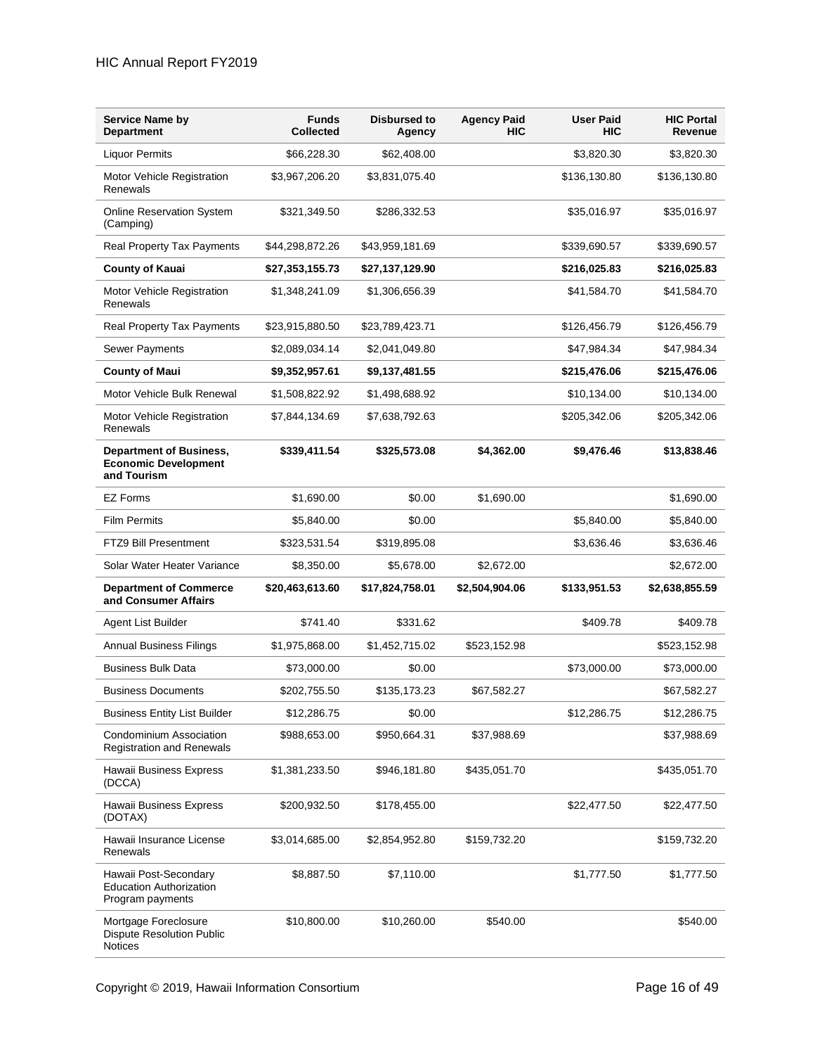| Service Name by Department | Funds Collected | Disbursed to Agency | Agency Paid HIC | User Paid HIC | HIC Portal Revenue |
|---|---|---|---|---|---|
| Liquor Permits | $66,228.30 | $62,408.00 | | $3,820.30 | $3,820.30 |
| Motor Vehicle Registration Renewals | $3,967,206.20 | $3,831,075.40 | | $136,130.80 | $136,130.80 |
| Online Reservation System (Camping) | $321,349.50 | $286,332.53 | | $35,016.97 | $35,016.97 |
| Real Property Tax Payments | $44,298,872.26 | $43,959,181.69 | | $339,690.57 | $339,690.57 |
| **County of Kauai** | **$27,353,155.73** | **$27,137,129.90** | | **$216,025.83** | **$216,025.83** |
| Motor Vehicle Registration Renewals | $1,348,241.09 | $1,306,656.39 | | $41,584.70 | $41,584.70 |
| Real Property Tax Payments | $23,915,880.50 | $23,789,423.71 | | $126,456.79 | $126,456.79 |
| Sewer Payments | $2,089,034.14 | $2,041,049.80 | | $47,984.34 | $47,984.34 |
| **County of Maui** | **$9,352,957.61** | **$9,137,481.55** | | **$215,476.06** | **$215,476.06** |
| Motor Vehicle Bulk Renewal | $1,508,822.92 | $1,498,688.92 | | $10,134.00 | $10,134.00 |
| Motor Vehicle Registration Renewals | $7,844,134.69 | $7,638,792.63 | | $205,342.06 | $205,342.06 |
| **Department of Business, Economic Development and Tourism** | **$339,411.54** | **$325,573.08** | **$4,362.00** | **$9,476.46** | **$13,838.46** |
| EZ Forms | $1,690.00 | $0.00 | $1,690.00 | | $1,690.00 |
| Film Permits | $5,840.00 | $0.00 | | $5,840.00 | $5,840.00 |
| FTZ9 Bill Presentment | $323,531.54 | $319,895.08 | | $3,636.46 | $3,636.46 |
| Solar Water Heater Variance | $8,350.00 | $5,678.00 | $2,672.00 | | $2,672.00 |
| **Department of Commerce and Consumer Affairs** | **$20,463,613.60** | **$17,824,758.01** | **$2,504,904.06** | **$133,951.53** | **$2,638,855.59** |
| Agent List Builder | $741.40 | $331.62 | | $409.78 | $409.78 |
| Annual Business Filings | $1,975,868.00 | $1,452,715.02 | $523,152.98 | | $523,152.98 |
| Business Bulk Data | $73,000.00 | $0.00 | | $73,000.00 | $73,000.00 |
| Business Documents | $202,755.50 | $135,173.23 | $67,582.27 | | $67,582.27 |
| Business Entity List Builder | $12,286.75 | $0.00 | | $12,286.75 | $12,286.75 |
| Condominium Association Registration and Renewals | $988,653.00 | $950,664.31 | $37,988.69 | | $37,988.69 |
| Hawaii Business Express (DCCA) | $1,381,233.50 | $946,181.80 | $435,051.70 | | $435,051.70 |
| Hawaii Business Express (DOTAX) | $200,932.50 | $178,455.00 | | $22,477.50 | $22,477.50 |
| Hawaii Insurance License Renewals | $3,014,685.00 | $2,854,952.80 | $159,732.20 | | $159,732.20 |
| Hawaii Post-Secondary Education Authorization Program payments | $8,887.50 | $7,110.00 | | $1,777.50 | $1,777.50 |
| Mortgage Foreclosure Dispute Resolution Public Notices | $10,800.00 | $10,260.00 | $540.00 | | $540.00 |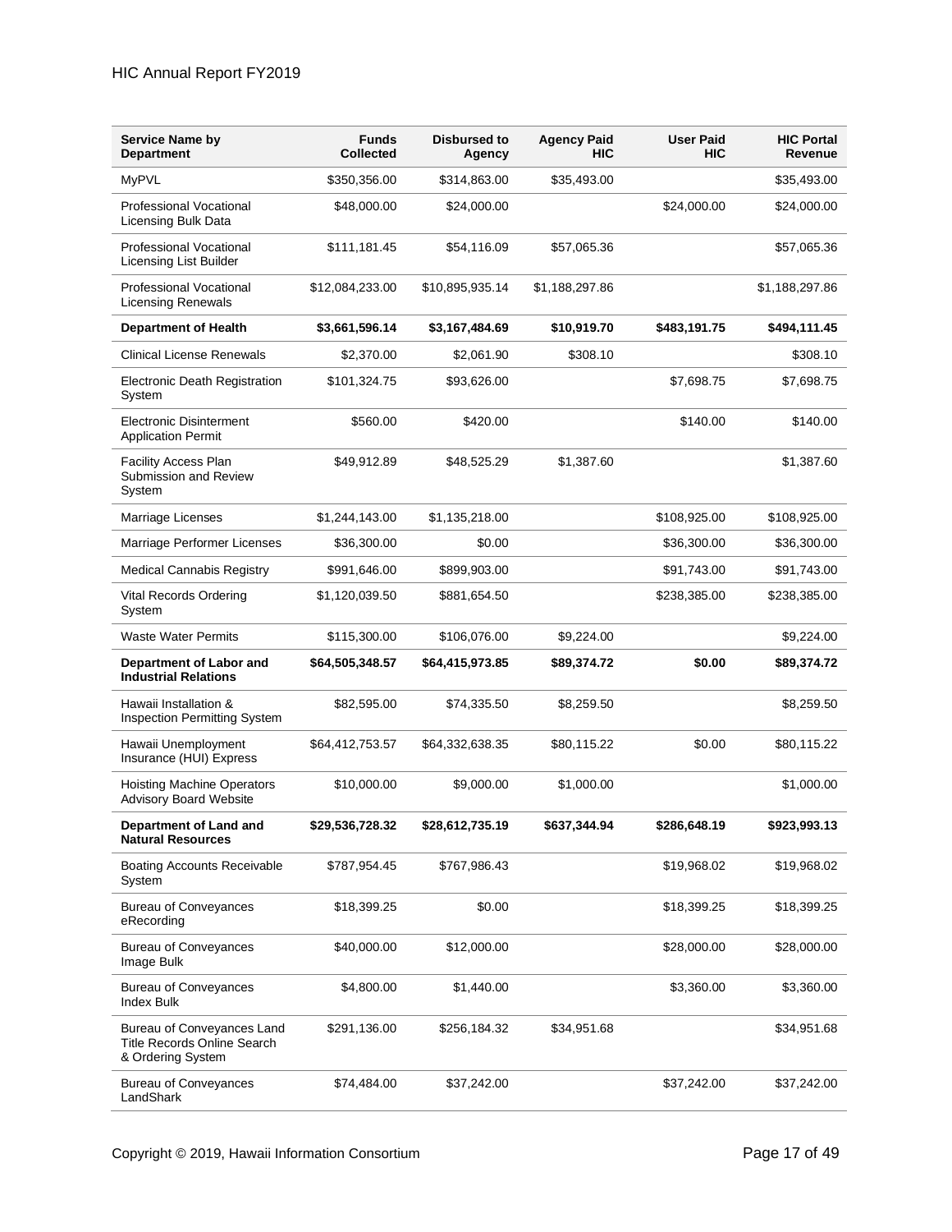| Service Name by Department | Funds Collected | Disbursed to Agency | Agency Paid HIC | User Paid HIC | HIC Portal Revenue |
|---|---|---|---|---|---|
| MyPVL | $350,356.00 | $314,863.00 | $35,493.00 | | $35,493.00 |
| Professional Vocational Licensing Bulk Data | $48,000.00 | $24,000.00 | | $24,000.00 | $24,000.00 |
| Professional Vocational Licensing List Builder | $111,181.45 | $54,116.09 | $57,065.36 | | $57,065.36 |
| Professional Vocational Licensing Renewals | $12,084,233.00 | $10,895,935.14 | $1,188,297.86 | | $1,188,297.86 |
| **Department of Health** | **$3,661,596.14** | **$3,167,484.69** | **$10,919.70** | **$483,191.75** | **$494,111.45** |
| Clinical License Renewals | $2,370.00 | $2,061.90 | $308.10 | | $308.10 |
| Electronic Death Registration System | $101,324.75 | $93,626.00 | | $7,698.75 | $7,698.75 |
| Electronic Disinterment Application Permit | $560.00 | $420.00 | | $140.00 | $140.00 |
| Facility Access Plan Submission and Review System | $49,912.89 | $48,525.29 | $1,387.60 | | $1,387.60 |
| Marriage Licenses | $1,244,143.00 | $1,135,218.00 | | $108,925.00 | $108,925.00 |
| Marriage Performer Licenses | $36,300.00 | $0.00 | | $36,300.00 | $36,300.00 |
| Medical Cannabis Registry | $991,646.00 | $899,903.00 | | $91,743.00 | $91,743.00 |
| Vital Records Ordering System | $1,120,039.50 | $881,654.50 | | $238,385.00 | $238,385.00 |
| Waste Water Permits | $115,300.00 | $106,076.00 | $9,224.00 | | $9,224.00 |
| **Department of Labor and Industrial Relations** | **$64,505,348.57** | **$64,415,973.85** | **$89,374.72** | **$0.00** | **$89,374.72** |
| Hawaii Installation & Inspection Permitting System | $82,595.00 | $74,335.50 | $8,259.50 | | $8,259.50 |
| Hawaii Unemployment Insurance (HUI) Express | $64,412,753.57 | $64,332,638.35 | $80,115.22 | $0.00 | $80,115.22 |
| Hoisting Machine Operators Advisory Board Website | $10,000.00 | $9,000.00 | $1,000.00 | | $1,000.00 |
| **Department of Land and Natural Resources** | **$29,536,728.32** | **$28,612,735.19** | **$637,344.94** | **$286,648.19** | **$923,993.13** |
| Boating Accounts Receivable System | $787,954.45 | $767,986.43 | | $19,968.02 | $19,968.02 |
| Bureau of Conveyances eRecording | $18,399.25 | $0.00 | | $18,399.25 | $18,399.25 |
| Bureau of Conveyances Image Bulk | $40,000.00 | $12,000.00 | | $28,000.00 | $28,000.00 |
| Bureau of Conveyances Index Bulk | $4,800.00 | $1,440.00 | | $3,360.00 | $3,360.00 |
| Bureau of Conveyances Land Title Records Online Search & Ordering System | $291,136.00 | $256,184.32 | $34,951.68 | | $34,951.68 |
| Bureau of Conveyances LandShark | $74,484.00 | $37,242.00 | | $37,242.00 | $37,242.00 |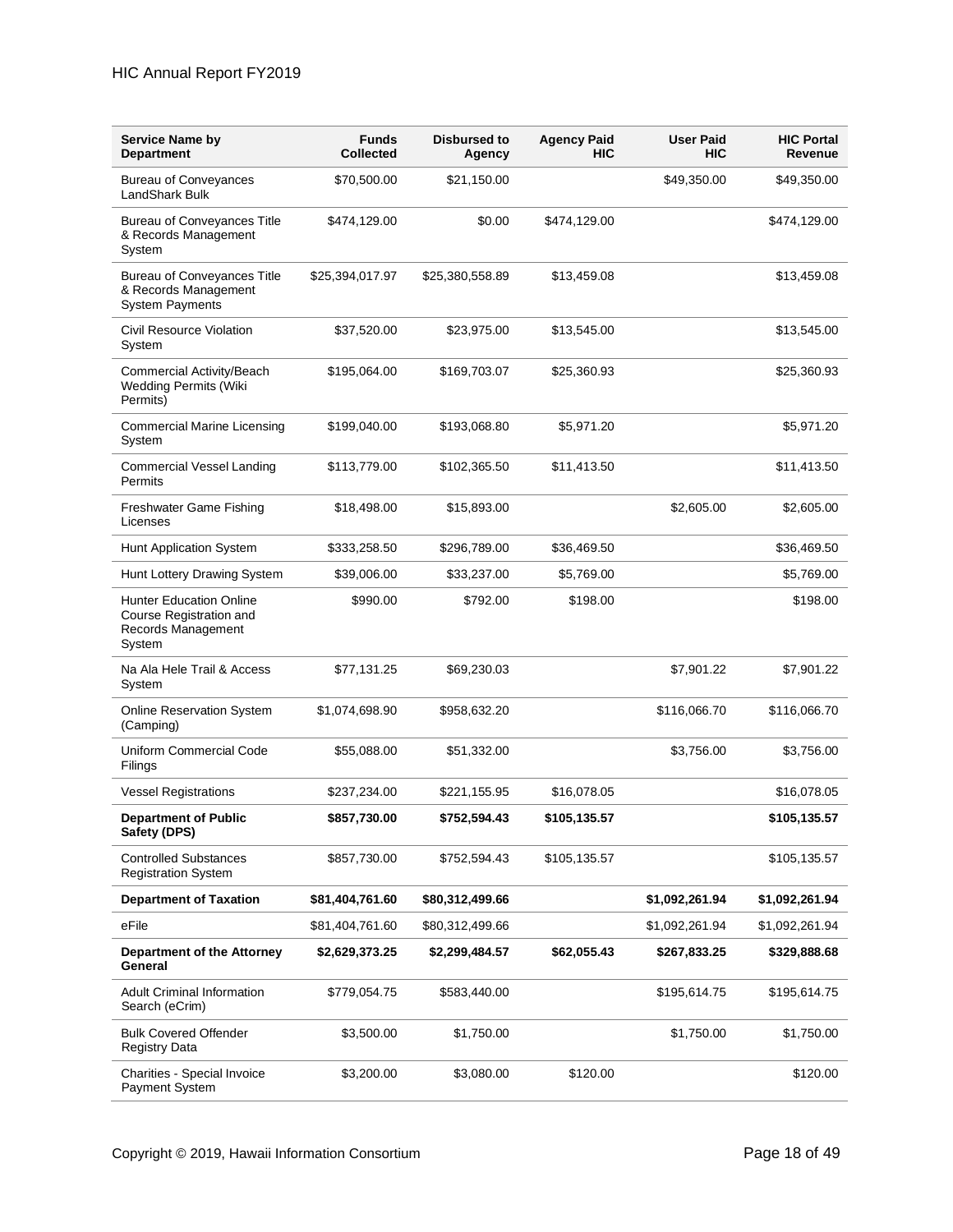| Service Name by Department | Funds Collected | Disbursed to Agency | Agency Paid HIC | User Paid HIC | HIC Portal Revenue |
|---|---|---|---|---|---|
| Bureau of Conveyances LandShark Bulk | $70,500.00 | $21,150.00 | | $49,350.00 | $49,350.00 |
| Bureau of Conveyances Title & Records Management System | $474,129.00 | $0.00 | $474,129.00 | | $474,129.00 |
| Bureau of Conveyances Title & Records Management System Payments | $25,394,017.97 | $25,380,558.89 | $13,459.08 | | $13,459.08 |
| Civil Resource Violation System | $37,520.00 | $23,975.00 | $13,545.00 | | $13,545.00 |
| Commercial Activity/Beach Wedding Permits (Wiki Permits) | $195,064.00 | $169,703.07 | $25,360.93 | | $25,360.93 |
| Commercial Marine Licensing System | $199,040.00 | $193,068.80 | $5,971.20 | | $5,971.20 |
| Commercial Vessel Landing Permits | $113,779.00 | $102,365.50 | $11,413.50 | | $11,413.50 |
| Freshwater Game Fishing Licenses | $18,498.00 | $15,893.00 | | $2,605.00 | $2,605.00 |
| Hunt Application System | $333,258.50 | $296,789.00 | $36,469.50 | | $36,469.50 |
| Hunt Lottery Drawing System | $39,006.00 | $33,237.00 | $5,769.00 | | $5,769.00 |
| Hunter Education Online Course Registration and Records Management System | $990.00 | $792.00 | $198.00 | | $198.00 |
| Na Ala Hele Trail & Access System | $77,131.25 | $69,230.03 | | $7,901.22 | $7,901.22 |
| Online Reservation System (Camping) | $1,074,698.90 | $958,632.20 | | $116,066.70 | $116,066.70 |
| Uniform Commercial Code Filings | $55,088.00 | $51,332.00 | | $3,756.00 | $3,756.00 |
| Vessel Registrations | $237,234.00 | $221,155.95 | $16,078.05 | | $16,078.05 |
| **Department of Public Safety (DPS)** | **$857,730.00** | **$752,594.43** | **$105,135.57** | | **$105,135.57** |
| Controlled Substances Registration System | $857,730.00 | $752,594.43 | $105,135.57 | | $105,135.57 |
| **Department of Taxation** | **$81,404,761.60** | **$80,312,499.66** | | **$1,092,261.94** | **$1,092,261.94** |
| eFile | $81,404,761.60 | $80,312,499.66 | | $1,092,261.94 | $1,092,261.94 |
| **Department of the Attorney General** | **$2,629,373.25** | **$2,299,484.57** | **$62,055.43** | **$267,833.25** | **$329,888.68** |
| Adult Criminal Information Search (eCrim) | $779,054.75 | $583,440.00 | | $195,614.75 | $195,614.75 |
| Bulk Covered Offender Registry Data | $3,500.00 | $1,750.00 | | $1,750.00 | $1,750.00 |
| Charities - Special Invoice Payment System | $3,200.00 | $3,080.00 | $120.00 | | $120.00 |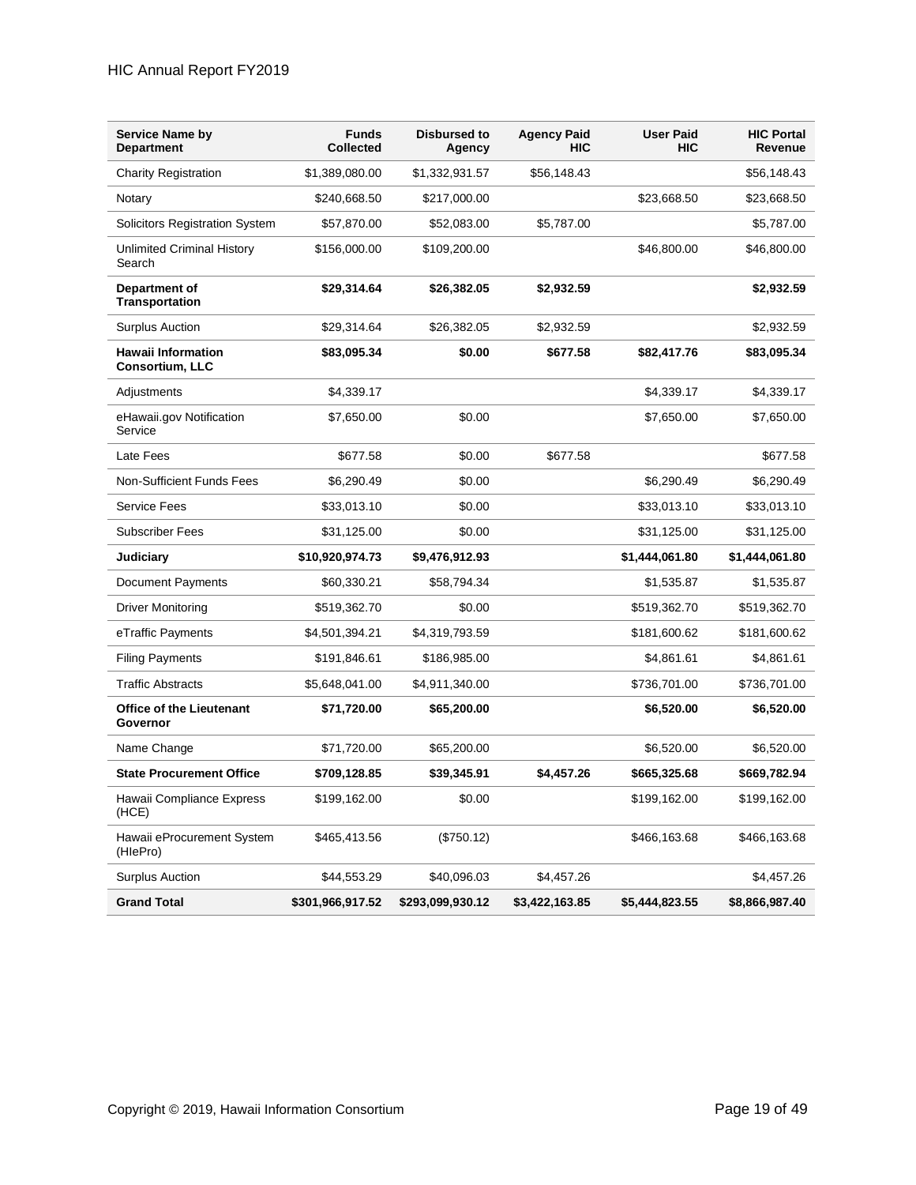| Service Name by Department | Funds Collected | Disbursed to Agency | Agency Paid HIC | User Paid HIC | HIC Portal Revenue |
|---|---|---|---|---|---|
| Charity Registration | $1,389,080.00 | $1,332,931.57 | $56,148.43 | | $56,148.43 |
| Notary | $240,668.50 | $217,000.00 | | $23,668.50 | $23,668.50 |
| Solicitors Registration System | $57,870.00 | $52,083.00 | $5,787.00 | | $5,787.00 |
| Unlimited Criminal History Search | $156,000.00 | $109,200.00 | | $46,800.00 | $46,800.00 |
| **Department of Transportation** | **$29,314.64** | **$26,382.05** | **$2,932.59** | | **$2,932.59** |
| Surplus Auction | $29,314.64 | $26,382.05 | $2,932.59 | | $2,932.59 |
| **Hawaii Information Consortium, LLC** | **$83,095.34** | **$0.00** | **$677.58** | **$82,417.76** | **$83,095.34** |
| Adjustments | $4,339.17 | | | $4,339.17 | $4,339.17 |
| eHawaii.gov Notification Service | $7,650.00 | $0.00 | | $7,650.00 | $7,650.00 |
| Late Fees | $677.58 | $0.00 | $677.58 | | $677.58 |
| Non-Sufficient Funds Fees | $6,290.49 | $0.00 | | $6,290.49 | $6,290.49 |
| Service Fees | $33,013.10 | $0.00 | | $33,013.10 | $33,013.10 |
| Subscriber Fees | $31,125.00 | $0.00 | | $31,125.00 | $31,125.00 |
| **Judiciary** | **$10,920,974.73** | **$9,476,912.93** | | **$1,444,061.80** | **$1,444,061.80** |
| Document Payments | $60,330.21 | $58,794.34 | | $1,535.87 | $1,535.87 |
| Driver Monitoring | $519,362.70 | $0.00 | | $519,362.70 | $519,362.70 |
| eTraffic Payments | $4,501,394.21 | $4,319,793.59 | | $181,600.62 | $181,600.62 |
| Filing Payments | $191,846.61 | $186,985.00 | | $4,861.61 | $4,861.61 |
| Traffic Abstracts | $5,648,041.00 | $4,911,340.00 | | $736,701.00 | $736,701.00 |
| **Office of the Lieutenant Governor** | **$71,720.00** | **$65,200.00** | | **$6,520.00** | **$6,520.00** |
| Name Change | $71,720.00 | $65,200.00 | | $6,520.00 | $6,520.00 |
| **State Procurement Office** | **$709,128.85** | **$39,345.91** | **$4,457.26** | **$665,325.68** | **$669,782.94** |
| Hawaii Compliance Express (HCE) | $199,162.00 | $0.00 | | $199,162.00 | $199,162.00 |
| Hawaii eProcurement System (HIePro) | $465,413.56 | ($750.12) | | $466,163.68 | $466,163.68 |
| Surplus Auction | $44,553.29 | $40,096.03 | $4,457.26 | | $4,457.26 |
| **Grand Total** | **$301,966,917.52** | **$293,099,930.12** | **$3,422,163.85** | **$5,444,823.55** | **$8,866,987.40** |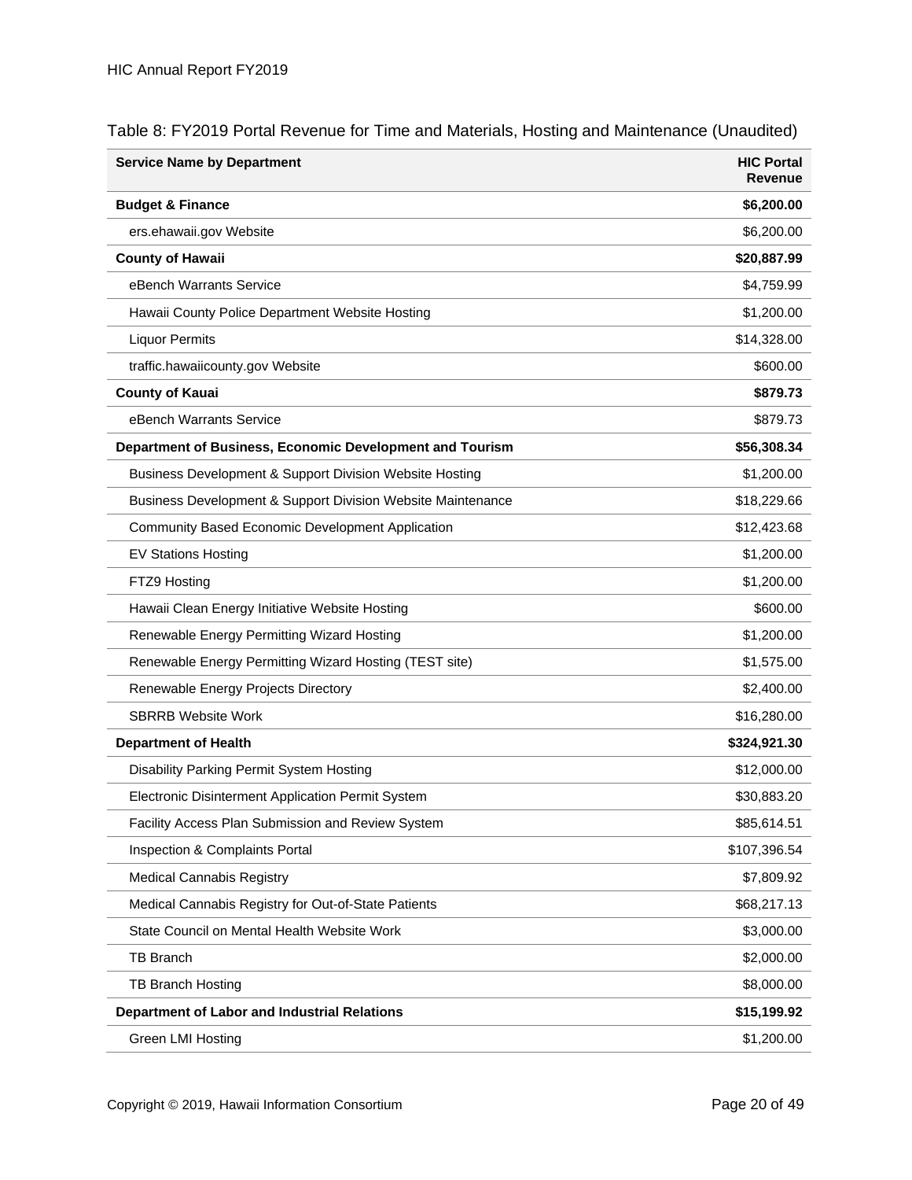Table 8: FY2019 Portal Revenue for Time and Materials, Hosting and Maintenance (Unaudited)

| Service Name by Department | HIC Portal Revenue |
|---|---|
| **Budget & Finance** | **$6,200.00** |
| ers.ehawaii.gov Website | $6,200.00 |
| **County of Hawaii** | **$20,887.99** |
| eBench Warrants Service | $4,759.99 |
| Hawaii County Police Department Website Hosting | $1,200.00 |
| Liquor Permits | $14,328.00 |
| traffic.hawaiicounty.gov Website | $600.00 |
| **County of Kauai** | **$879.73** |
| eBench Warrants Service | $879.73 |
| **Department of Business, Economic Development and Tourism** | **$56,308.34** |
| Business Development & Support Division Website Hosting | $1,200.00 |
| Business Development & Support Division Website Maintenance | $18,229.66 |
| Community Based Economic Development Application | $12,423.68 |
| EV Stations Hosting | $1,200.00 |
| FTZ9 Hosting | $1,200.00 |
| Hawaii Clean Energy Initiative Website Hosting | $600.00 |
| Renewable Energy Permitting Wizard Hosting | $1,200.00 |
| Renewable Energy Permitting Wizard Hosting (TEST site) | $1,575.00 |
| Renewable Energy Projects Directory | $2,400.00 |
| SBRRB Website Work | $16,280.00 |
| **Department of Health** | **$324,921.30** |
| Disability Parking Permit System Hosting | $12,000.00 |
| Electronic Disinterment Application Permit System | $30,883.20 |
| Facility Access Plan Submission and Review System | $85,614.51 |
| Inspection & Complaints Portal | $107,396.54 |
| Medical Cannabis Registry | $7,809.92 |
| Medical Cannabis Registry for Out-of-State Patients | $68,217.13 |
| State Council on Mental Health Website Work | $3,000.00 |
| TB Branch | $2,000.00 |
| TB Branch Hosting | $8,000.00 |
| **Department of Labor and Industrial Relations** | **$15,199.92** |
| Green LMI Hosting | $1,200.00 |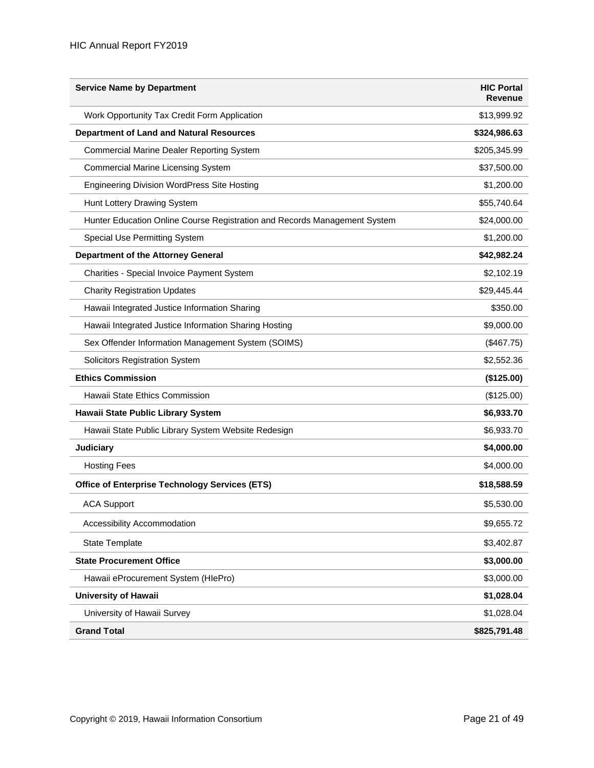| Service Name by Department | HIC Portal Revenue |
|---|---|
| Work Opportunity Tax Credit Form Application | $13,999.92 |
| **Department of Land and Natural Resources** | **$324,986.63** |
| Commercial Marine Dealer Reporting System | $205,345.99 |
| Commercial Marine Licensing System | $37,500.00 |
| Engineering Division WordPress Site Hosting | $1,200.00 |
| Hunt Lottery Drawing System | $55,740.64 |
| Hunter Education Online Course Registration and Records Management System | $24,000.00 |
| Special Use Permitting System | $1,200.00 |
| **Department of the Attorney General** | **$42,982.24** |
| Charities - Special Invoice Payment System | $2,102.19 |
| Charity Registration Updates | $29,445.44 |
| Hawaii Integrated Justice Information Sharing | $350.00 |
| Hawaii Integrated Justice Information Sharing Hosting | $9,000.00 |
| Sex Offender Information Management System (SOIMS) | ($467.75) |
| Solicitors Registration System | $2,552.36 |
| **Ethics Commission** | **($125.00)** |
| Hawaii State Ethics Commission | ($125.00) |
| **Hawaii State Public Library System** | **$6,933.70** |
| Hawaii State Public Library System Website Redesign | $6,933.70 |
| **Judiciary** | **$4,000.00** |
| Hosting Fees | $4,000.00 |
| **Office of Enterprise Technology Services (ETS)** | **$18,588.59** |
| ACA Support | $5,530.00 |
| Accessibility Accommodation | $9,655.72 |
| State Template | $3,402.87 |
| **State Procurement Office** | **$3,000.00** |
| Hawaii eProcurement System (HIePro) | $3,000.00 |
| **University of Hawaii** | **$1,028.04** |
| University of Hawaii Survey | $1,028.04 |
| **Grand Total** | **$825,791.48** |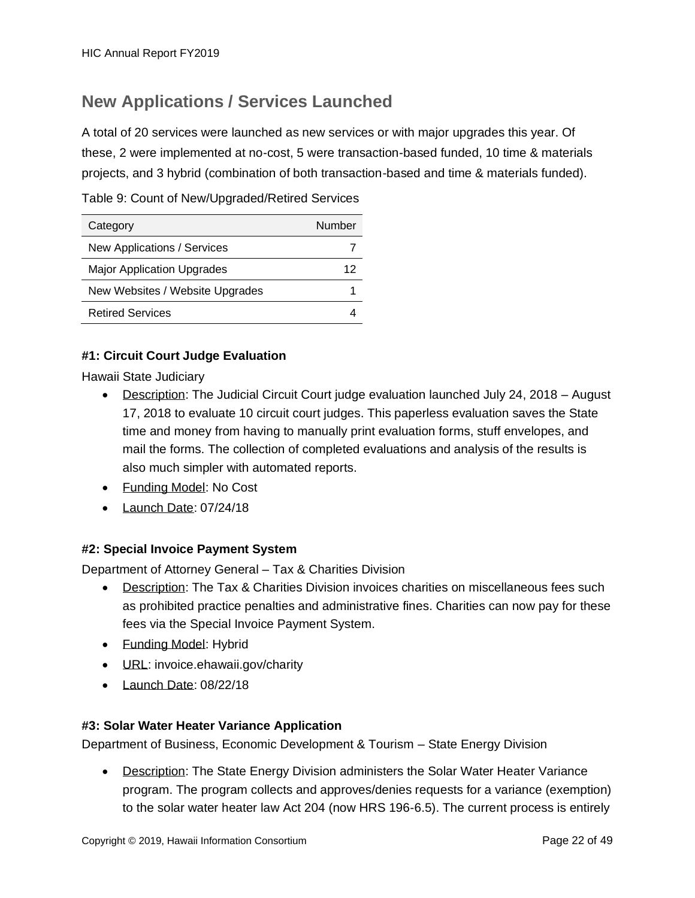## New Applications / Services Launched

A total of 20 services were launched as new services or with major upgrades this year. Of these, 2 were implemented at no-cost, 5 were transaction-based funded, 10 time & materials projects, and 3 hybrid (combination of both transaction-based and time & materials funded).

Table 9: Count of New/Upgraded/Retired Services

| Category | Number |
|---|---:|
| New Applications / Services | 7 |
| Major Application Upgrades | 12 |
| New Websites / Website Upgrades | 1 |
| Retired Services | 4 |

#### #1: Circuit Court Judge Evaluation

Hawaii State Judiciary

- Description: The Judicial Circuit Court judge evaluation launched July 24, 2018 – August 17, 2018 to evaluate 10 circuit court judges. This paperless evaluation saves the State time and money from having to manually print evaluation forms, stuff envelopes, and mail the forms. The collection of completed evaluations and analysis of the results is also much simpler with automated reports.
- Funding Model: No Cost
- Launch Date: 07/24/18

#### #2: Special Invoice Payment System

Department of Attorney General – Tax & Charities Division

- Description: The Tax & Charities Division invoices charities on miscellaneous fees such as prohibited practice penalties and administrative fines. Charities can now pay for these fees via the Special Invoice Payment System.
- Funding Model: Hybrid
- URL: invoice.ehawaii.gov/charity
- Launch Date: 08/22/18

#### #3: Solar Water Heater Variance Application

Department of Business, Economic Development & Tourism – State Energy Division

- Description: The State Energy Division administers the Solar Water Heater Variance program. The program collects and approves/denies requests for a variance (exemption) to the solar water heater law Act 204 (now HRS 196-6.5). The current process is entirely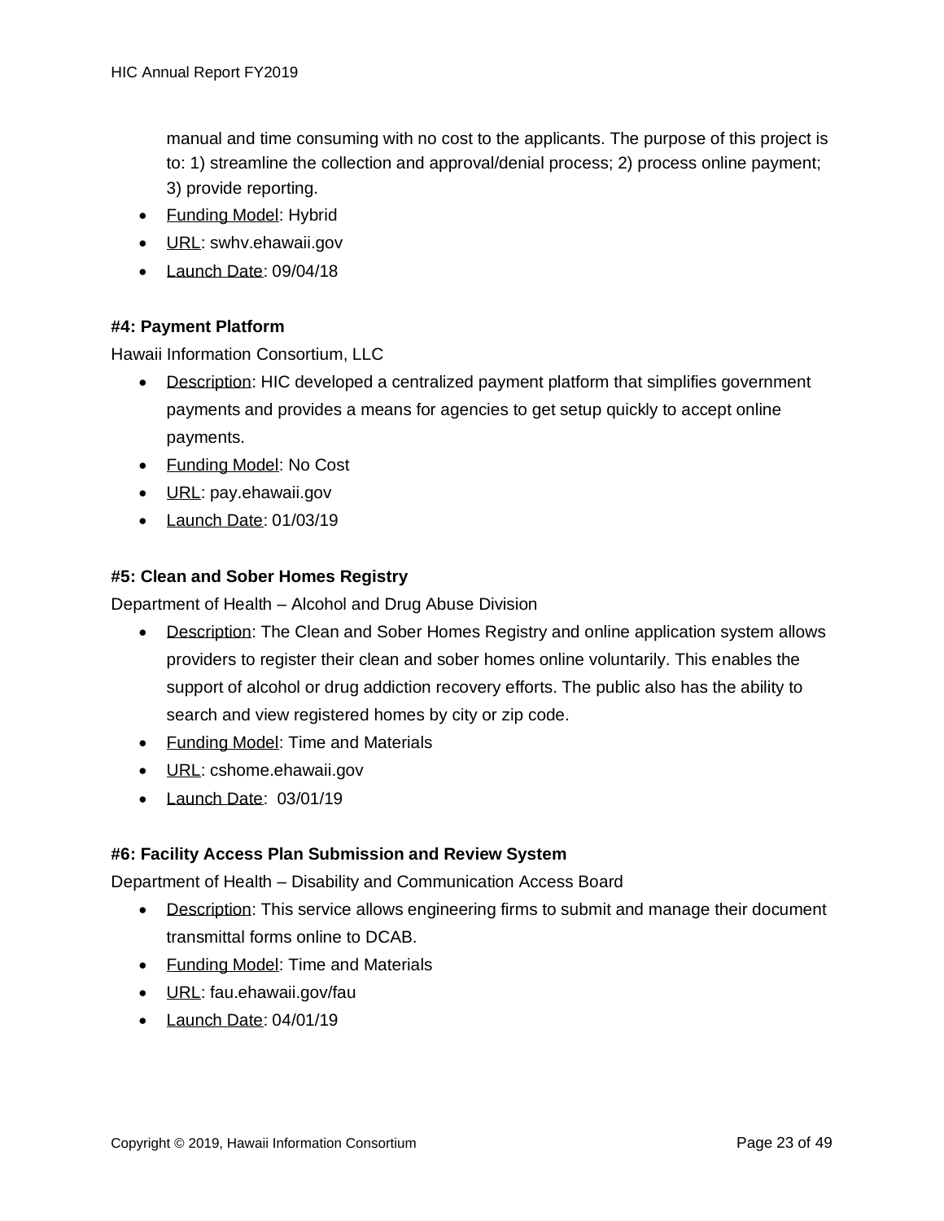manual and time consuming with no cost to the applicants. The purpose of this project is to: 1) streamline the collection and approval/denial process; 2) process online payment; 3) provide reporting.

- Funding Model: Hybrid
- URL: swhv.ehawaii.gov
- Launch Date: 09/04/18

**#4: Payment Platform**

Hawaii Information Consortium, LLC

- Description: HIC developed a centralized payment platform that simplifies government payments and provides a means for agencies to get setup quickly to accept online payments.
- Funding Model: No Cost
- URL: pay.ehawaii.gov
- Launch Date: 01/03/19

**#5: Clean and Sober Homes Registry**

Department of Health – Alcohol and Drug Abuse Division

- Description: The Clean and Sober Homes Registry and online application system allows providers to register their clean and sober homes online voluntarily. This enables the support of alcohol or drug addiction recovery efforts. The public also has the ability to search and view registered homes by city or zip code.
- Funding Model: Time and Materials
- URL: cshome.ehawaii.gov
- Launch Date: 03/01/19

**#6: Facility Access Plan Submission and Review System**

Department of Health – Disability and Communication Access Board

- Description: This service allows engineering firms to submit and manage their document transmittal forms online to DCAB.
- Funding Model: Time and Materials
- URL: fau.ehawaii.gov/fau
- Launch Date: 04/01/19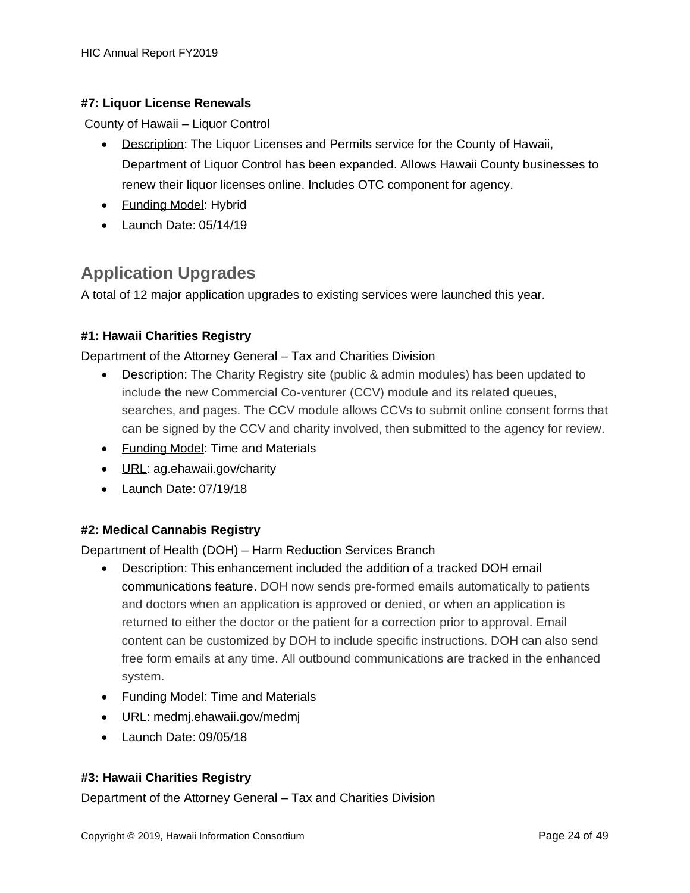#### #7: Liquor License Renewals

County of Hawaii – Liquor Control

- Description: The Liquor Licenses and Permits service for the County of Hawaii, Department of Liquor Control has been expanded. Allows Hawaii County businesses to renew their liquor licenses online. Includes OTC component for agency.
- Funding Model: Hybrid
- Launch Date: 05/14/19

## Application Upgrades

A total of 12 major application upgrades to existing services were launched this year.

#### #1: Hawaii Charities Registry

Department of the Attorney General – Tax and Charities Division

- Description: The Charity Registry site (public & admin modules) has been updated to include the new Commercial Co-venturer (CCV) module and its related queues, searches, and pages. The CCV module allows CCVs to submit online consent forms that can be signed by the CCV and charity involved, then submitted to the agency for review.
- Funding Model: Time and Materials
- URL: ag.ehawaii.gov/charity
- Launch Date: 07/19/18

#### #2: Medical Cannabis Registry

Department of Health (DOH) – Harm Reduction Services Branch

- Description: This enhancement included the addition of a tracked DOH email communications feature. DOH now sends pre-formed emails automatically to patients and doctors when an application is approved or denied, or when an application is returned to either the doctor or the patient for a correction prior to approval. Email content can be customized by DOH to include specific instructions. DOH can also send free form emails at any time. All outbound communications are tracked in the enhanced system.
- Funding Model: Time and Materials
- URL: medmj.ehawaii.gov/medmj
- Launch Date: 09/05/18

#### #3: Hawaii Charities Registry

Department of the Attorney General – Tax and Charities Division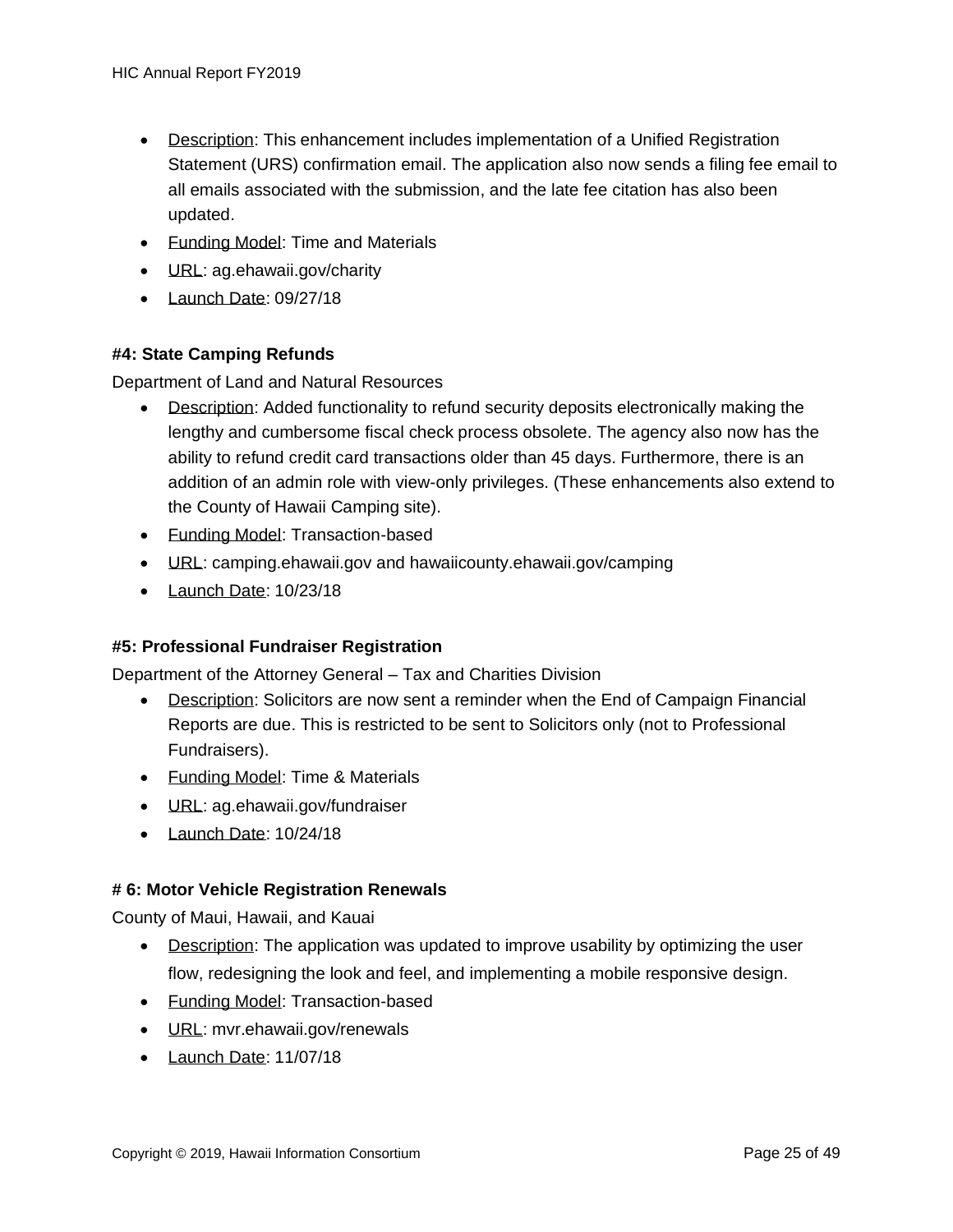- Description: This enhancement includes implementation of a Unified Registration Statement (URS) confirmation email. The application also now sends a filing fee email to all emails associated with the submission, and the late fee citation has also been updated.
- Funding Model: Time and Materials
- URL: ag.ehawaii.gov/charity
- Launch Date: 09/27/18

**#4: State Camping Refunds**

Department of Land and Natural Resources

- Description: Added functionality to refund security deposits electronically making the lengthy and cumbersome fiscal check process obsolete. The agency also now has the ability to refund credit card transactions older than 45 days. Furthermore, there is an addition of an admin role with view-only privileges. (These enhancements also extend to the County of Hawaii Camping site).
- Funding Model: Transaction-based
- URL: camping.ehawaii.gov and hawaiicounty.ehawaii.gov/camping
- Launch Date: 10/23/18

**#5: Professional Fundraiser Registration**

Department of the Attorney General – Tax and Charities Division

- Description: Solicitors are now sent a reminder when the End of Campaign Financial Reports are due. This is restricted to be sent to Solicitors only (not to Professional Fundraisers).
- Funding Model: Time & Materials
- URL: ag.ehawaii.gov/fundraiser
- Launch Date: 10/24/18

**# 6: Motor Vehicle Registration Renewals**

County of Maui, Hawaii, and Kauai

- Description: The application was updated to improve usability by optimizing the user flow, redesigning the look and feel, and implementing a mobile responsive design.
- Funding Model: Transaction-based
- URL: mvr.ehawaii.gov/renewals
- Launch Date: 11/07/18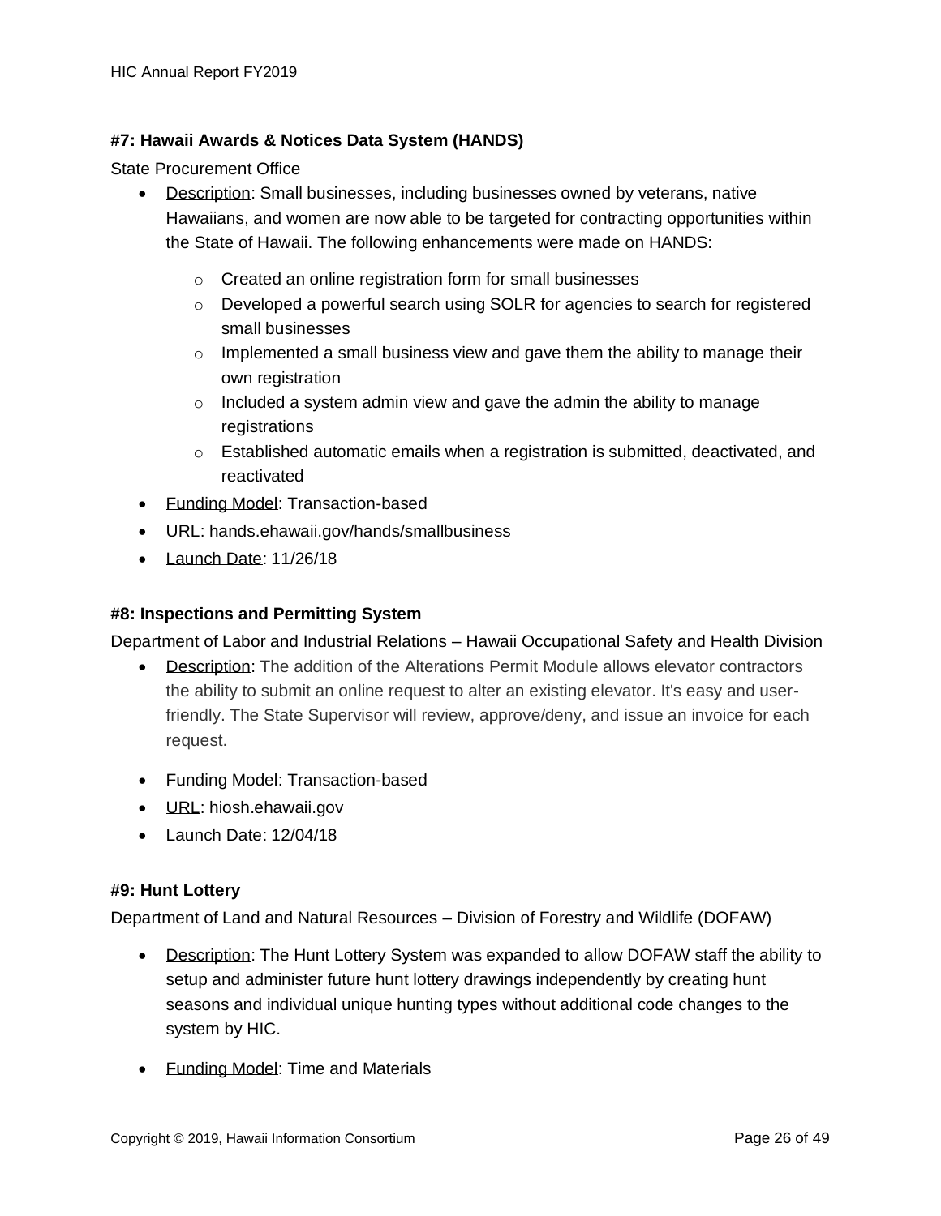#### #7: Hawaii Awards & Notices Data System (HANDS)

State Procurement Office

- Description: Small businesses, including businesses owned by veterans, native Hawaiians, and women are now able to be targeted for contracting opportunities within the State of Hawaii. The following enhancements were made on HANDS:
  - Created an online registration form for small businesses
  - Developed a powerful search using SOLR for agencies to search for registered small businesses
  - Implemented a small business view and gave them the ability to manage their own registration
  - Included a system admin view and gave the admin the ability to manage registrations
  - Established automatic emails when a registration is submitted, deactivated, and reactivated
- Funding Model: Transaction-based
- URL: hands.ehawaii.gov/hands/smallbusiness
- Launch Date: 11/26/18

#### #8: Inspections and Permitting System

Department of Labor and Industrial Relations – Hawaii Occupational Safety and Health Division

- Description: The addition of the Alterations Permit Module allows elevator contractors the ability to submit an online request to alter an existing elevator. It's easy and user-friendly. The State Supervisor will review, approve/deny, and issue an invoice for each request.
- Funding Model: Transaction-based
- URL: hiosh.ehawaii.gov
- Launch Date: 12/04/18

#### #9: Hunt Lottery

Department of Land and Natural Resources – Division of Forestry and Wildlife (DOFAW)

- Description: The Hunt Lottery System was expanded to allow DOFAW staff the ability to setup and administer future hunt lottery drawings independently by creating hunt seasons and individual unique hunting types without additional code changes to the system by HIC.
- Funding Model: Time and Materials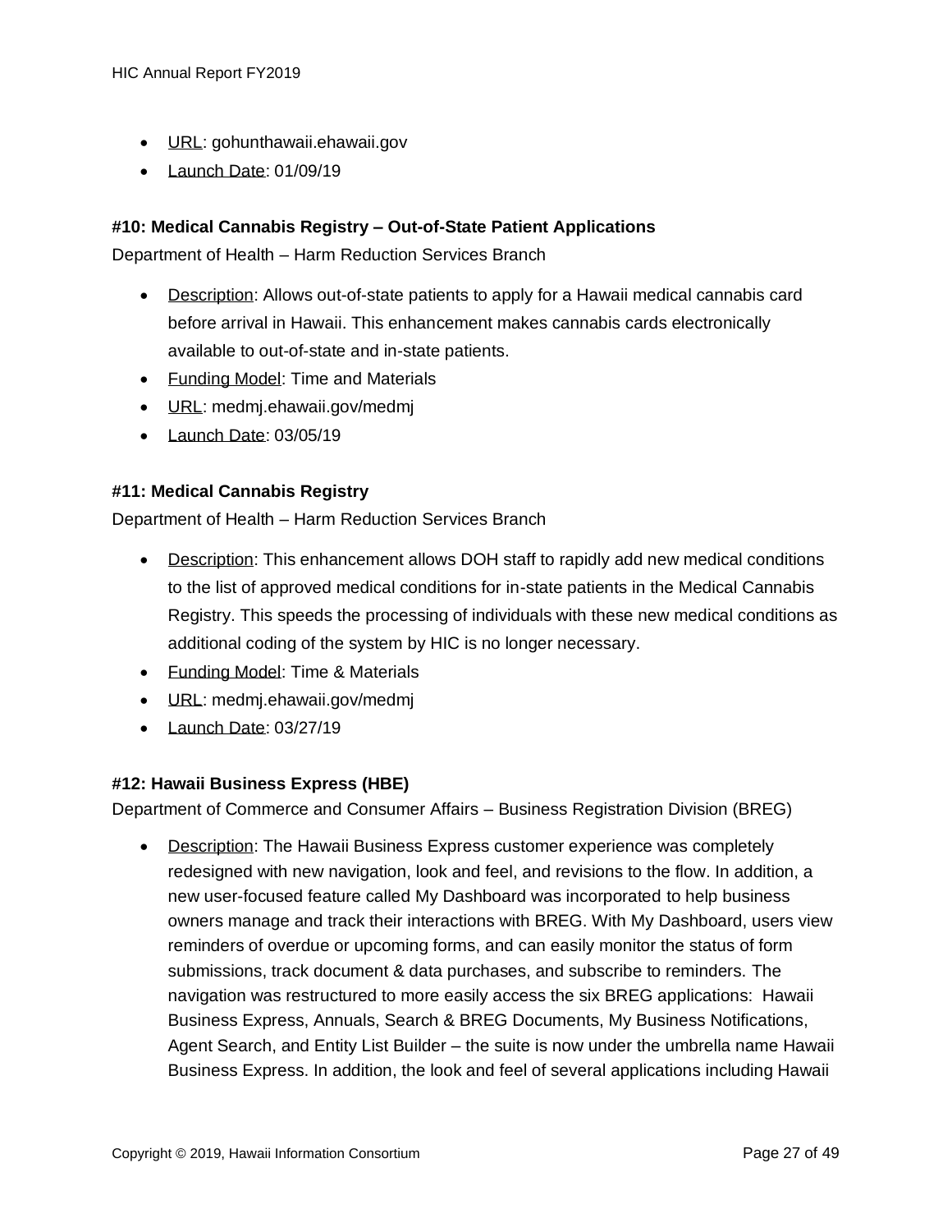- URL: gohunthawaii.ehawaii.gov
- Launch Date: 01/09/19

**#10: Medical Cannabis Registry – Out-of-State Patient Applications**

Department of Health – Harm Reduction Services Branch

- Description: Allows out-of-state patients to apply for a Hawaii medical cannabis card before arrival in Hawaii. This enhancement makes cannabis cards electronically available to out-of-state and in-state patients.
- Funding Model: Time and Materials
- URL: medmj.ehawaii.gov/medmj
- Launch Date: 03/05/19

**#11: Medical Cannabis Registry**

Department of Health – Harm Reduction Services Branch

- Description: This enhancement allows DOH staff to rapidly add new medical conditions to the list of approved medical conditions for in-state patients in the Medical Cannabis Registry. This speeds the processing of individuals with these new medical conditions as additional coding of the system by HIC is no longer necessary.
- Funding Model: Time & Materials
- URL: medmj.ehawaii.gov/medmj
- Launch Date: 03/27/19

**#12: Hawaii Business Express (HBE)**

Department of Commerce and Consumer Affairs – Business Registration Division (BREG)

- Description: The Hawaii Business Express customer experience was completely redesigned with new navigation, look and feel, and revisions to the flow. In addition, a new user-focused feature called My Dashboard was incorporated to help business owners manage and track their interactions with BREG. With My Dashboard, users view reminders of overdue or upcoming forms, and can easily monitor the status of form submissions, track document & data purchases, and subscribe to reminders. The navigation was restructured to more easily access the six BREG applications: Hawaii Business Express, Annuals, Search & BREG Documents, My Business Notifications, Agent Search, and Entity List Builder – the suite is now under the umbrella name Hawaii Business Express. In addition, the look and feel of several applications including Hawaii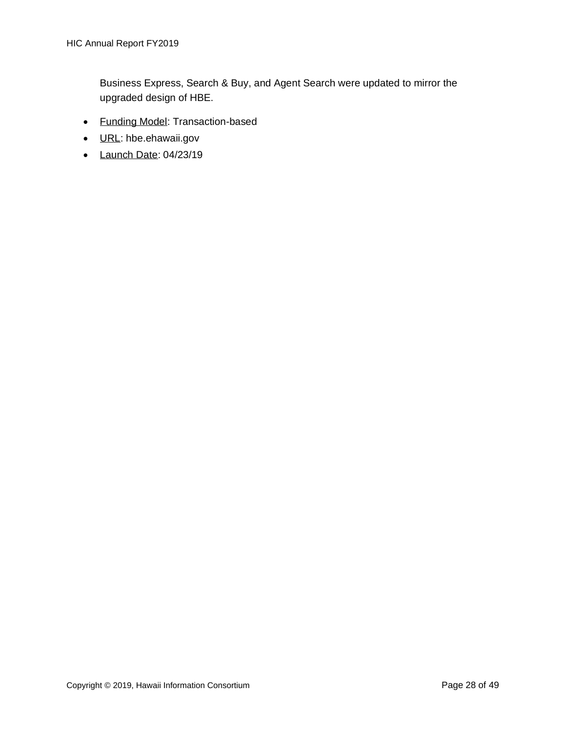Business Express, Search & Buy, and Agent Search were updated to mirror the upgraded design of HBE.

- Funding Model: Transaction-based
- URL: hbe.ehawaii.gov
- Launch Date: 04/23/19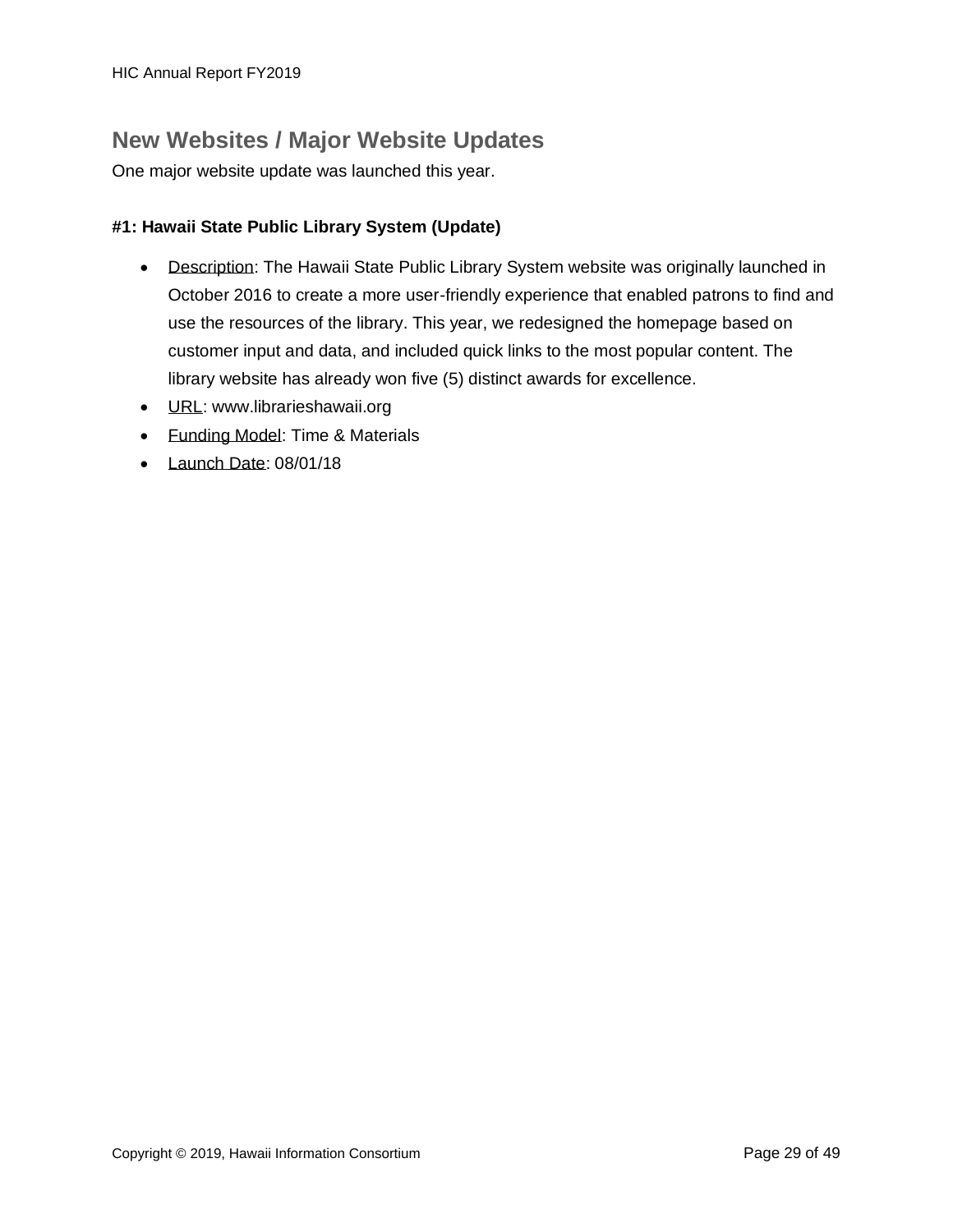## New Websites / Major Website Updates

One major website update was launched this year.

**#1: Hawaii State Public Library System (Update)**

- Description: The Hawaii State Public Library System website was originally launched in October 2016 to create a more user-friendly experience that enabled patrons to find and use the resources of the library. This year, we redesigned the homepage based on customer input and data, and included quick links to the most popular content. The library website has already won five (5) distinct awards for excellence.
- URL: www.librarieshawaii.org
- Funding Model: Time & Materials
- Launch Date: 08/01/18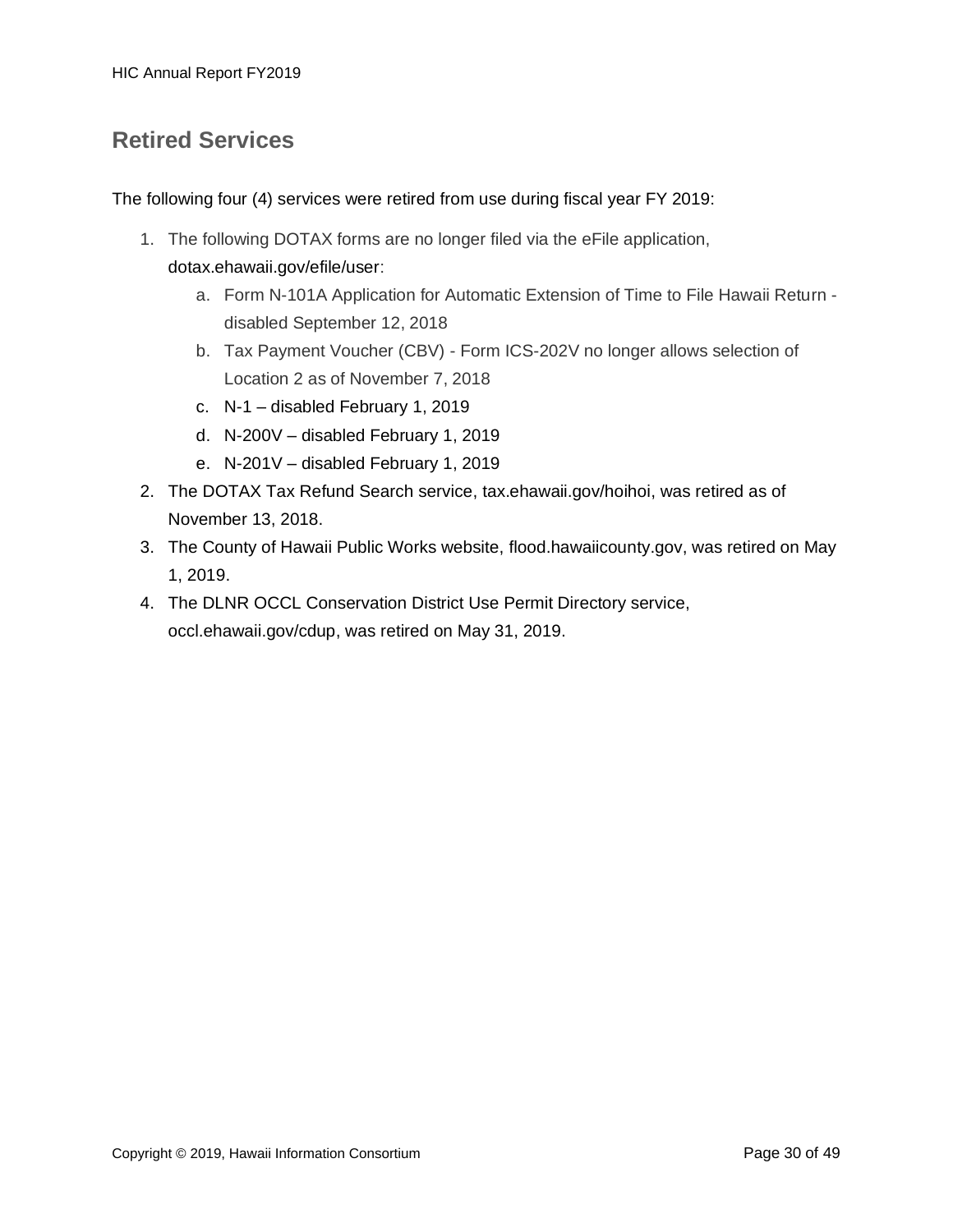## Retired Services

The following four (4) services were retired from use during fiscal year FY 2019:

1. The following DOTAX forms are no longer filed via the eFile application, dotax.ehawaii.gov/efile/user:
    a. Form N-101A Application for Automatic Extension of Time to File Hawaii Return - disabled September 12, 2018
    b. Tax Payment Voucher (CBV) - Form ICS-202V no longer allows selection of Location 2 as of November 7, 2018
    c. N-1 – disabled February 1, 2019
    d. N-200V – disabled February 1, 2019
    e. N-201V – disabled February 1, 2019
2. The DOTAX Tax Refund Search service, tax.ehawaii.gov/hoihoi, was retired as of November 13, 2018.
3. The County of Hawaii Public Works website, flood.hawaiicounty.gov, was retired on May 1, 2019.
4. The DLNR OCCL Conservation District Use Permit Directory service, occl.ehawaii.gov/cdup, was retired on May 31, 2019.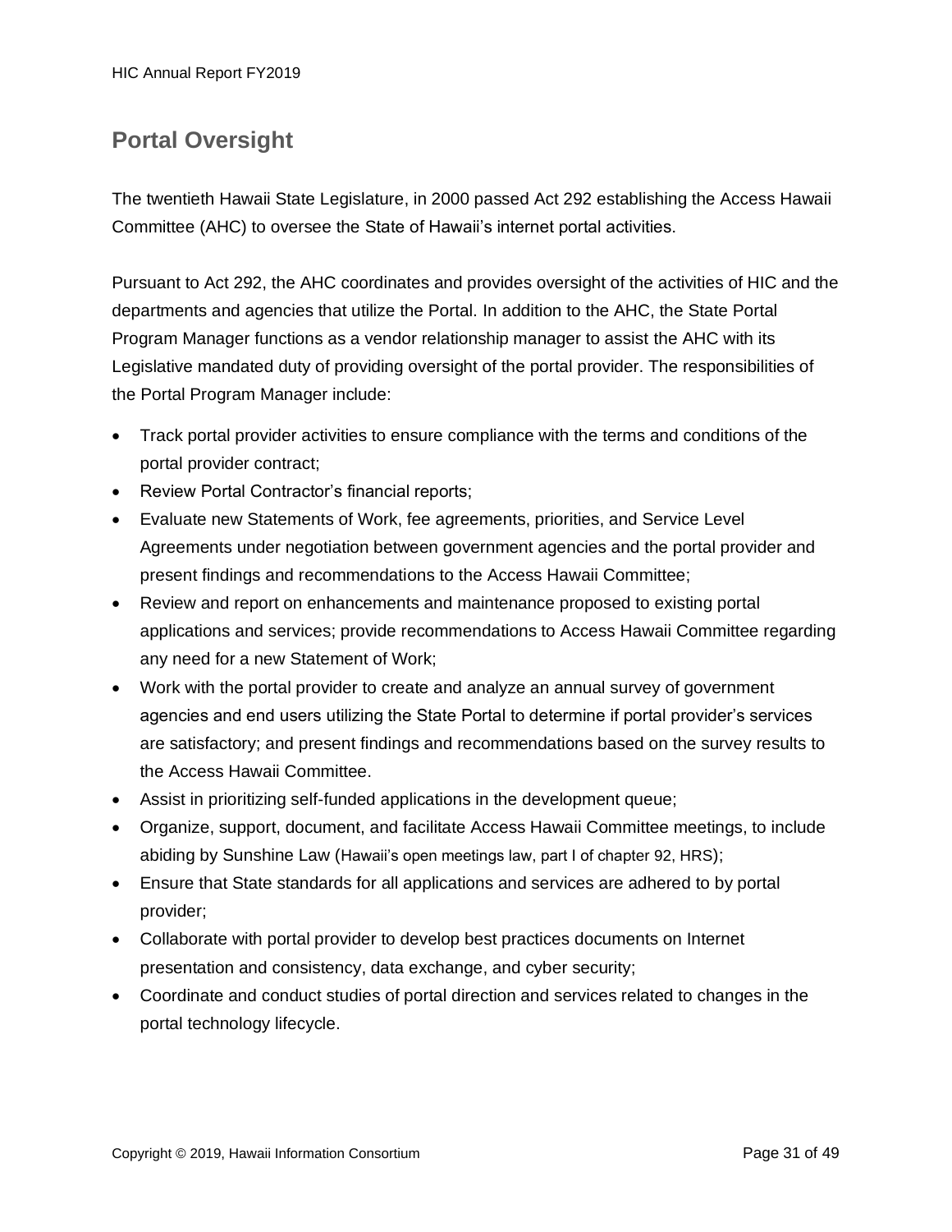## Portal Oversight

The twentieth Hawaii State Legislature, in 2000 passed Act 292 establishing the Access Hawaii Committee (AHC) to oversee the State of Hawaii's internet portal activities.

Pursuant to Act 292, the AHC coordinates and provides oversight of the activities of HIC and the departments and agencies that utilize the Portal. In addition to the AHC, the State Portal Program Manager functions as a vendor relationship manager to assist the AHC with its Legislative mandated duty of providing oversight of the portal provider. The responsibilities of the Portal Program Manager include:

- Track portal provider activities to ensure compliance with the terms and conditions of the portal provider contract;
- Review Portal Contractor's financial reports;
- Evaluate new Statements of Work, fee agreements, priorities, and Service Level Agreements under negotiation between government agencies and the portal provider and present findings and recommendations to the Access Hawaii Committee;
- Review and report on enhancements and maintenance proposed to existing portal applications and services; provide recommendations to Access Hawaii Committee regarding any need for a new Statement of Work;
- Work with the portal provider to create and analyze an annual survey of government agencies and end users utilizing the State Portal to determine if portal provider's services are satisfactory; and present findings and recommendations based on the survey results to the Access Hawaii Committee.
- Assist in prioritizing self-funded applications in the development queue;
- Organize, support, document, and facilitate Access Hawaii Committee meetings, to include abiding by Sunshine Law (Hawaii's open meetings law, part I of chapter 92, HRS);
- Ensure that State standards for all applications and services are adhered to by portal provider;
- Collaborate with portal provider to develop best practices documents on Internet presentation and consistency, data exchange, and cyber security;
- Coordinate and conduct studies of portal direction and services related to changes in the portal technology lifecycle.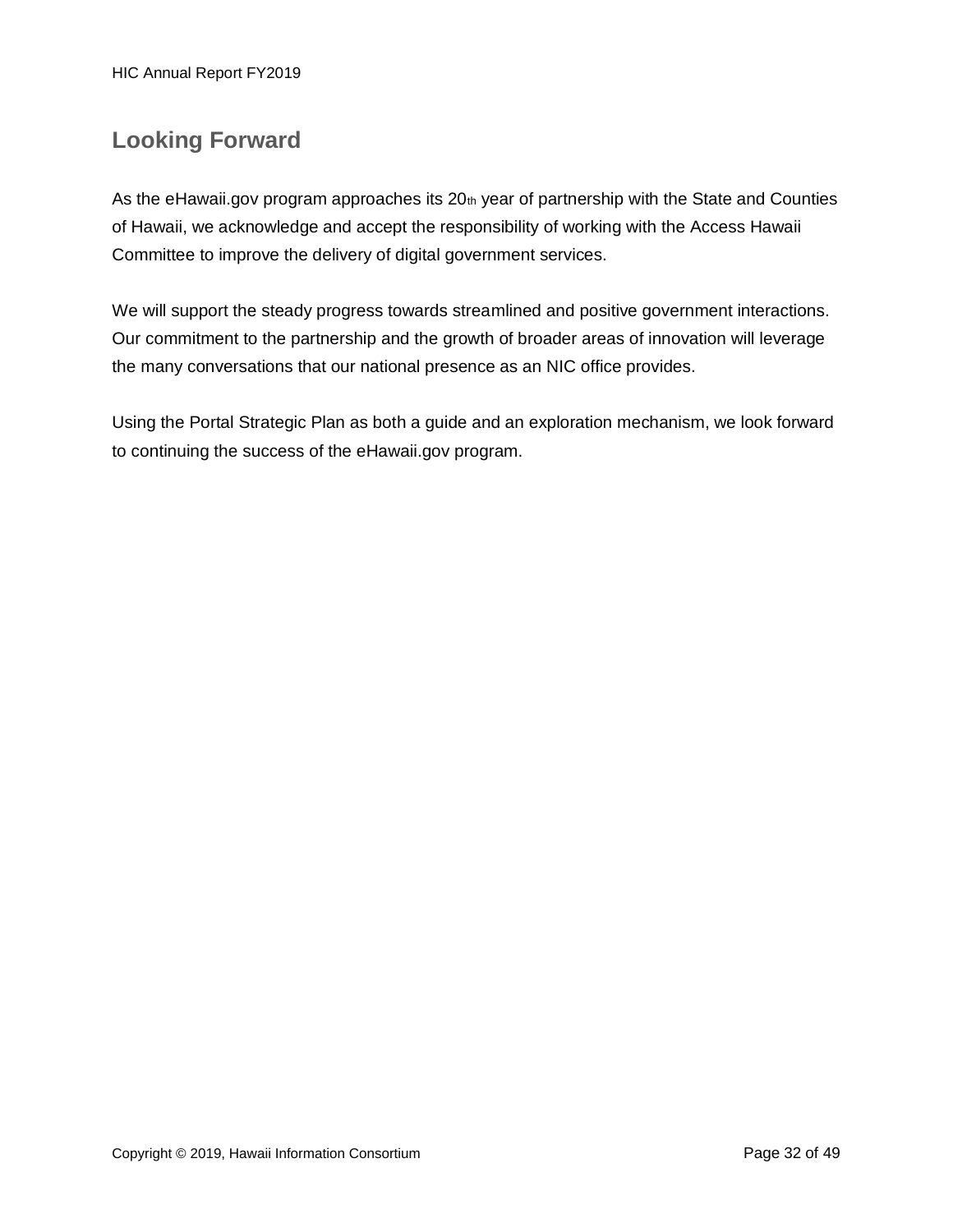## Looking Forward

As the eHawaii.gov program approaches its 20th year of partnership with the State and Counties of Hawaii, we acknowledge and accept the responsibility of working with the Access Hawaii Committee to improve the delivery of digital government services.

We will support the steady progress towards streamlined and positive government interactions. Our commitment to the partnership and the growth of broader areas of innovation will leverage the many conversations that our national presence as an NIC office provides.

Using the Portal Strategic Plan as both a guide and an exploration mechanism, we look forward to continuing the success of the eHawaii.gov program.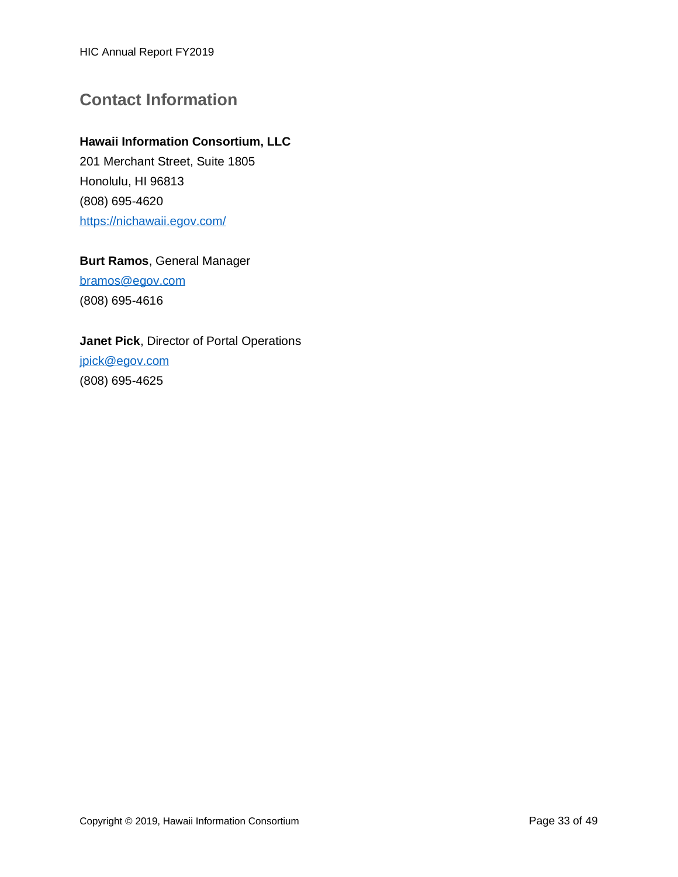## Contact Information

**Hawaii Information Consortium, LLC**
201 Merchant Street, Suite 1805
Honolulu, HI 96813
(808) 695-4620
https://nichawaii.egov.com/

**Burt Ramos**, General Manager
bramos@egov.com
(808) 695-4616

**Janet Pick**, Director of Portal Operations
jpick@egov.com
(808) 695-4625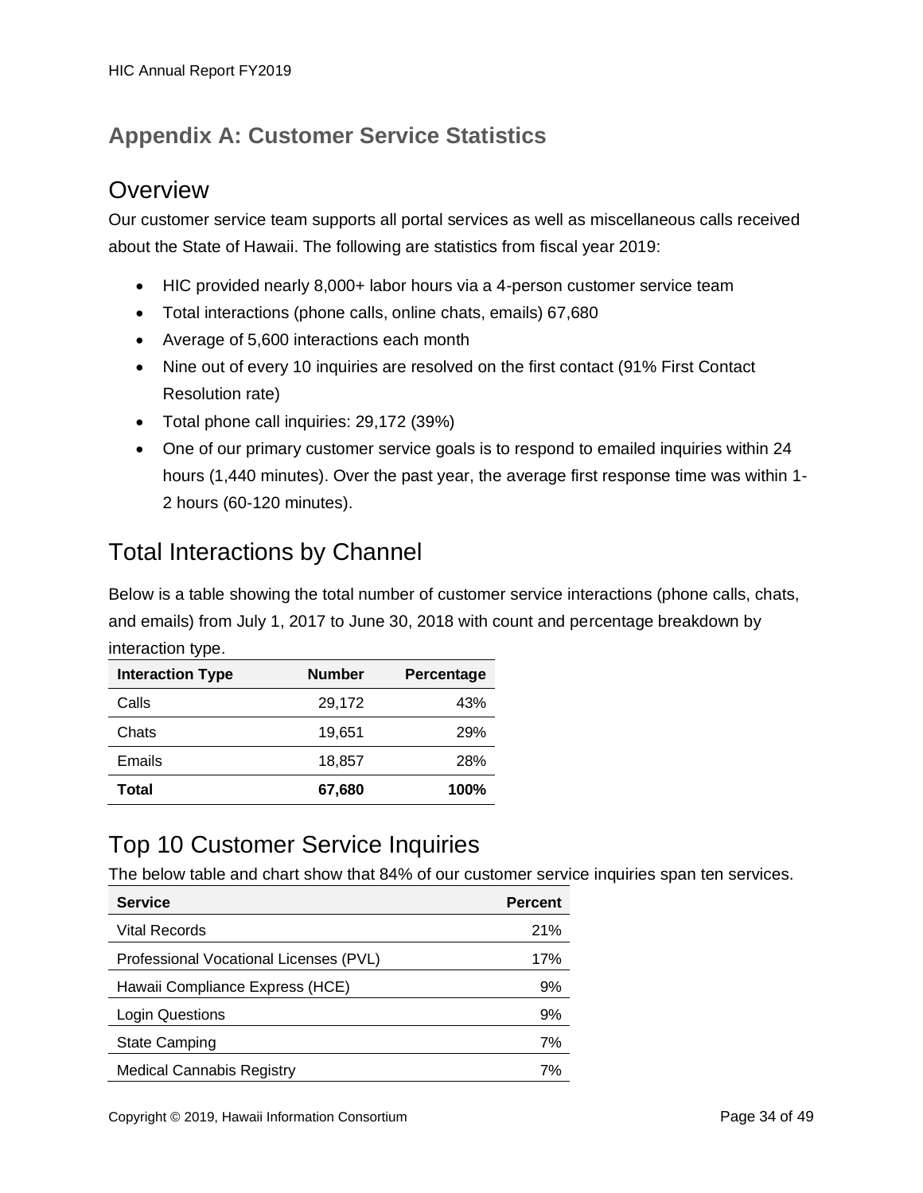## Appendix A: Customer Service Statistics

# Overview

Our customer service team supports all portal services as well as miscellaneous calls received about the State of Hawaii. The following are statistics from fiscal year 2019:

- HIC provided nearly 8,000+ labor hours via a 4-person customer service team
- Total interactions (phone calls, online chats, emails) 67,680
- Average of 5,600 interactions each month
- Nine out of every 10 inquiries are resolved on the first contact (91% First Contact Resolution rate)
- Total phone call inquiries: 29,172 (39%)
- One of our primary customer service goals is to respond to emailed inquiries within 24 hours (1,440 minutes). Over the past year, the average first response time was within 1-2 hours (60-120 minutes).

# Total Interactions by Channel

Below is a table showing the total number of customer service interactions (phone calls, chats, and emails) from July 1, 2017 to June 30, 2018 with count and percentage breakdown by interaction type.

| Interaction Type | Number | Percentage |
|---|---:|---:|
| Calls | 29,172 | 43% |
| Chats | 19,651 | 29% |
| Emails | 18,857 | 28% |
| **Total** | **67,680** | **100%** |

# Top 10 Customer Service Inquiries

The below table and chart show that 84% of our customer service inquiries span ten services.

| Service | Percent |
|---|---:|
| Vital Records | 21% |
| Professional Vocational Licenses (PVL) | 17% |
| Hawaii Compliance Express (HCE) | 9% |
| Login Questions | 9% |
| State Camping | 7% |
| Medical Cannabis Registry | 7% |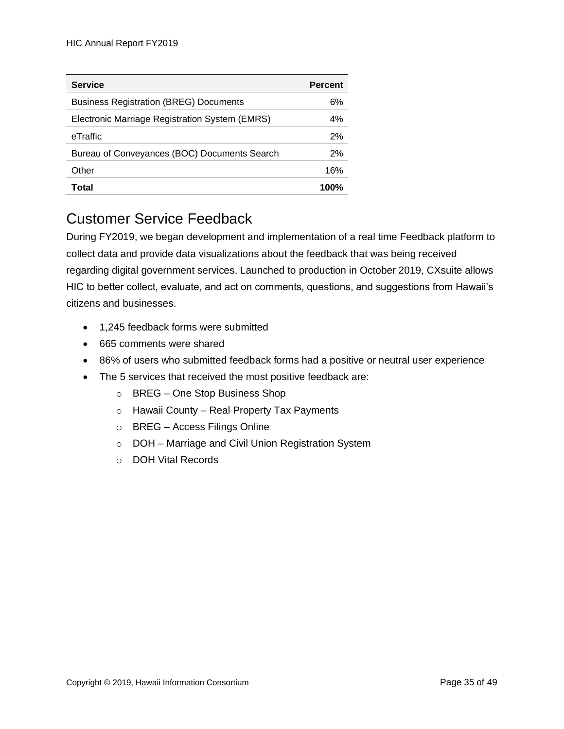| Service | Percent |
| --- | ---: |
| Business Registration (BREG) Documents | 6% |
| Electronic Marriage Registration System (EMRS) | 4% |
| eTraffic | 2% |
| Bureau of Conveyances (BOC) Documents Search | 2% |
| Other | 16% |
| **Total** | **100%** |

## Customer Service Feedback

During FY2019, we began development and implementation of a real time Feedback platform to collect data and provide data visualizations about the feedback that was being received regarding digital government services. Launched to production in October 2019, CXsuite allows HIC to better collect, evaluate, and act on comments, questions, and suggestions from Hawaii's citizens and businesses.

- 1,245 feedback forms were submitted
- 665 comments were shared
- 86% of users who submitted feedback forms had a positive or neutral user experience
- The 5 services that received the most positive feedback are:
  - BREG – One Stop Business Shop
  - Hawaii County – Real Property Tax Payments
  - BREG – Access Filings Online
  - DOH – Marriage and Civil Union Registration System
  - DOH Vital Records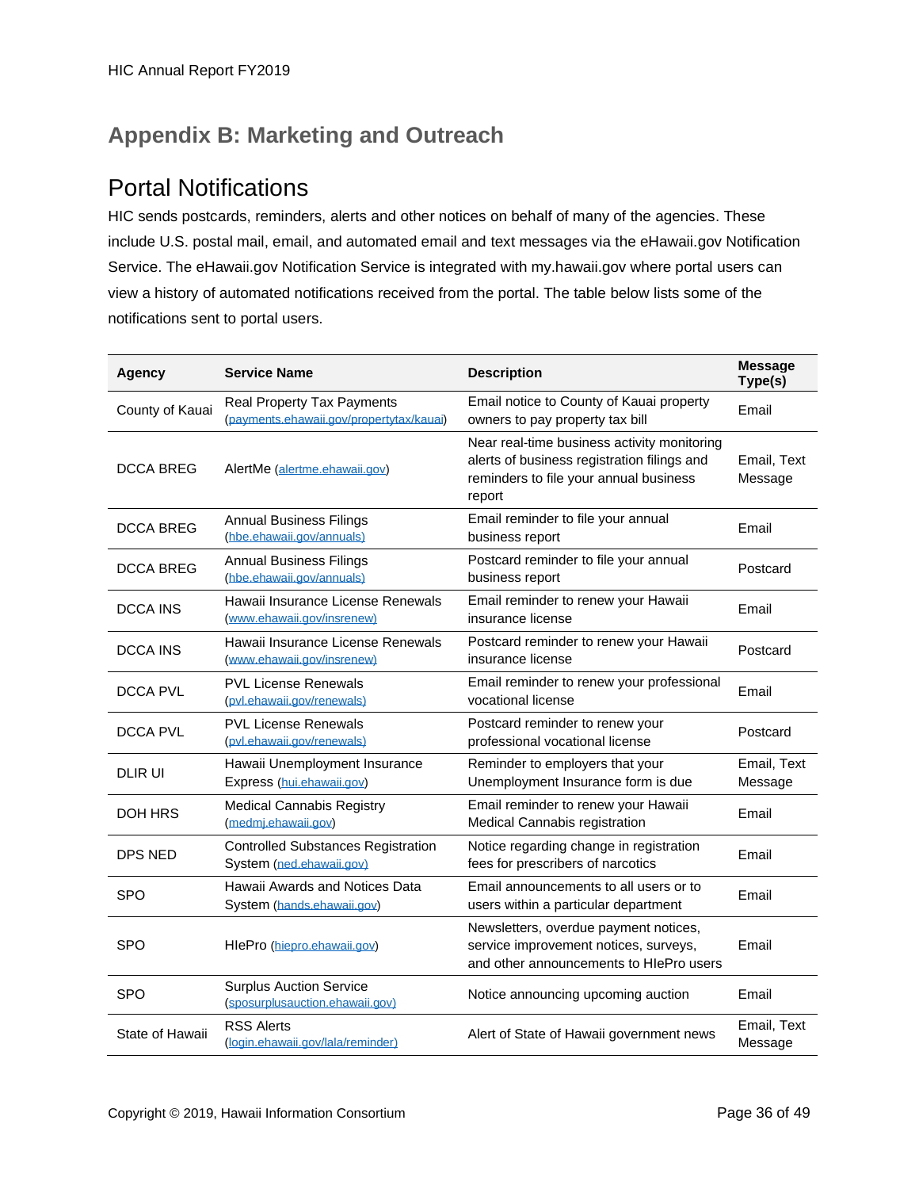## Appendix B: Marketing and Outreach

### Portal Notifications

HIC sends postcards, reminders, alerts and other notices on behalf of many of the agencies. These include U.S. postal mail, email, and automated email and text messages via the eHawaii.gov Notification Service. The eHawaii.gov Notification Service is integrated with my.hawaii.gov where portal users can view a history of automated notifications received from the portal. The table below lists some of the notifications sent to portal users.

| Agency | Service Name | Description | Message Type(s) |
|---|---|---|---|
| County of Kauai | Real Property Tax Payments (payments.ehawaii.gov/propertytax/kauai) | Email notice to County of Kauai property owners to pay property tax bill | Email |
| DCCA BREG | AlertMe (alertme.ehawaii.gov) | Near real-time business activity monitoring alerts of business registration filings and reminders to file your annual business report | Email, Text Message |
| DCCA BREG | Annual Business Filings (hbe.ehawaii.gov/annuals) | Email reminder to file your annual business report | Email |
| DCCA BREG | Annual Business Filings (hbe.ehawaii.gov/annuals) | Postcard reminder to file your annual business report | Postcard |
| DCCA INS | Hawaii Insurance License Renewals (www.ehawaii.gov/insrenew) | Email reminder to renew your Hawaii insurance license | Email |
| DCCA INS | Hawaii Insurance License Renewals (www.ehawaii.gov/insrenew) | Postcard reminder to renew your Hawaii insurance license | Postcard |
| DCCA PVL | PVL License Renewals (pvl.ehawaii.gov/renewals) | Email reminder to renew your professional vocational license | Email |
| DCCA PVL | PVL License Renewals (pvl.ehawaii.gov/renewals) | Postcard reminder to renew your professional vocational license | Postcard |
| DLIR UI | Hawaii Unemployment Insurance Express (hui.ehawaii.gov) | Reminder to employers that your Unemployment Insurance form is due | Email, Text Message |
| DOH HRS | Medical Cannabis Registry (medmj.ehawaii.gov) | Email reminder to renew your Hawaii Medical Cannabis registration | Email |
| DPS NED | Controlled Substances Registration System (ned.ehawaii.gov) | Notice regarding change in registration fees for prescribers of narcotics | Email |
| SPO | Hawaii Awards and Notices Data System (hands.ehawaii.gov) | Email announcements to all users or to users within a particular department | Email |
| SPO | HIePro (hiepro.ehawaii.gov) | Newsletters, overdue payment notices, service improvement notices, surveys, and other announcements to HIePro users | Email |
| SPO | Surplus Auction Service (sposurplusauction.ehawaii.gov) | Notice announcing upcoming auction | Email |
| State of Hawaii | RSS Alerts (login.ehawaii.gov/lala/reminder) | Alert of State of Hawaii government news | Email, Text Message |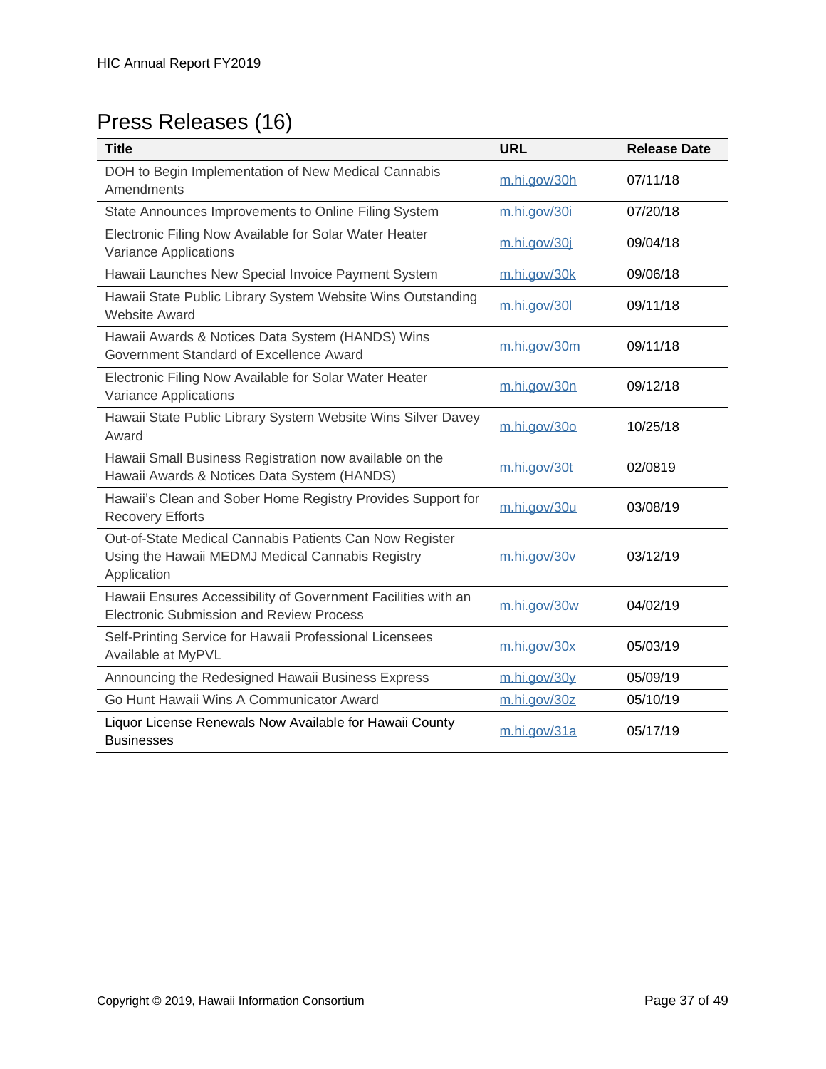## Press Releases (16)

| Title | URL | Release Date |
|---|---|---|
| DOH to Begin Implementation of New Medical Cannabis Amendments | m.hi.gov/30h | 07/11/18 |
| State Announces Improvements to Online Filing System | m.hi.gov/30i | 07/20/18 |
| Electronic Filing Now Available for Solar Water Heater Variance Applications | m.hi.gov/30j | 09/04/18 |
| Hawaii Launches New Special Invoice Payment System | m.hi.gov/30k | 09/06/18 |
| Hawaii State Public Library System Website Wins Outstanding Website Award | m.hi.gov/30l | 09/11/18 |
| Hawaii Awards & Notices Data System (HANDS) Wins Government Standard of Excellence Award | m.hi.gov/30m | 09/11/18 |
| Electronic Filing Now Available for Solar Water Heater Variance Applications | m.hi.gov/30n | 09/12/18 |
| Hawaii State Public Library System Website Wins Silver Davey Award | m.hi.gov/30o | 10/25/18 |
| Hawaii Small Business Registration now available on the Hawaii Awards & Notices Data System (HANDS) | m.hi.gov/30t | 02/0819 |
| Hawaii's Clean and Sober Home Registry Provides Support for Recovery Efforts | m.hi.gov/30u | 03/08/19 |
| Out-of-State Medical Cannabis Patients Can Now Register Using the Hawaii MEDMJ Medical Cannabis Registry Application | m.hi.gov/30v | 03/12/19 |
| Hawaii Ensures Accessibility of Government Facilities with an Electronic Submission and Review Process | m.hi.gov/30w | 04/02/19 |
| Self-Printing Service for Hawaii Professional Licensees Available at MyPVL | m.hi.gov/30x | 05/03/19 |
| Announcing the Redesigned Hawaii Business Express | m.hi.gov/30y | 05/09/19 |
| Go Hunt Hawaii Wins A Communicator Award | m.hi.gov/30z | 05/10/19 |
| Liquor License Renewals Now Available for Hawaii County Businesses | m.hi.gov/31a | 05/17/19 |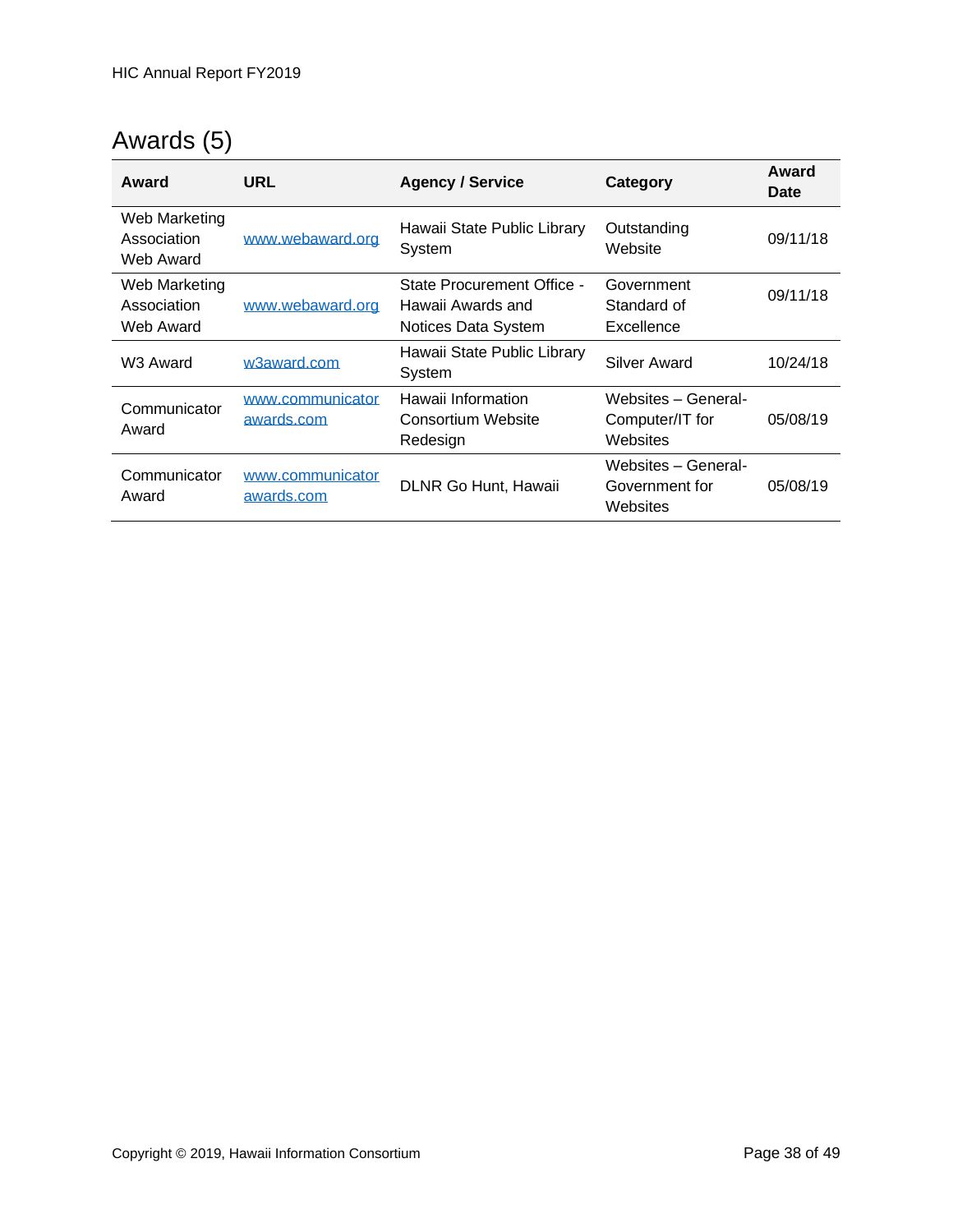## Awards (5)

| Award | URL | Agency / Service | Category | Award Date |
|---|---|---|---|---|
| Web Marketing Association Web Award | www.webaward.org | Hawaii State Public Library System | Outstanding Website | 09/11/18 |
| Web Marketing Association Web Award | www.webaward.org | State Procurement Office - Hawaii Awards and Notices Data System | Government Standard of Excellence | 09/11/18 |
| W3 Award | w3award.com | Hawaii State Public Library System | Silver Award | 10/24/18 |
| Communicator Award | www.communicatorawards.com | Hawaii Information Consortium Website Redesign | Websites – General-Computer/IT for Websites | 05/08/19 |
| Communicator Award | www.communicatorawards.com | DLNR Go Hunt, Hawaii | Websites – General-Government for Websites | 05/08/19 |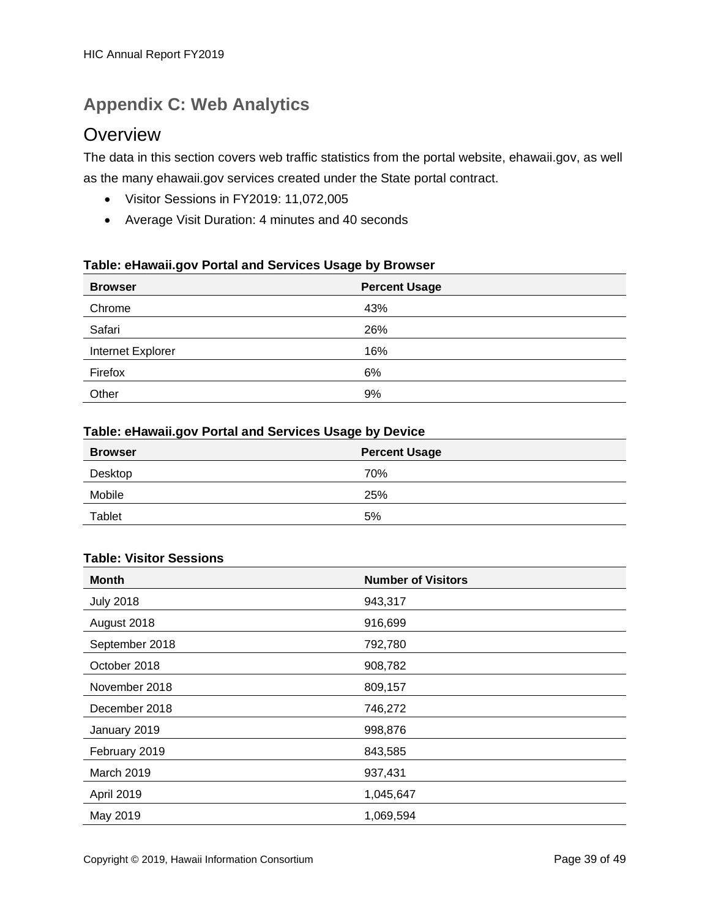## Appendix C: Web Analytics

### Overview

The data in this section covers web traffic statistics from the portal website, ehawaii.gov, as well as the many ehawaii.gov services created under the State portal contract.

- Visitor Sessions in FY2019: 11,072,005
- Average Visit Duration: 4 minutes and 40 seconds

**Table: eHawaii.gov Portal and Services Usage by Browser**

| Browser | Percent Usage |
|---|---|
| Chrome | 43% |
| Safari | 26% |
| Internet Explorer | 16% |
| Firefox | 6% |
| Other | 9% |

**Table: eHawaii.gov Portal and Services Usage by Device**

| Browser | Percent Usage |
|---|---|
| Desktop | 70% |
| Mobile | 25% |
| Tablet | 5% |

**Table: Visitor Sessions**

| Month | Number of Visitors |
|---|---|
| July 2018 | 943,317 |
| August 2018 | 916,699 |
| September 2018 | 792,780 |
| October 2018 | 908,782 |
| November 2018 | 809,157 |
| December 2018 | 746,272 |
| January 2019 | 998,876 |
| February 2019 | 843,585 |
| March 2019 | 937,431 |
| April 2019 | 1,045,647 |
| May 2019 | 1,069,594 |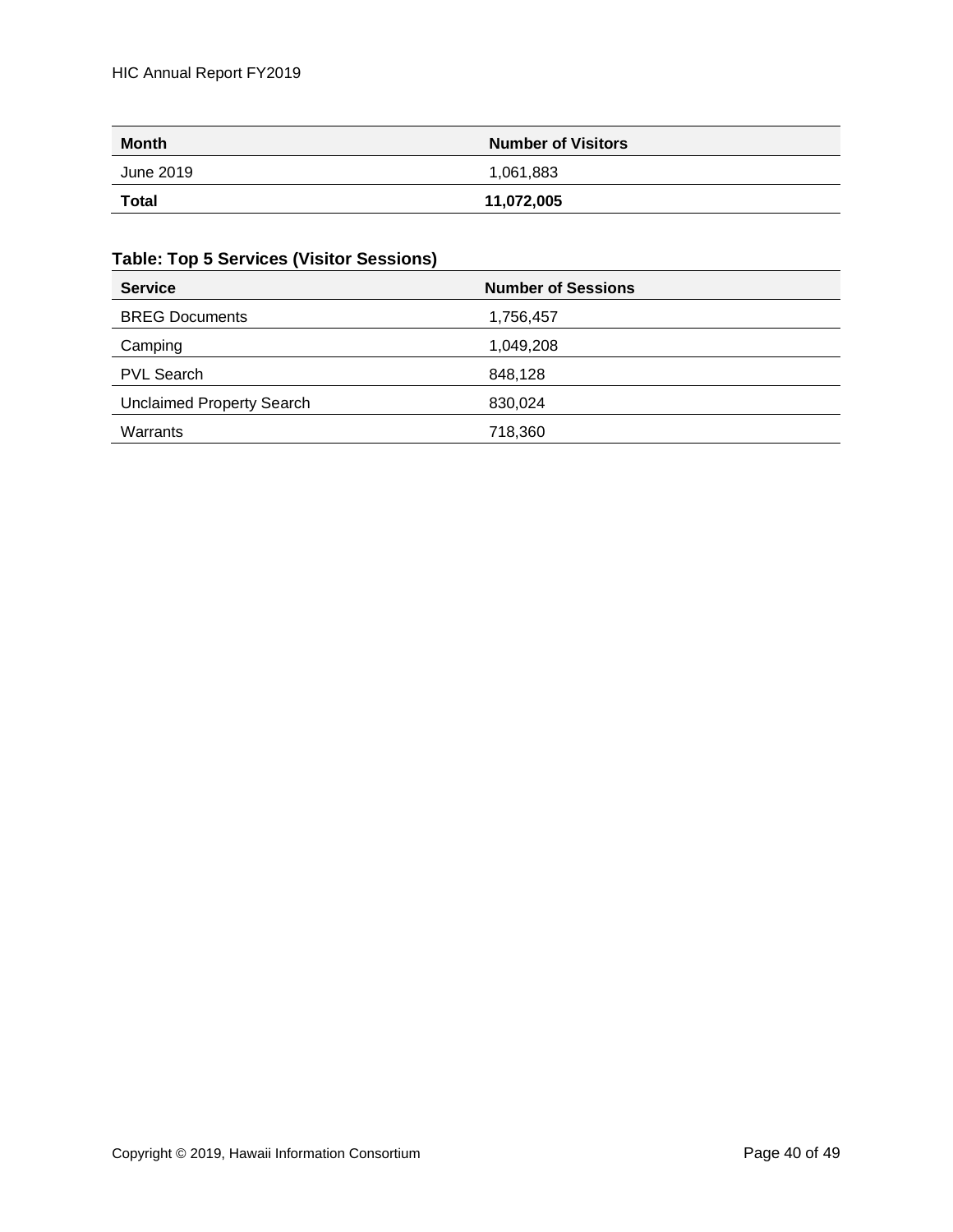| Month | Number of Visitors |
|---|---|
| June 2019 | 1,061,883 |
| **Total** | **11,072,005** |

**Table: Top 5 Services (Visitor Sessions)**

| Service | Number of Sessions |
|---|---|
| BREG Documents | 1,756,457 |
| Camping | 1,049,208 |
| PVL Search | 848,128 |
| Unclaimed Property Search | 830,024 |
| Warrants | 718,360 |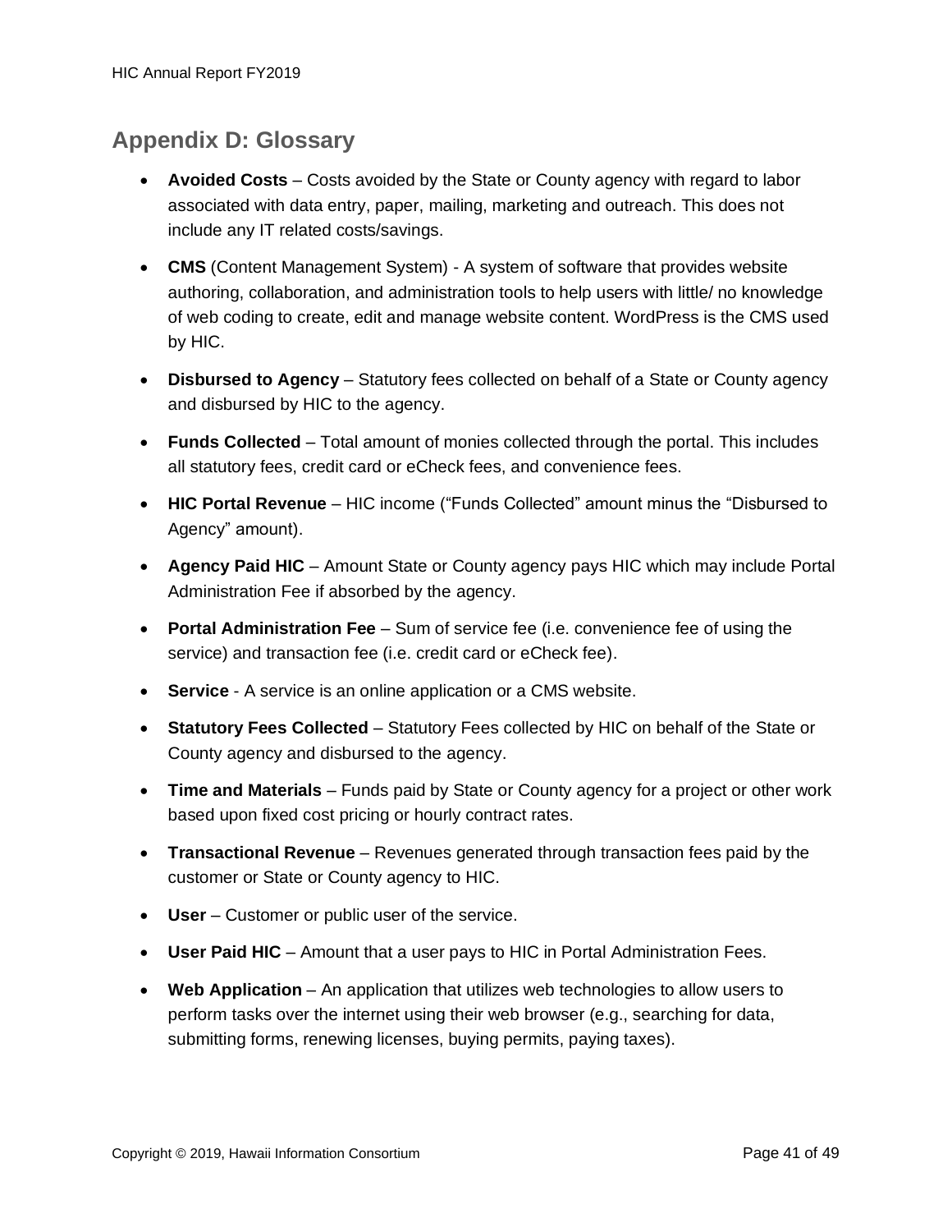## Appendix D: Glossary

- **Avoided Costs** – Costs avoided by the State or County agency with regard to labor associated with data entry, paper, mailing, marketing and outreach. This does not include any IT related costs/savings.
- **CMS** (Content Management System) - A system of software that provides website authoring, collaboration, and administration tools to help users with little/ no knowledge of web coding to create, edit and manage website content. WordPress is the CMS used by HIC.
- **Disbursed to Agency** – Statutory fees collected on behalf of a State or County agency and disbursed by HIC to the agency.
- **Funds Collected** – Total amount of monies collected through the portal. This includes all statutory fees, credit card or eCheck fees, and convenience fees.
- **HIC Portal Revenue** – HIC income ("Funds Collected" amount minus the "Disbursed to Agency" amount).
- **Agency Paid HIC** – Amount State or County agency pays HIC which may include Portal Administration Fee if absorbed by the agency.
- **Portal Administration Fee** – Sum of service fee (i.e. convenience fee of using the service) and transaction fee (i.e. credit card or eCheck fee).
- **Service** - A service is an online application or a CMS website.
- **Statutory Fees Collected** – Statutory Fees collected by HIC on behalf of the State or County agency and disbursed to the agency.
- **Time and Materials** – Funds paid by State or County agency for a project or other work based upon fixed cost pricing or hourly contract rates.
- **Transactional Revenue** – Revenues generated through transaction fees paid by the customer or State or County agency to HIC.
- **User** – Customer or public user of the service.
- **User Paid HIC** – Amount that a user pays to HIC in Portal Administration Fees.
- **Web Application** – An application that utilizes web technologies to allow users to perform tasks over the internet using their web browser (e.g., searching for data, submitting forms, renewing licenses, buying permits, paying taxes).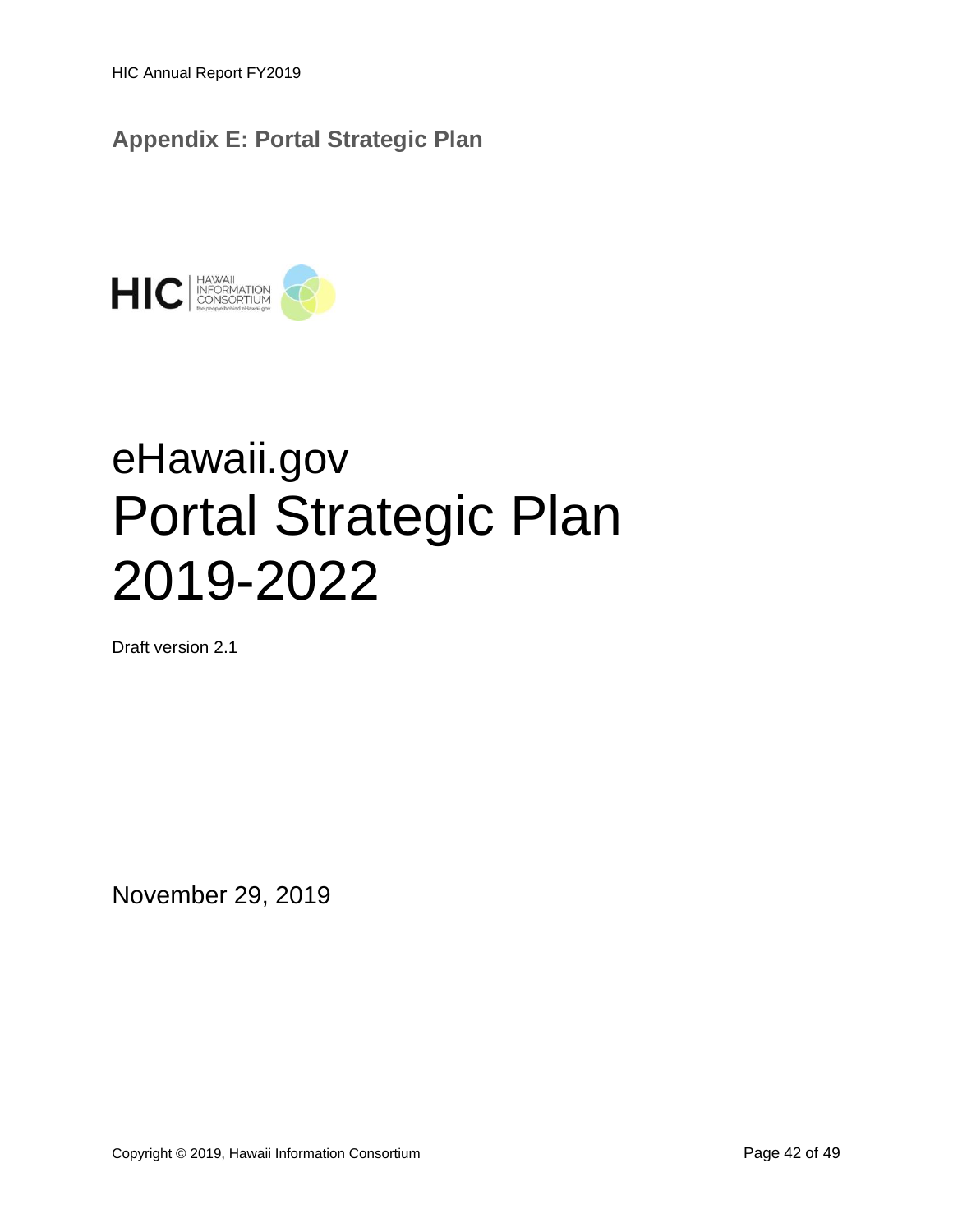## Appendix E: Portal Strategic Plan

HIC | HAWAII INFORMATION CONSORTIUM the people behind eHawaii.gov

# eHawaii.gov Portal Strategic Plan 2019-2022

Draft version 2.1

November 29, 2019

Copyright © 2019, Hawaii Information Consortium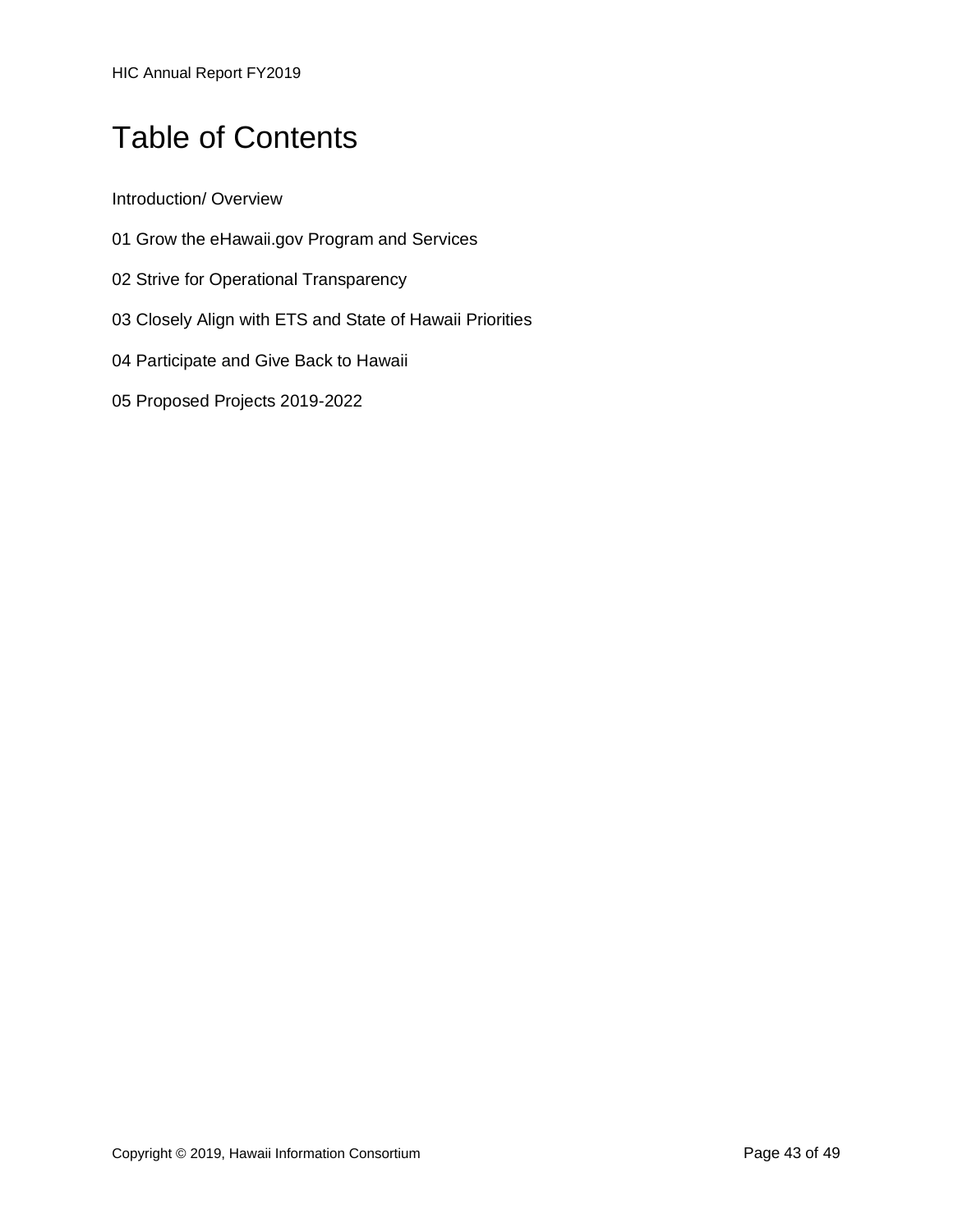# Table of Contents

Introduction/ Overview

01 Grow the eHawaii.gov Program and Services

02 Strive for Operational Transparency

03 Closely Align with ETS and State of Hawaii Priorities

04 Participate and Give Back to Hawaii

05 Proposed Projects 2019-2022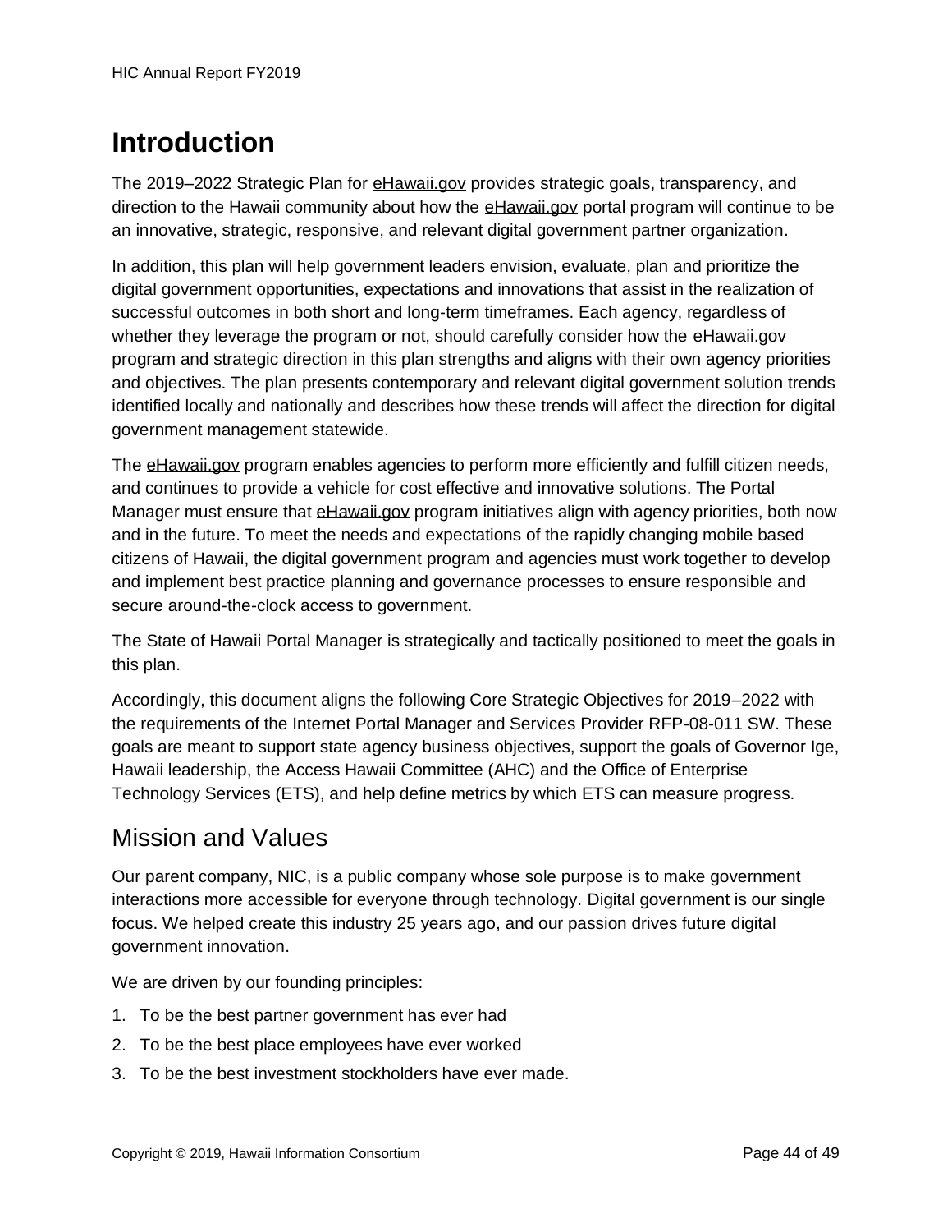# Introduction

The 2019–2022 Strategic Plan for eHawaii.gov provides strategic goals, transparency, and direction to the Hawaii community about how the eHawaii.gov portal program will continue to be an innovative, strategic, responsive, and relevant digital government partner organization.

In addition, this plan will help government leaders envision, evaluate, plan and prioritize the digital government opportunities, expectations and innovations that assist in the realization of successful outcomes in both short and long-term timeframes. Each agency, regardless of whether they leverage the program or not, should carefully consider how the eHawaii.gov program and strategic direction in this plan strengths and aligns with their own agency priorities and objectives. The plan presents contemporary and relevant digital government solution trends identified locally and nationally and describes how these trends will affect the direction for digital government management statewide.

The eHawaii.gov program enables agencies to perform more efficiently and fulfill citizen needs, and continues to provide a vehicle for cost effective and innovative solutions. The Portal Manager must ensure that eHawaii.gov program initiatives align with agency priorities, both now and in the future. To meet the needs and expectations of the rapidly changing mobile based citizens of Hawaii, the digital government program and agencies must work together to develop and implement best practice planning and governance processes to ensure responsible and secure around-the-clock access to government.

The State of Hawaii Portal Manager is strategically and tactically positioned to meet the goals in this plan.

Accordingly, this document aligns the following Core Strategic Objectives for 2019–2022 with the requirements of the Internet Portal Manager and Services Provider RFP-08-011 SW. These goals are meant to support state agency business objectives, support the goals of Governor Ige, Hawaii leadership, the Access Hawaii Committee (AHC) and the Office of Enterprise Technology Services (ETS), and help define metrics by which ETS can measure progress.

## Mission and Values

Our parent company, NIC, is a public company whose sole purpose is to make government interactions more accessible for everyone through technology. Digital government is our single focus. We helped create this industry 25 years ago, and our passion drives future digital government innovation.

We are driven by our founding principles:

1. To be the best partner government has ever had
2. To be the best place employees have ever worked
3. To be the best investment stockholders have ever made.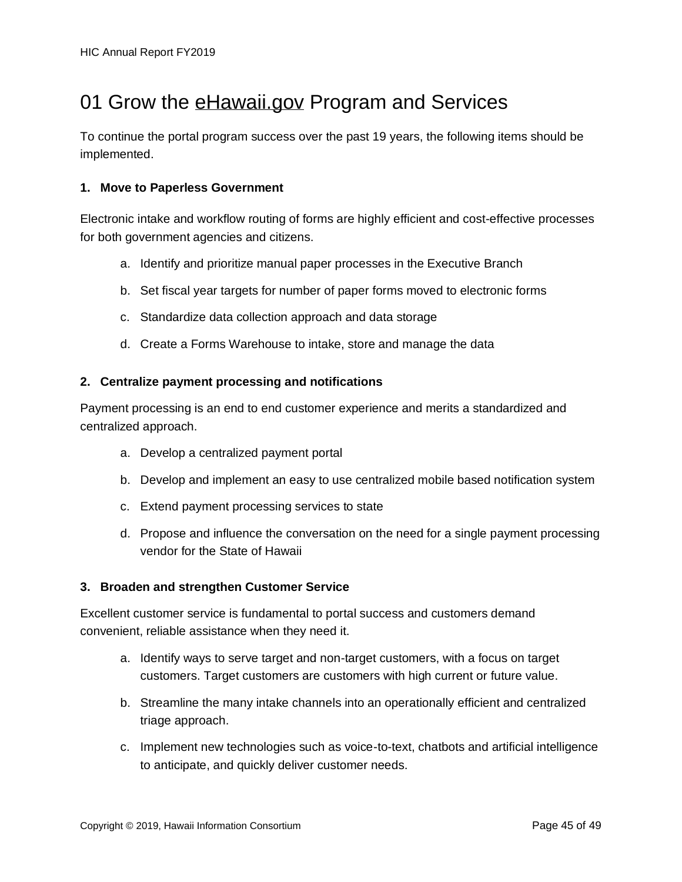# 01 Grow the eHawaii.gov Program and Services

To continue the portal program success over the past 19 years, the following items should be implemented.

**1. Move to Paperless Government**

Electronic intake and workflow routing of forms are highly efficient and cost-effective processes for both government agencies and citizens.

a. Identify and prioritize manual paper processes in the Executive Branch

b. Set fiscal year targets for number of paper forms moved to electronic forms

c. Standardize data collection approach and data storage

d. Create a Forms Warehouse to intake, store and manage the data

**2. Centralize payment processing and notifications**

Payment processing is an end to end customer experience and merits a standardized and centralized approach.

a. Develop a centralized payment portal

b. Develop and implement an easy to use centralized mobile based notification system

c. Extend payment processing services to state

d. Propose and influence the conversation on the need for a single payment processing vendor for the State of Hawaii

**3. Broaden and strengthen Customer Service**

Excellent customer service is fundamental to portal success and customers demand convenient, reliable assistance when they need it.

a. Identify ways to serve target and non-target customers, with a focus on target customers. Target customers are customers with high current or future value.

b. Streamline the many intake channels into an operationally efficient and centralized triage approach.

c. Implement new technologies such as voice-to-text, chatbots and artificial intelligence to anticipate, and quickly deliver customer needs.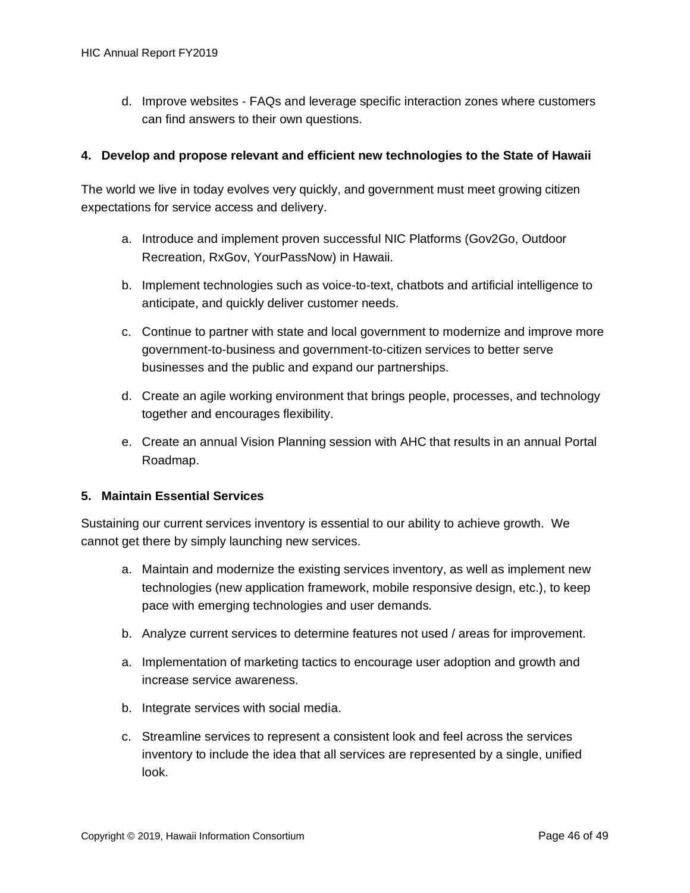d. Improve websites - FAQs and leverage specific interaction zones where customers can find answers to their own questions.

**4. Develop and propose relevant and efficient new technologies to the State of Hawaii**

The world we live in today evolves very quickly, and government must meet growing citizen expectations for service access and delivery.

a. Introduce and implement proven successful NIC Platforms (Gov2Go, Outdoor Recreation, RxGov, YourPassNow) in Hawaii.

b. Implement technologies such as voice-to-text, chatbots and artificial intelligence to anticipate, and quickly deliver customer needs.

c. Continue to partner with state and local government to modernize and improve more government-to-business and government-to-citizen services to better serve businesses and the public and expand our partnerships.

d. Create an agile working environment that brings people, processes, and technology together and encourages flexibility.

e. Create an annual Vision Planning session with AHC that results in an annual Portal Roadmap.

**5. Maintain Essential Services**

Sustaining our current services inventory is essential to our ability to achieve growth. We cannot get there by simply launching new services.

a. Maintain and modernize the existing services inventory, as well as implement new technologies (new application framework, mobile responsive design, etc.), to keep pace with emerging technologies and user demands.

b. Analyze current services to determine features not used / areas for improvement.

a. Implementation of marketing tactics to encourage user adoption and growth and increase service awareness.

b. Integrate services with social media.

c. Streamline services to represent a consistent look and feel across the services inventory to include the idea that all services are represented by a single, unified look.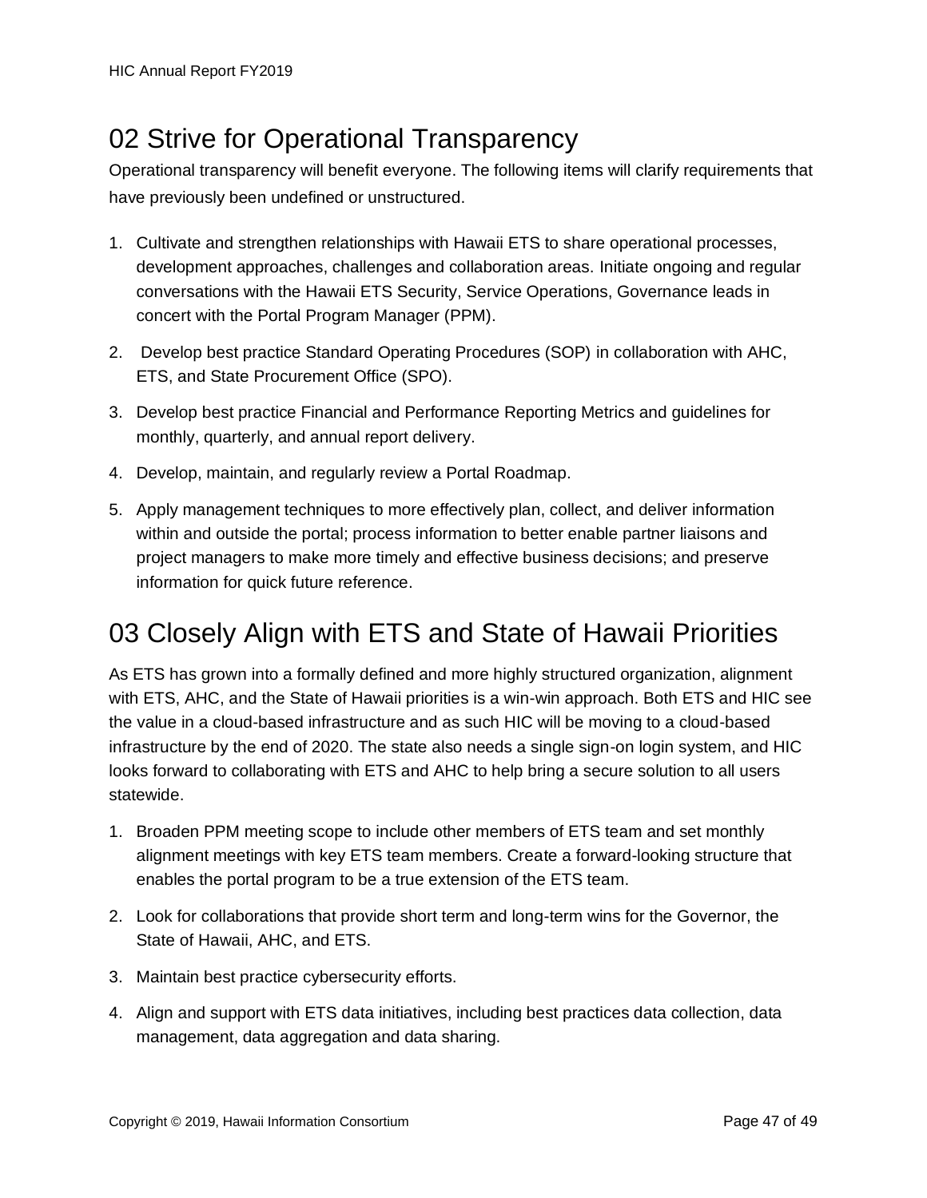## 02 Strive for Operational Transparency

Operational transparency will benefit everyone. The following items will clarify requirements that have previously been undefined or unstructured.

1. Cultivate and strengthen relationships with Hawaii ETS to share operational processes, development approaches, challenges and collaboration areas. Initiate ongoing and regular conversations with the Hawaii ETS Security, Service Operations, Governance leads in concert with the Portal Program Manager (PPM).
2. Develop best practice Standard Operating Procedures (SOP) in collaboration with AHC, ETS, and State Procurement Office (SPO).
3. Develop best practice Financial and Performance Reporting Metrics and guidelines for monthly, quarterly, and annual report delivery.
4. Develop, maintain, and regularly review a Portal Roadmap.
5. Apply management techniques to more effectively plan, collect, and deliver information within and outside the portal; process information to better enable partner liaisons and project managers to make more timely and effective business decisions; and preserve information for quick future reference.

## 03 Closely Align with ETS and State of Hawaii Priorities

As ETS has grown into a formally defined and more highly structured organization, alignment with ETS, AHC, and the State of Hawaii priorities is a win-win approach. Both ETS and HIC see the value in a cloud-based infrastructure and as such HIC will be moving to a cloud-based infrastructure by the end of 2020. The state also needs a single sign-on login system, and HIC looks forward to collaborating with ETS and AHC to help bring a secure solution to all users statewide.

1. Broaden PPM meeting scope to include other members of ETS team and set monthly alignment meetings with key ETS team members. Create a forward-looking structure that enables the portal program to be a true extension of the ETS team.
2. Look for collaborations that provide short term and long-term wins for the Governor, the State of Hawaii, AHC, and ETS.
3. Maintain best practice cybersecurity efforts.
4. Align and support with ETS data initiatives, including best practices data collection, data management, data aggregation and data sharing.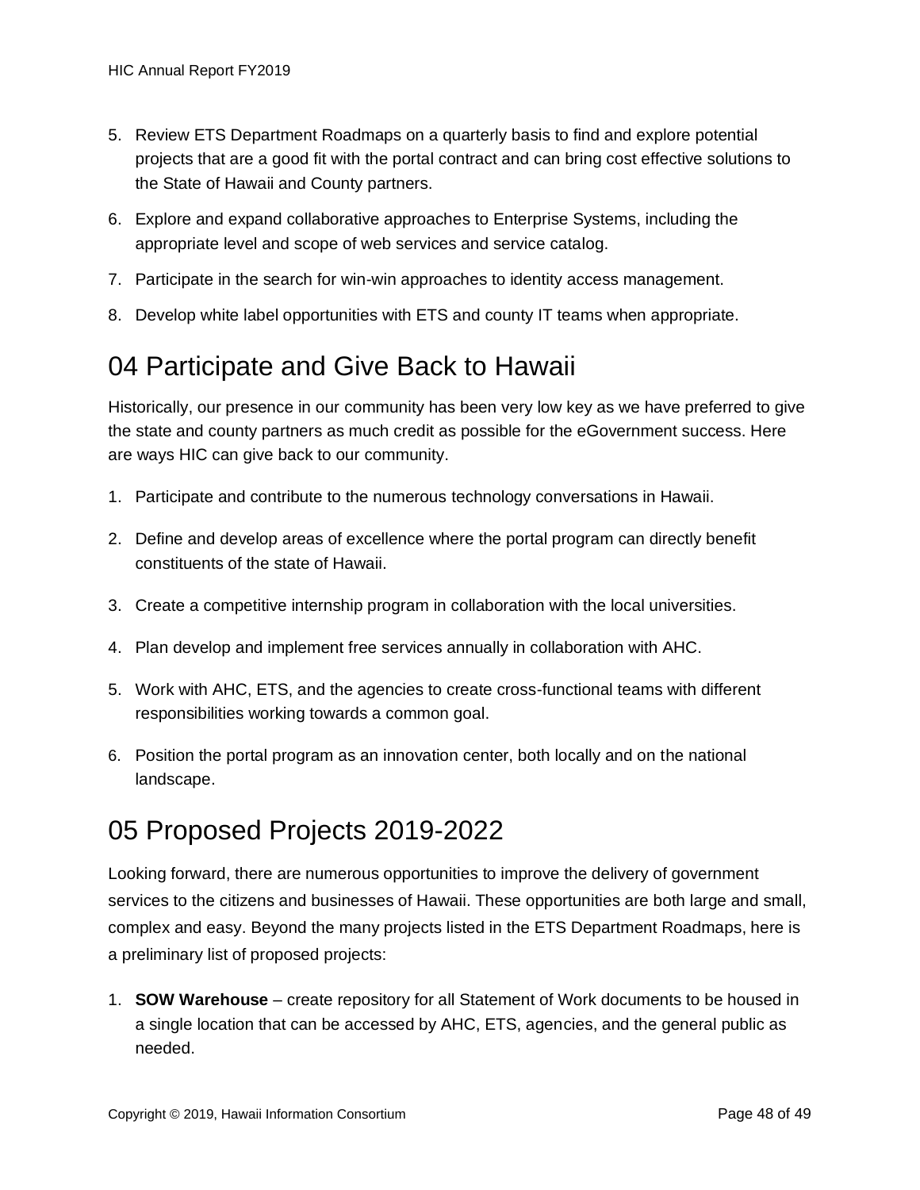5. Review ETS Department Roadmaps on a quarterly basis to find and explore potential projects that are a good fit with the portal contract and can bring cost effective solutions to the State of Hawaii and County partners.
6. Explore and expand collaborative approaches to Enterprise Systems, including the appropriate level and scope of web services and service catalog.
7. Participate in the search for win-win approaches to identity access management.
8. Develop white label opportunities with ETS and county IT teams when appropriate.

# 04 Participate and Give Back to Hawaii

Historically, our presence in our community has been very low key as we have preferred to give the state and county partners as much credit as possible for the eGovernment success. Here are ways HIC can give back to our community.

1. Participate and contribute to the numerous technology conversations in Hawaii.
2. Define and develop areas of excellence where the portal program can directly benefit constituents of the state of Hawaii.
3. Create a competitive internship program in collaboration with the local universities.
4. Plan develop and implement free services annually in collaboration with AHC.
5. Work with AHC, ETS, and the agencies to create cross-functional teams with different responsibilities working towards a common goal.
6. Position the portal program as an innovation center, both locally and on the national landscape.

# 05 Proposed Projects 2019-2022

Looking forward, there are numerous opportunities to improve the delivery of government services to the citizens and businesses of Hawaii. These opportunities are both large and small, complex and easy. Beyond the many projects listed in the ETS Department Roadmaps, here is a preliminary list of proposed projects:

1. **SOW Warehouse** – create repository for all Statement of Work documents to be housed in a single location that can be accessed by AHC, ETS, agencies, and the general public as needed.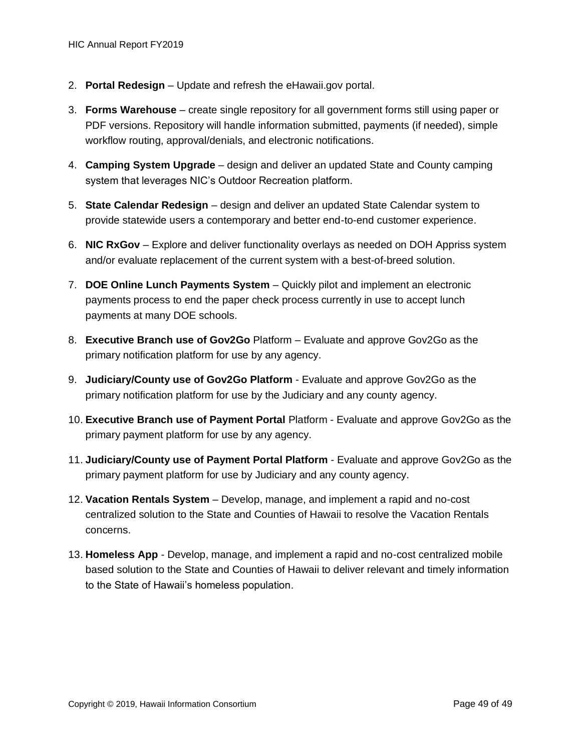2. **Portal Redesign** – Update and refresh the eHawaii.gov portal.
3. **Forms Warehouse** – create single repository for all government forms still using paper or PDF versions. Repository will handle information submitted, payments (if needed), simple workflow routing, approval/denials, and electronic notifications.
4. **Camping System Upgrade** – design and deliver an updated State and County camping system that leverages NIC's Outdoor Recreation platform.
5. **State Calendar Redesign** – design and deliver an updated State Calendar system to provide statewide users a contemporary and better end-to-end customer experience.
6. **NIC RxGov** – Explore and deliver functionality overlays as needed on DOH Appriss system and/or evaluate replacement of the current system with a best-of-breed solution.
7. **DOE Online Lunch Payments System** – Quickly pilot and implement an electronic payments process to end the paper check process currently in use to accept lunch payments at many DOE schools.
8. **Executive Branch use of Gov2Go** Platform – Evaluate and approve Gov2Go as the primary notification platform for use by any agency.
9. **Judiciary/County use of Gov2Go Platform** - Evaluate and approve Gov2Go as the primary notification platform for use by the Judiciary and any county agency.
10. **Executive Branch use of Payment Portal** Platform - Evaluate and approve Gov2Go as the primary payment platform for use by any agency.
11. **Judiciary/County use of Payment Portal Platform** - Evaluate and approve Gov2Go as the primary payment platform for use by Judiciary and any county agency.
12. **Vacation Rentals System** – Develop, manage, and implement a rapid and no-cost centralized solution to the State and Counties of Hawaii to resolve the Vacation Rentals concerns.
13. **Homeless App** - Develop, manage, and implement a rapid and no-cost centralized mobile based solution to the State and Counties of Hawaii to deliver relevant and timely information to the State of Hawaii's homeless population.